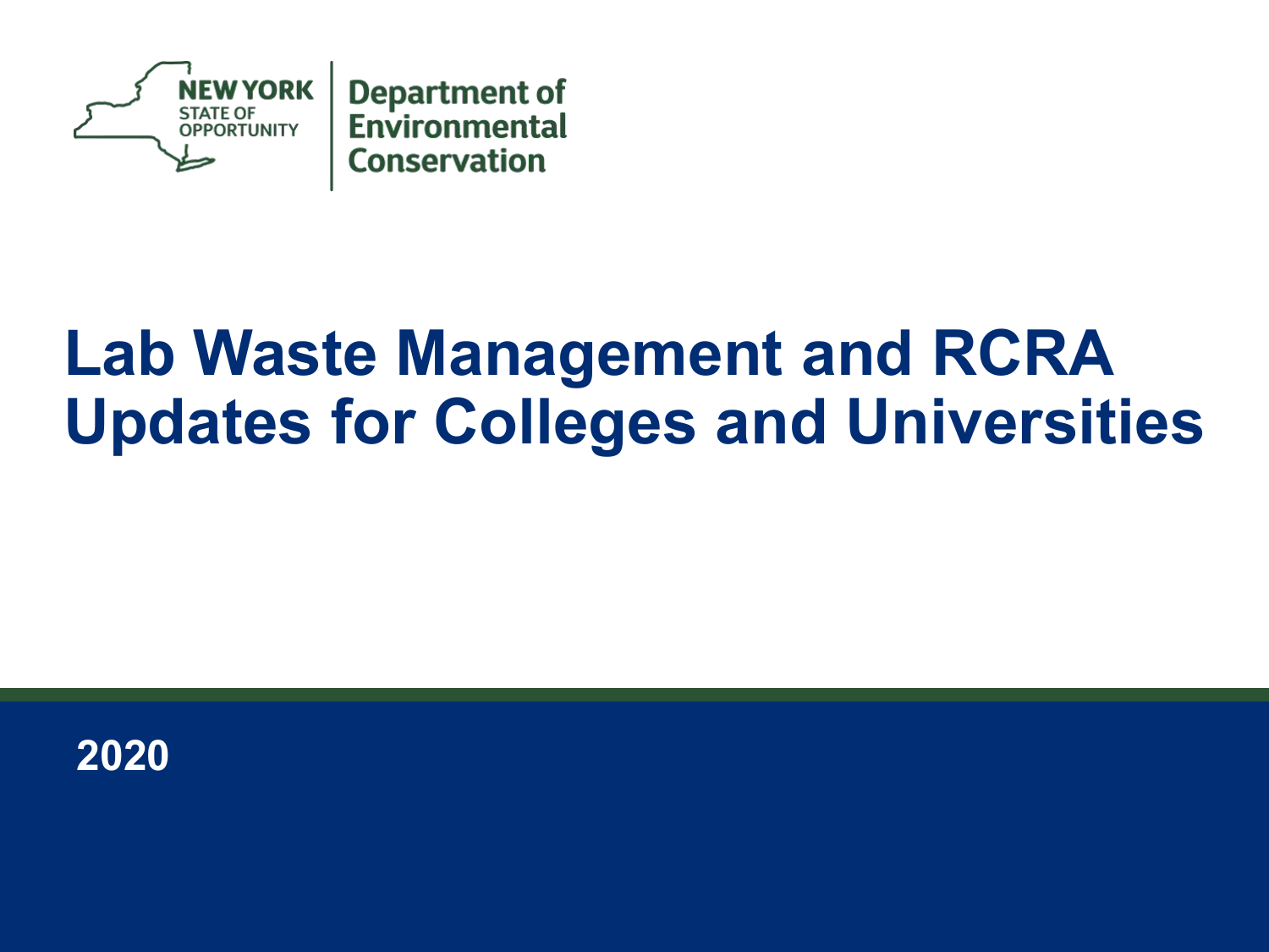NEW YORK STATE OF OPPORTUNITY | Department of Environmental Conservation

# Lab Waste Management and RCRA Updates for Colleges and Universities

2020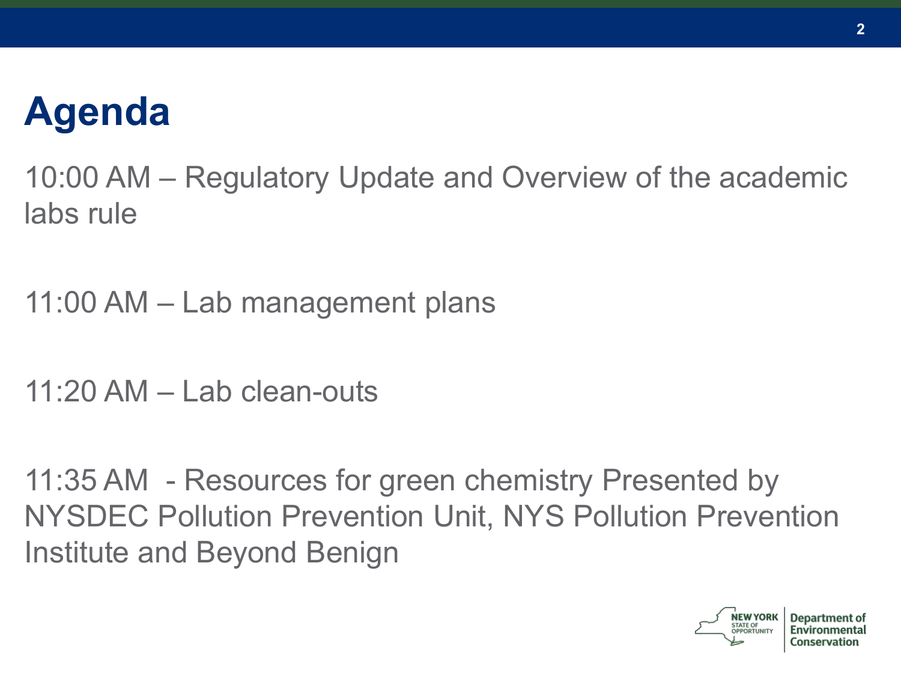# Agenda

10:00 AM – Regulatory Update and Overview of the academic labs rule

11:00 AM – Lab management plans

11:20 AM – Lab clean-outs

11:35 AM - Resources for green chemistry Presented by NYSDEC Pollution Prevention Unit, NYS Pollution Prevention Institute and Beyond Benign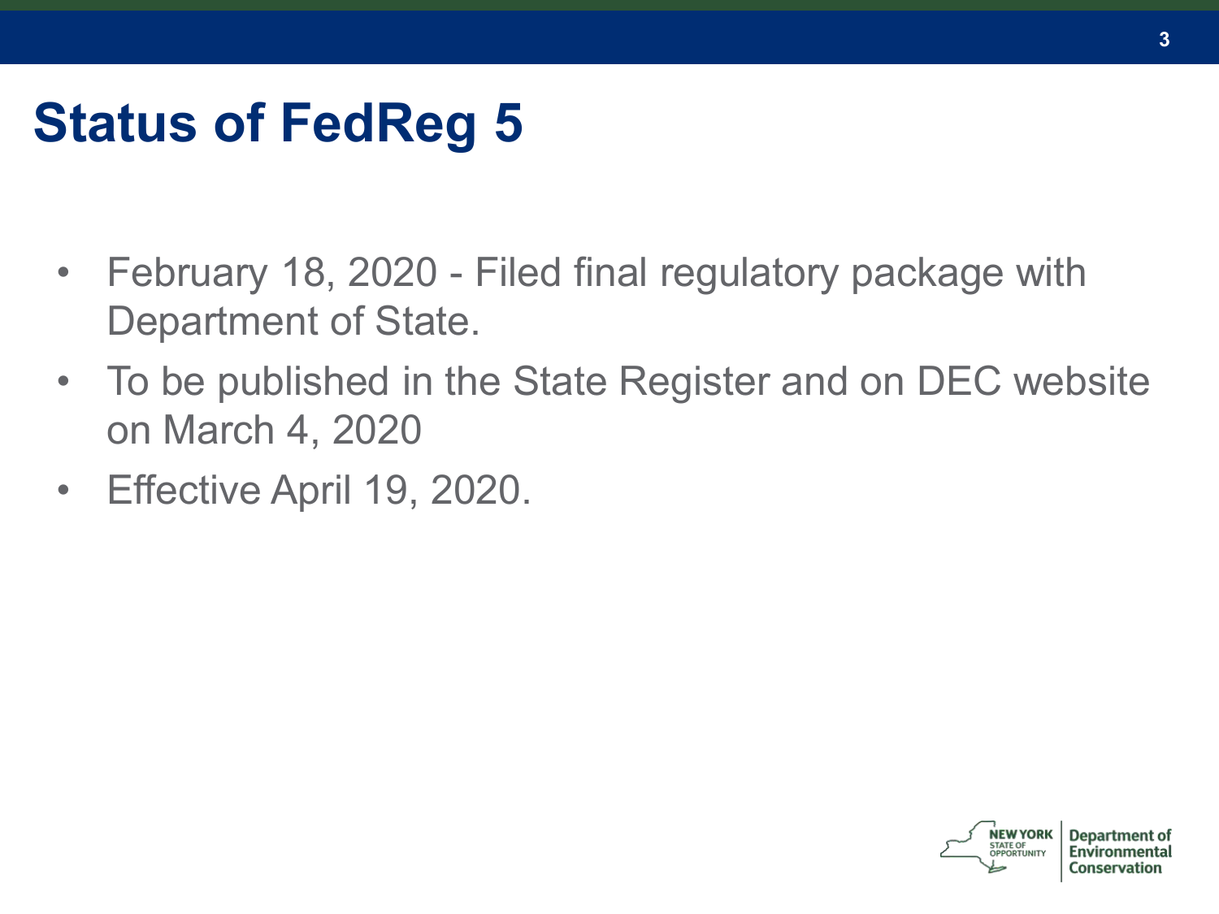# Status of FedReg 5

- February 18, 2020 - Filed final regulatory package with Department of State.
- To be published in the State Register and on DEC website on March 4, 2020
- Effective April 19, 2020.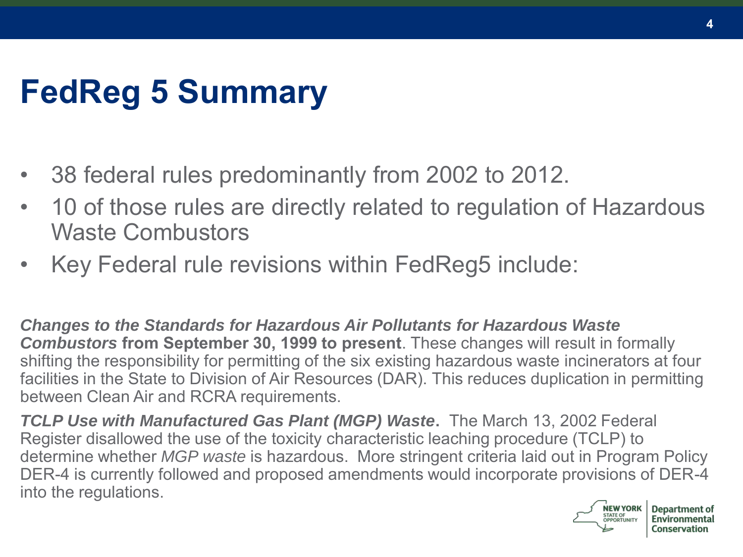# FedReg 5 Summary

- 38 federal rules predominantly from 2002 to 2012.
- 10 of those rules are directly related to regulation of Hazardous Waste Combustors
- Key Federal rule revisions within FedReg5 include:

***Changes to the Standards for Hazardous Air Pollutants for Hazardous Waste Combustors* from September 30, 1999 to present**. These changes will result in formally shifting the responsibility for permitting of the six existing hazardous waste incinerators at four facilities in the State to Division of Air Resources (DAR). This reduces duplication in permitting between Clean Air and RCRA requirements.

***TCLP Use with Manufactured Gas Plant (MGP) Waste*.** The March 13, 2002 Federal Register disallowed the use of the toxicity characteristic leaching procedure (TCLP) to determine whether *MGP waste* is hazardous. More stringent criteria laid out in Program Policy DER-4 is currently followed and proposed amendments would incorporate provisions of DER-4 into the regulations.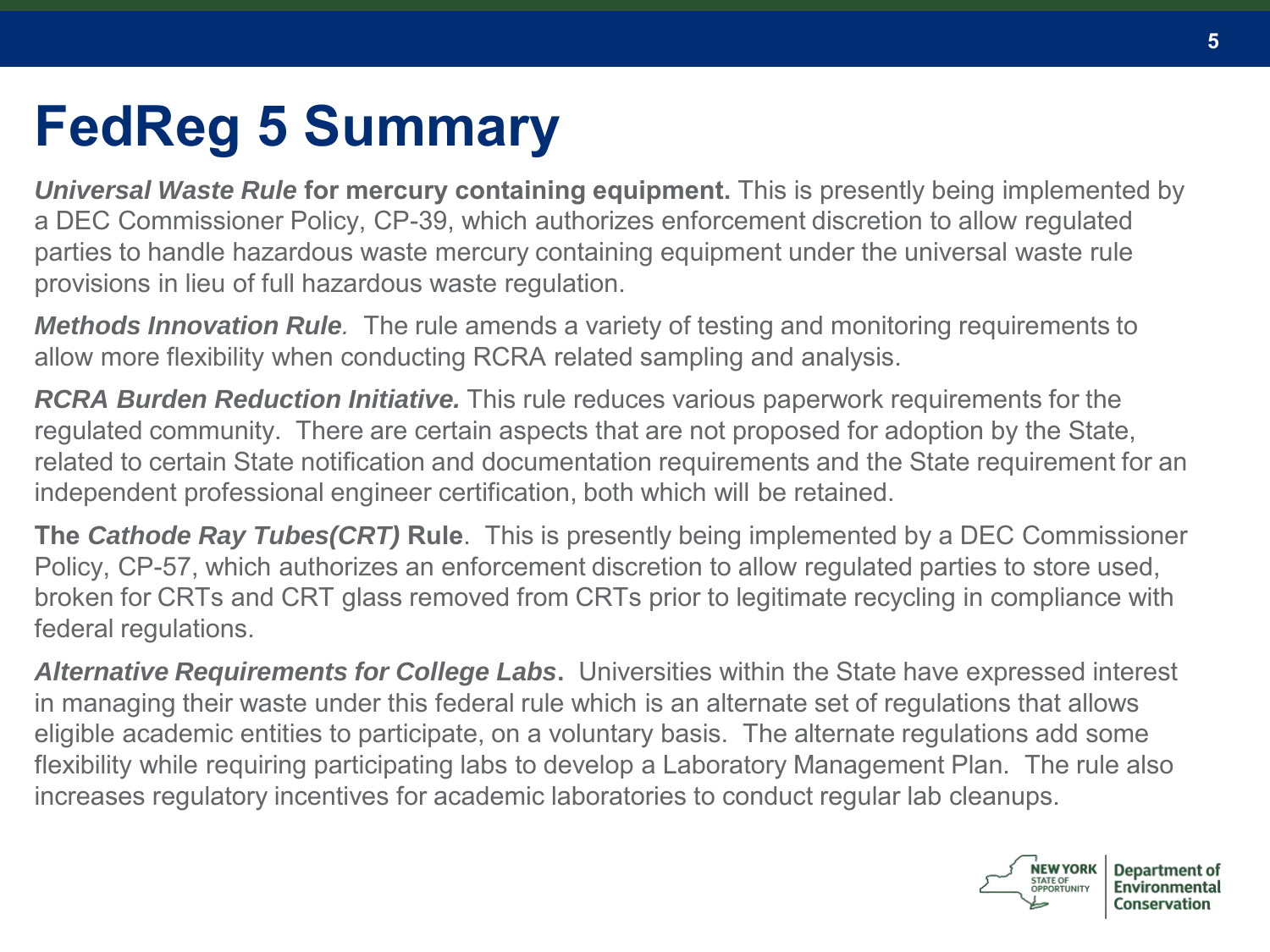# FedReg 5 Summary

***Universal Waste Rule* for mercury containing equipment.** This is presently being implemented by a DEC Commissioner Policy, CP-39, which authorizes enforcement discretion to allow regulated parties to handle hazardous waste mercury containing equipment under the universal waste rule provisions in lieu of full hazardous waste regulation.

***Methods Innovation Rule**.* The rule amends a variety of testing and monitoring requirements to allow more flexibility when conducting RCRA related sampling and analysis.

***RCRA Burden Reduction Initiative.*** This rule reduces various paperwork requirements for the regulated community. There are certain aspects that are not proposed for adoption by the State, related to certain State notification and documentation requirements and the State requirement for an independent professional engineer certification, both which will be retained.

**The *Cathode Ray Tubes(CRT)* Rule**. This is presently being implemented by a DEC Commissioner Policy, CP-57, which authorizes an enforcement discretion to allow regulated parties to store used, broken for CRTs and CRT glass removed from CRTs prior to legitimate recycling in compliance with federal regulations.

***Alternative Requirements for College Labs*.** Universities within the State have expressed interest in managing their waste under this federal rule which is an alternate set of regulations that allows eligible academic entities to participate, on a voluntary basis. The alternate regulations add some flexibility while requiring participating labs to develop a Laboratory Management Plan. The rule also increases regulatory incentives for academic laboratories to conduct regular lab cleanups.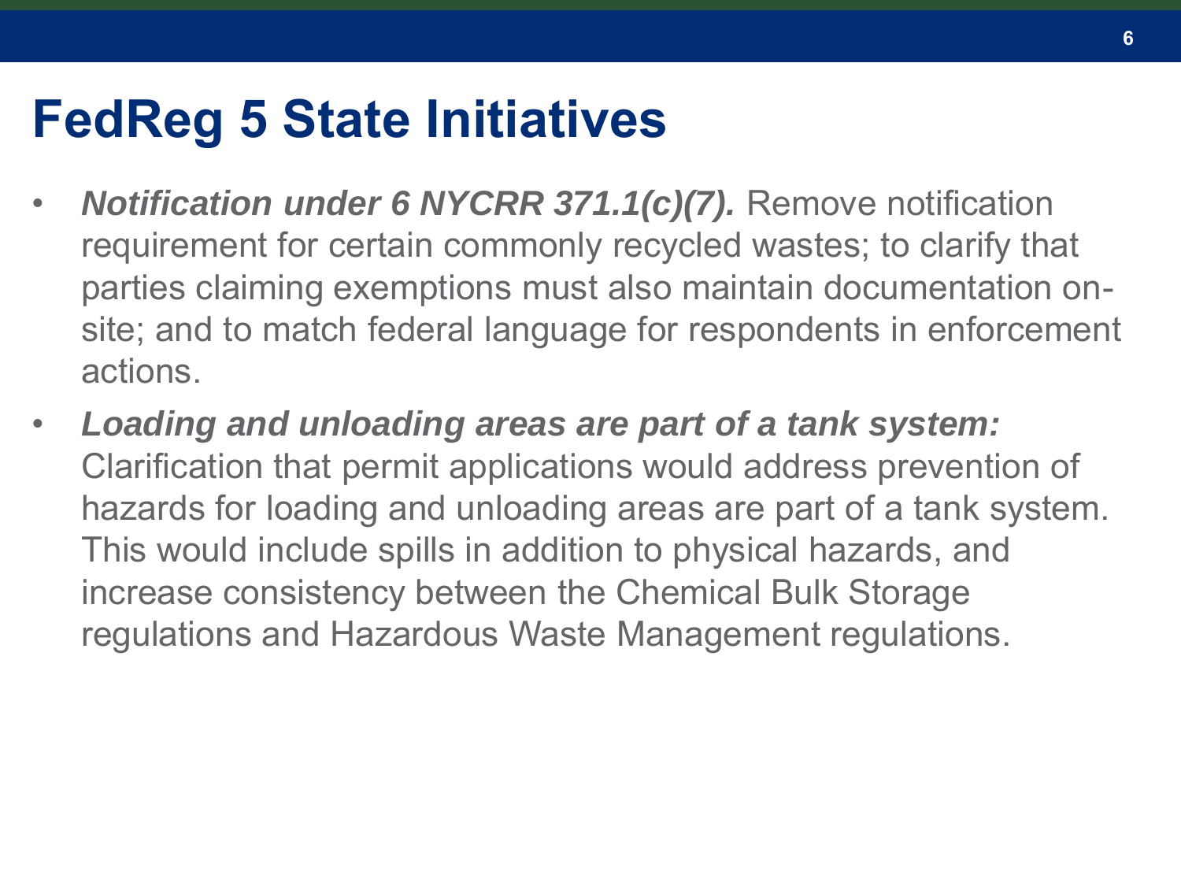# FedReg 5 State Initiatives

- ***Notification under 6 NYCRR 371.1(c)(7).*** Remove notification requirement for certain commonly recycled wastes; to clarify that parties claiming exemptions must also maintain documentation on-site; and to match federal language for respondents in enforcement actions.
- ***Loading and unloading areas are part of a tank system:*** Clarification that permit applications would address prevention of hazards for loading and unloading areas are part of a tank system. This would include spills in addition to physical hazards, and increase consistency between the Chemical Bulk Storage regulations and Hazardous Waste Management regulations.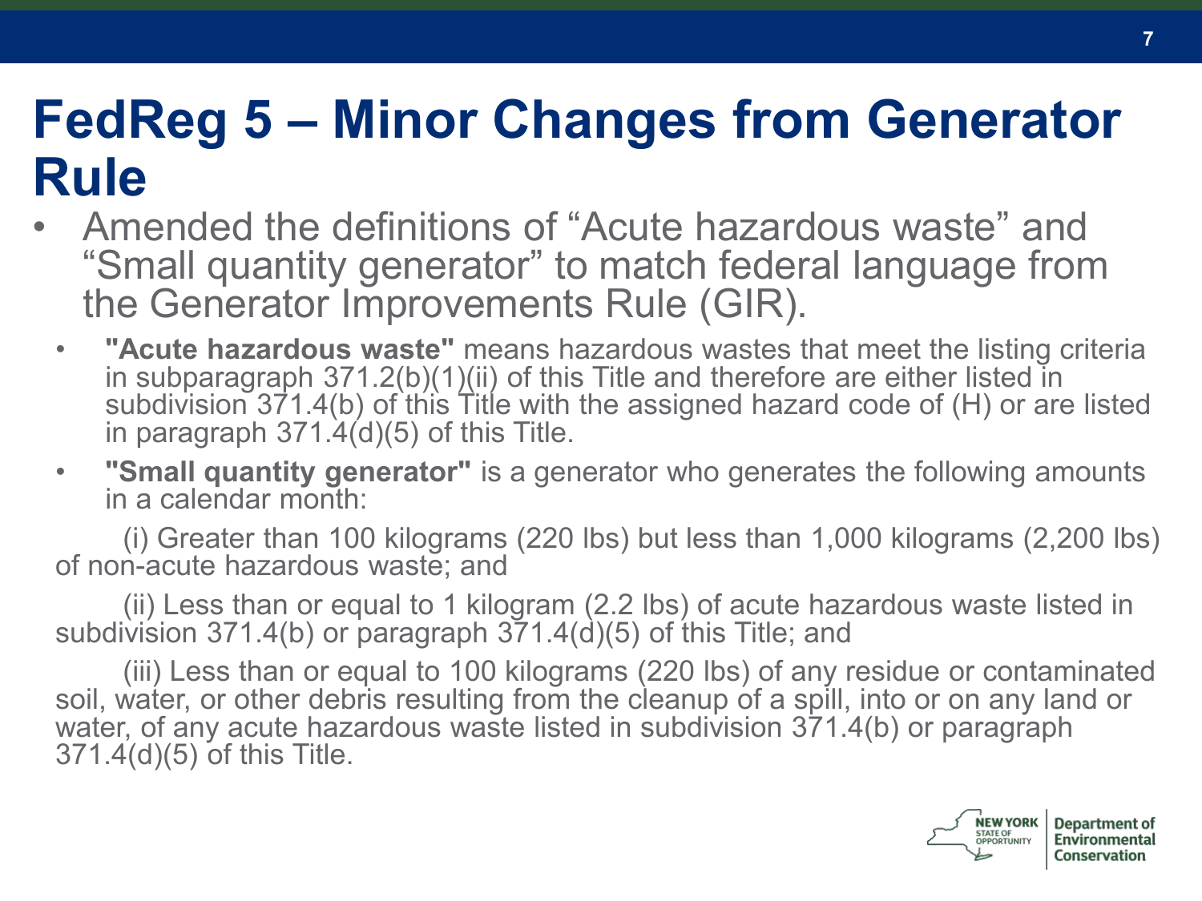# FedReg 5 – Minor Changes from Generator Rule

- Amended the definitions of "Acute hazardous waste" and "Small quantity generator" to match federal language from the Generator Improvements Rule (GIR).
  - **"Acute hazardous waste"** means hazardous wastes that meet the listing criteria in subparagraph 371.2(b)(1)(ii) of this Title and therefore are either listed in subdivision 371.4(b) of this Title with the assigned hazard code of (H) or are listed in paragraph 371.4(d)(5) of this Title.
  - **"Small quantity generator"** is a generator who generates the following amounts in a calendar month:

(i) Greater than 100 kilograms (220 lbs) but less than 1,000 kilograms (2,200 lbs) of non-acute hazardous waste; and

(ii) Less than or equal to 1 kilogram (2.2 lbs) of acute hazardous waste listed in subdivision 371.4(b) or paragraph 371.4(d)(5) of this Title; and

(iii) Less than or equal to 100 kilograms (220 lbs) of any residue or contaminated soil, water, or other debris resulting from the cleanup of a spill, into or on any land or water, of any acute hazardous waste listed in subdivision 371.4(b) or paragraph 371.4(d)(5) of this Title.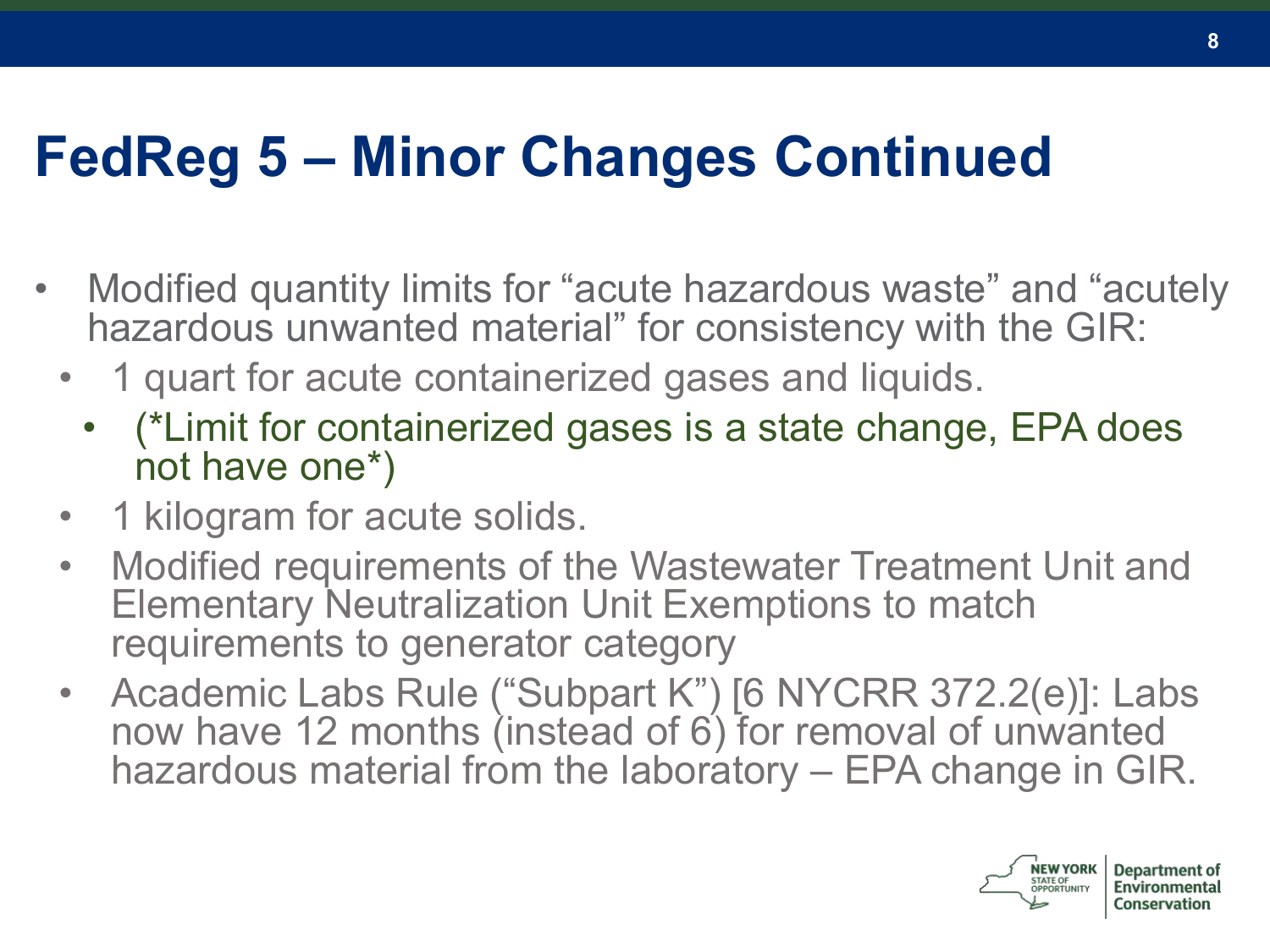# FedReg 5 – Minor Changes Continued

- Modified quantity limits for "acute hazardous waste" and "acutely hazardous unwanted material" for consistency with the GIR:
  - 1 quart for acute containerized gases and liquids.
    - (*Limit for containerized gases is a state change, EPA does not have one*)
  - 1 kilogram for acute solids.
  - Modified requirements of the Wastewater Treatment Unit and Elementary Neutralization Unit Exemptions to match requirements to generator category
  - Academic Labs Rule ("Subpart K") [6 NYCRR 372.2(e)]: Labs now have 12 months (instead of 6) for removal of unwanted hazardous material from the laboratory – EPA change in GIR.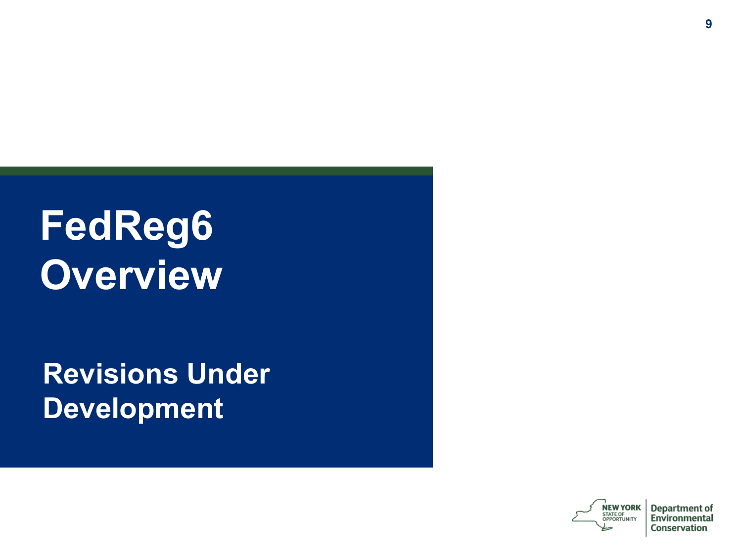# FedReg6 Overview

## Revisions Under Development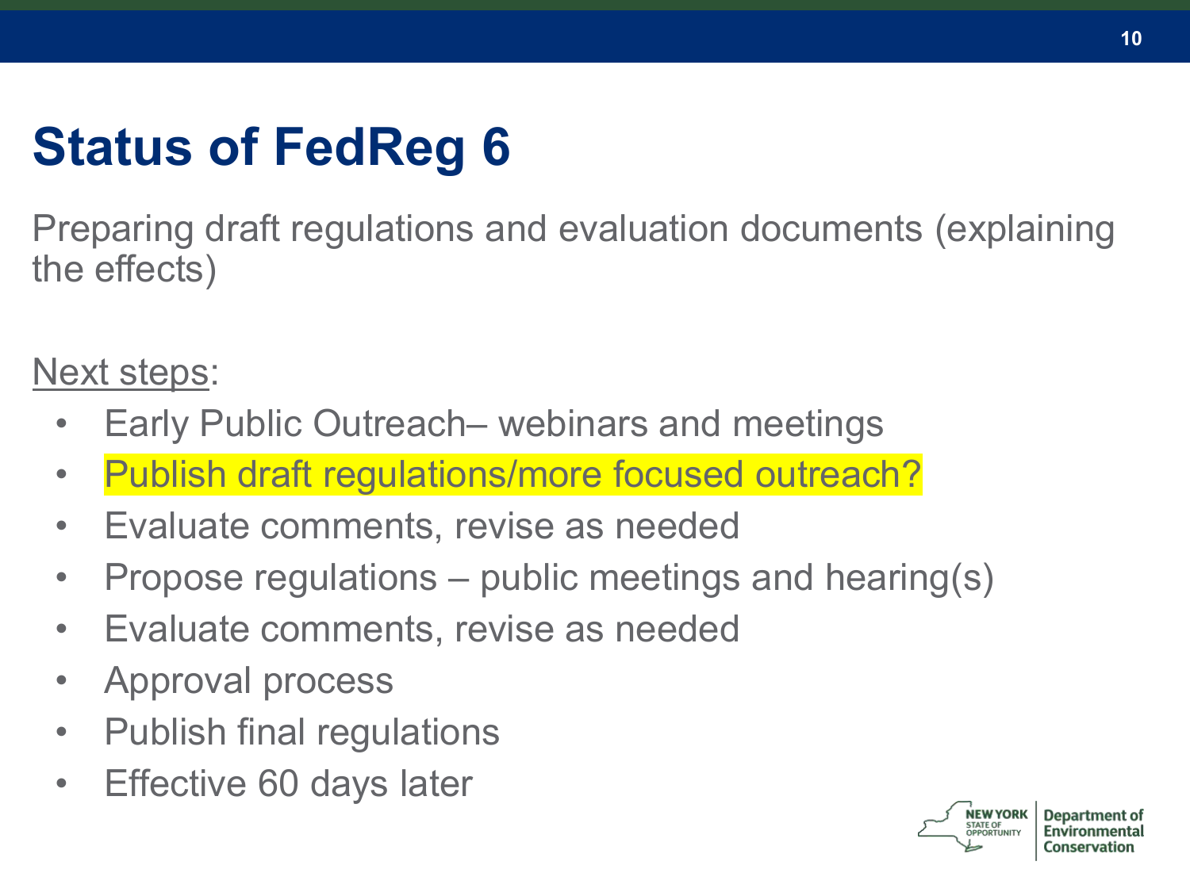# Status of FedReg 6

Preparing draft regulations and evaluation documents (explaining the effects)

Next steps:

- Early Public Outreach– webinars and meetings
- Publish draft regulations/more focused outreach?
- Evaluate comments, revise as needed
- Propose regulations – public meetings and hearing(s)
- Evaluate comments, revise as needed
- Approval process
- Publish final regulations
- Effective 60 days later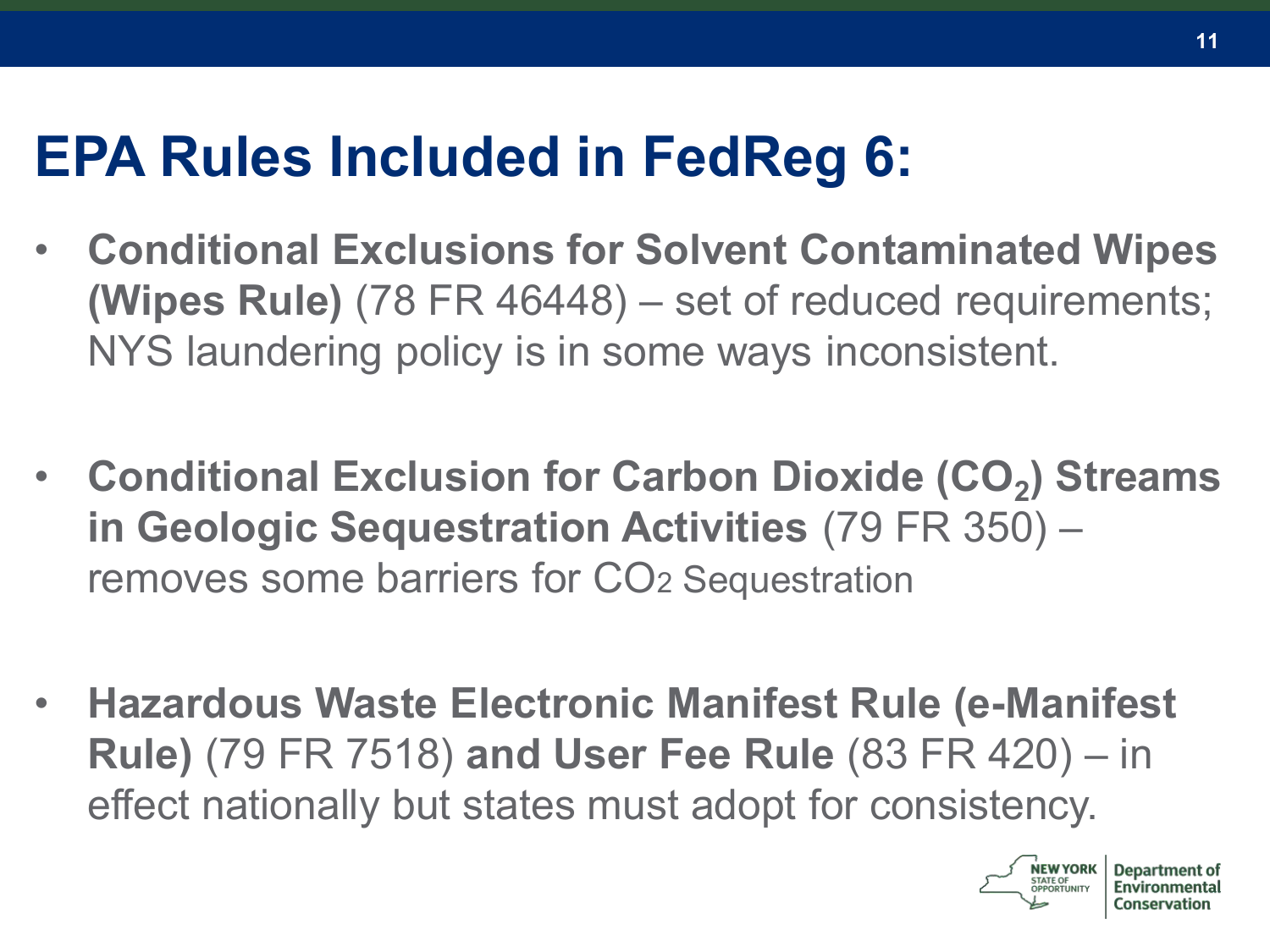# EPA Rules Included in FedReg 6:

- **Conditional Exclusions for Solvent Contaminated Wipes (Wipes Rule)** (78 FR 46448) – set of reduced requirements; NYS laundering policy is in some ways inconsistent.

- **Conditional Exclusion for Carbon Dioxide ($CO_2$) Streams in Geologic Sequestration Activities** (79 FR 350) – removes some barriers for $CO_2$ Sequestration

- **Hazardous Waste Electronic Manifest Rule (e-Manifest Rule)** (79 FR 7518) **and User Fee Rule** (83 FR 420) – in effect nationally but states must adopt for consistency.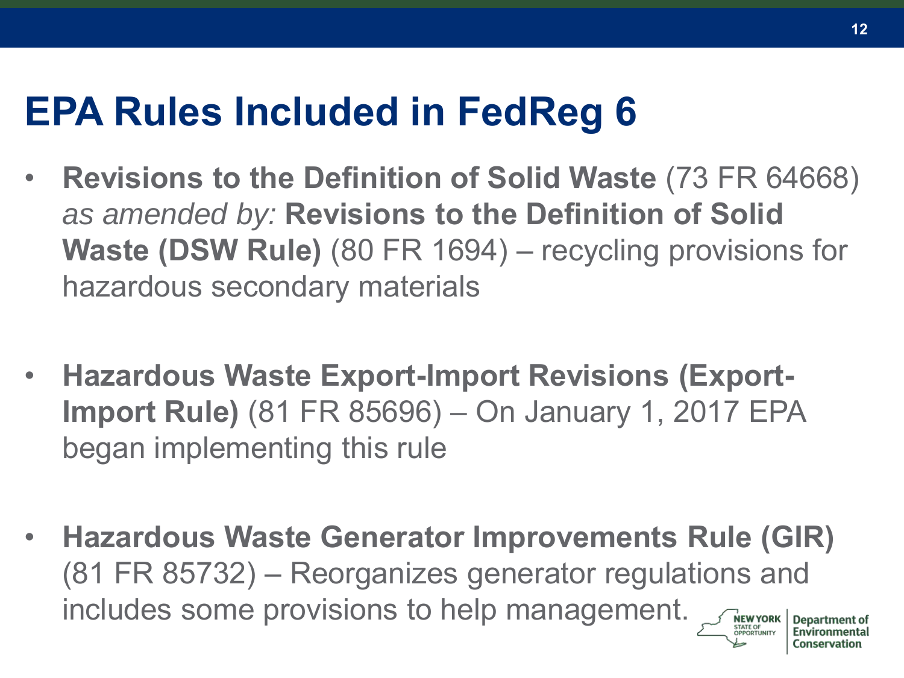# EPA Rules Included in FedReg 6

- **Revisions to the Definition of Solid Waste** (73 FR 64668) *as amended by:* **Revisions to the Definition of Solid Waste (DSW Rule)** (80 FR 1694) – recycling provisions for hazardous secondary materials
- **Hazardous Waste Export-Import Revisions (Export-Import Rule)** (81 FR 85696) – On January 1, 2017 EPA began implementing this rule
- **Hazardous Waste Generator Improvements Rule (GIR)** (81 FR 85732) – Reorganizes generator regulations and includes some provisions to help management.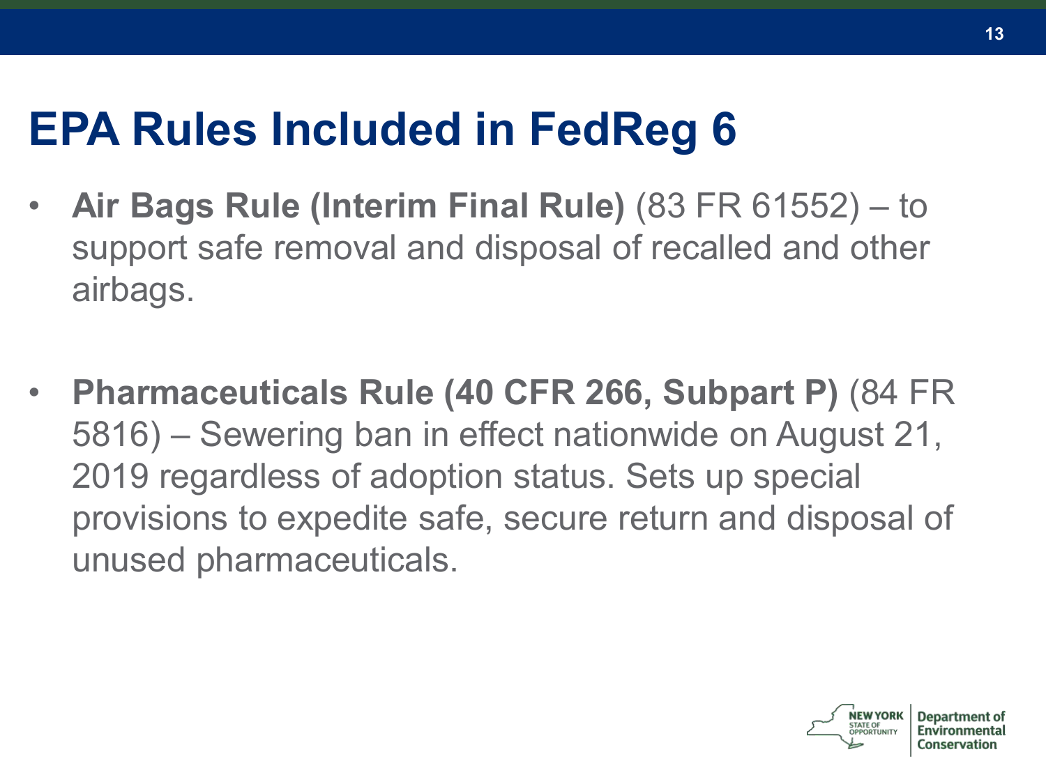# EPA Rules Included in FedReg 6

- **Air Bags Rule (Interim Final Rule)** (83 FR 61552) – to support safe removal and disposal of recalled and other airbags.

- **Pharmaceuticals Rule (40 CFR 266, Subpart P)** (84 FR 5816) – Sewering ban in effect nationwide on August 21, 2019 regardless of adoption status. Sets up special provisions to expedite safe, secure return and disposal of unused pharmaceuticals.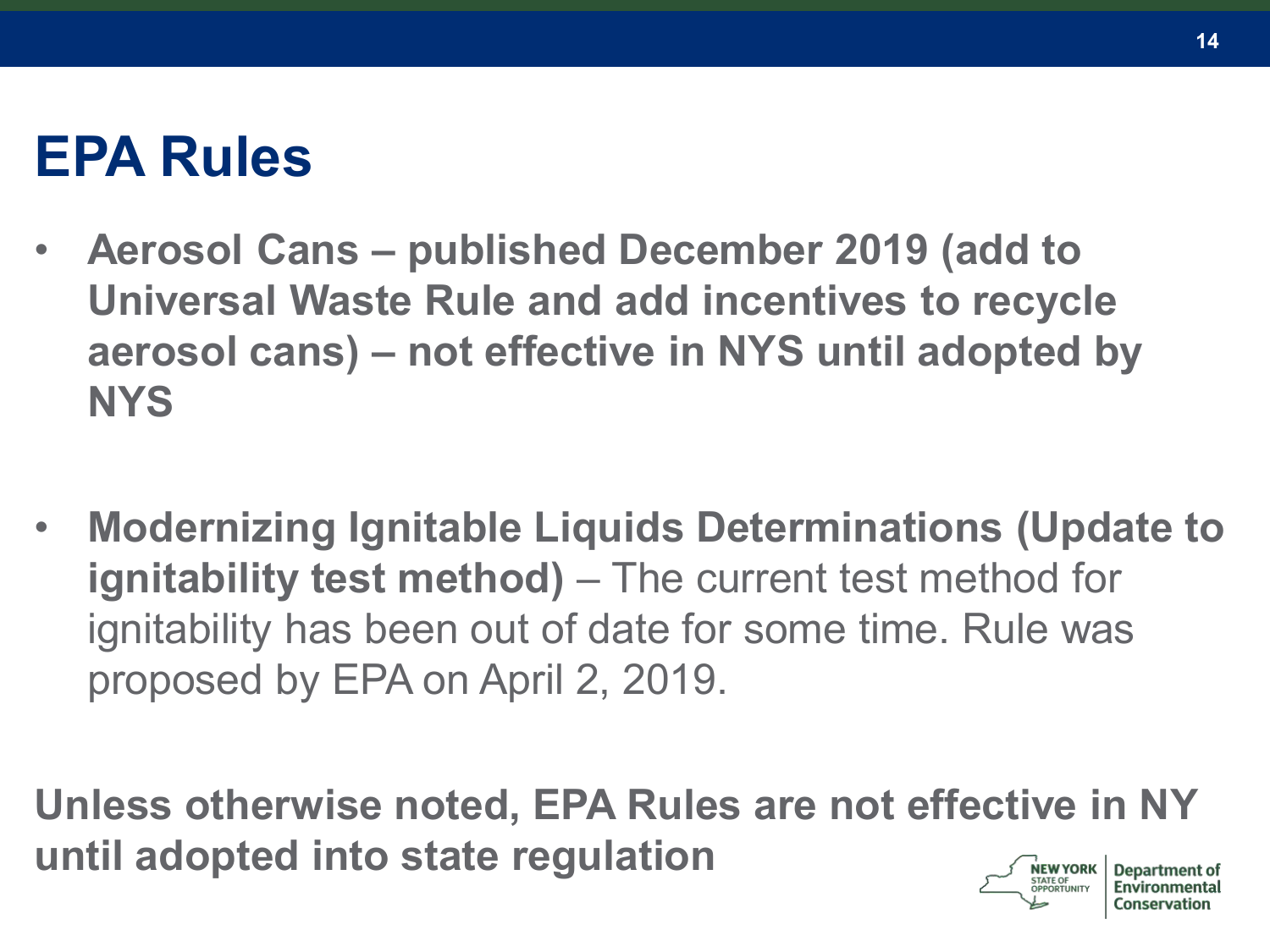# EPA Rules

- **Aerosol Cans – published December 2019 (add to Universal Waste Rule and add incentives to recycle aerosol cans) – not effective in NYS until adopted by NYS**

- **Modernizing Ignitable Liquids Determinations (Update to ignitability test method)** – The current test method for ignitability has been out of date for some time. Rule was proposed by EPA on April 2, 2019.

**Unless otherwise noted, EPA Rules are not effective in NY until adopted into state regulation**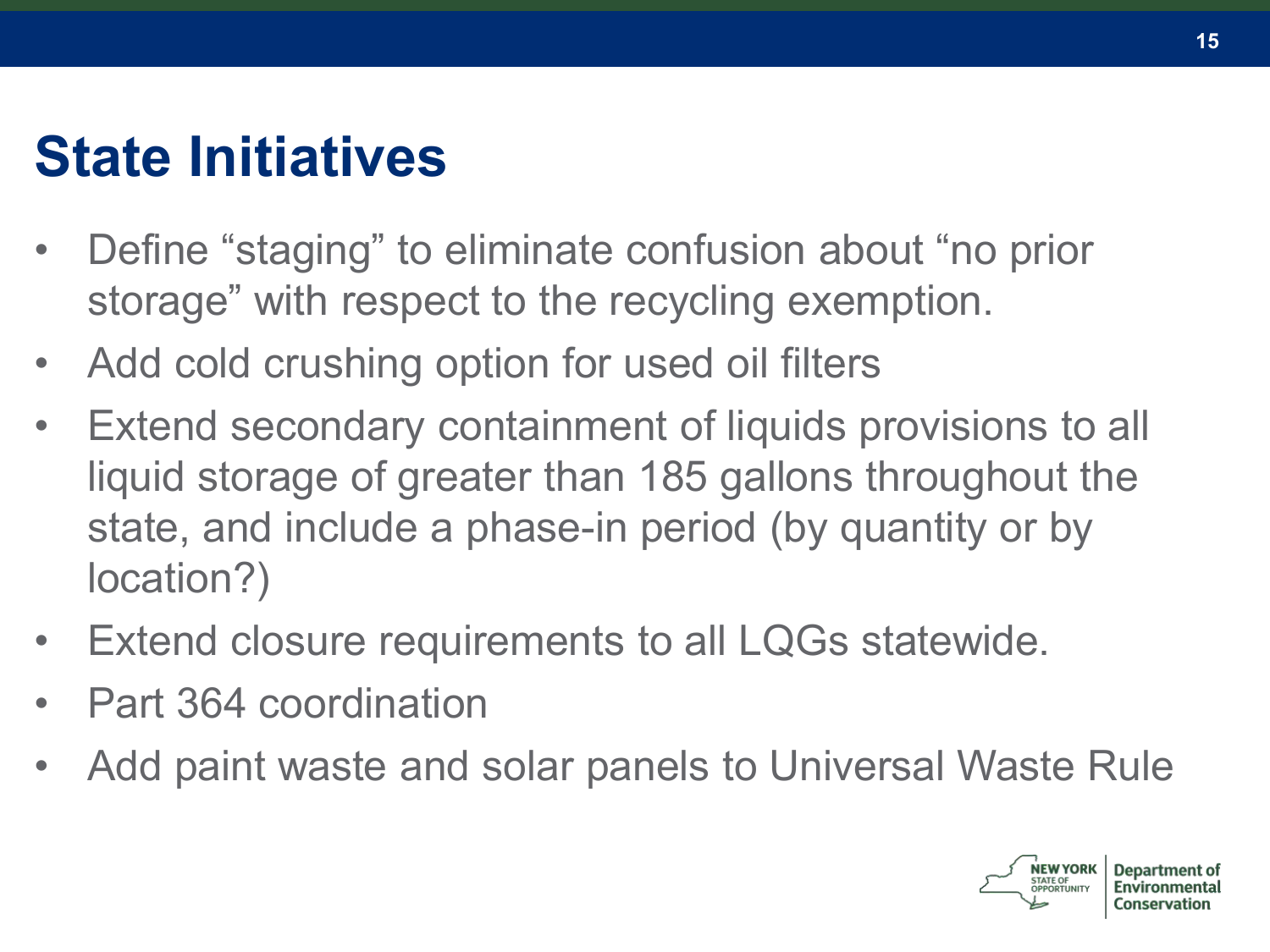# State Initiatives

- Define “staging” to eliminate confusion about “no prior storage” with respect to the recycling exemption.
- Add cold crushing option for used oil filters
- Extend secondary containment of liquids provisions to all liquid storage of greater than 185 gallons throughout the state, and include a phase-in period (by quantity or by location?)
- Extend closure requirements to all LQGs statewide.
- Part 364 coordination
- Add paint waste and solar panels to Universal Waste Rule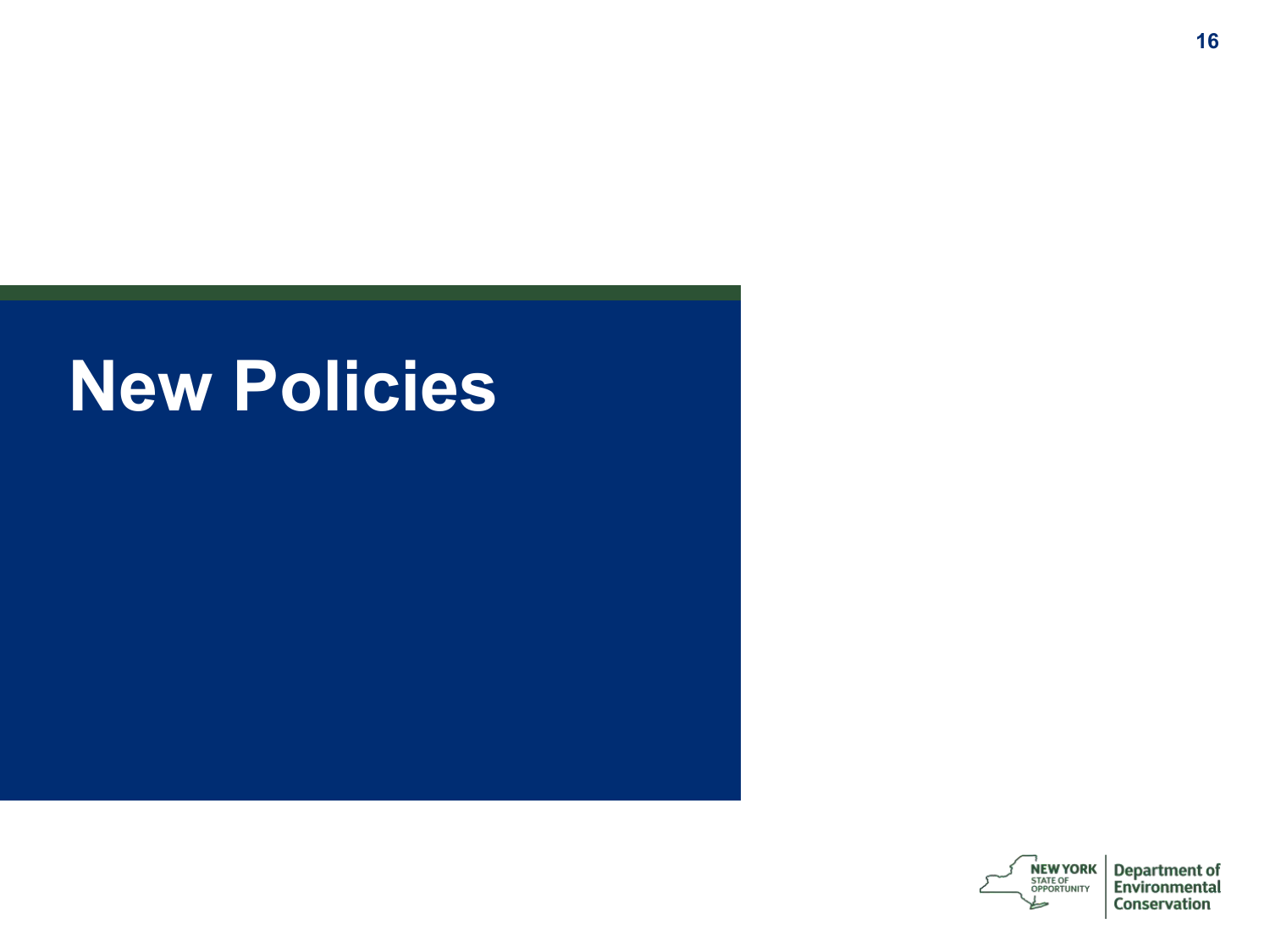# New Policies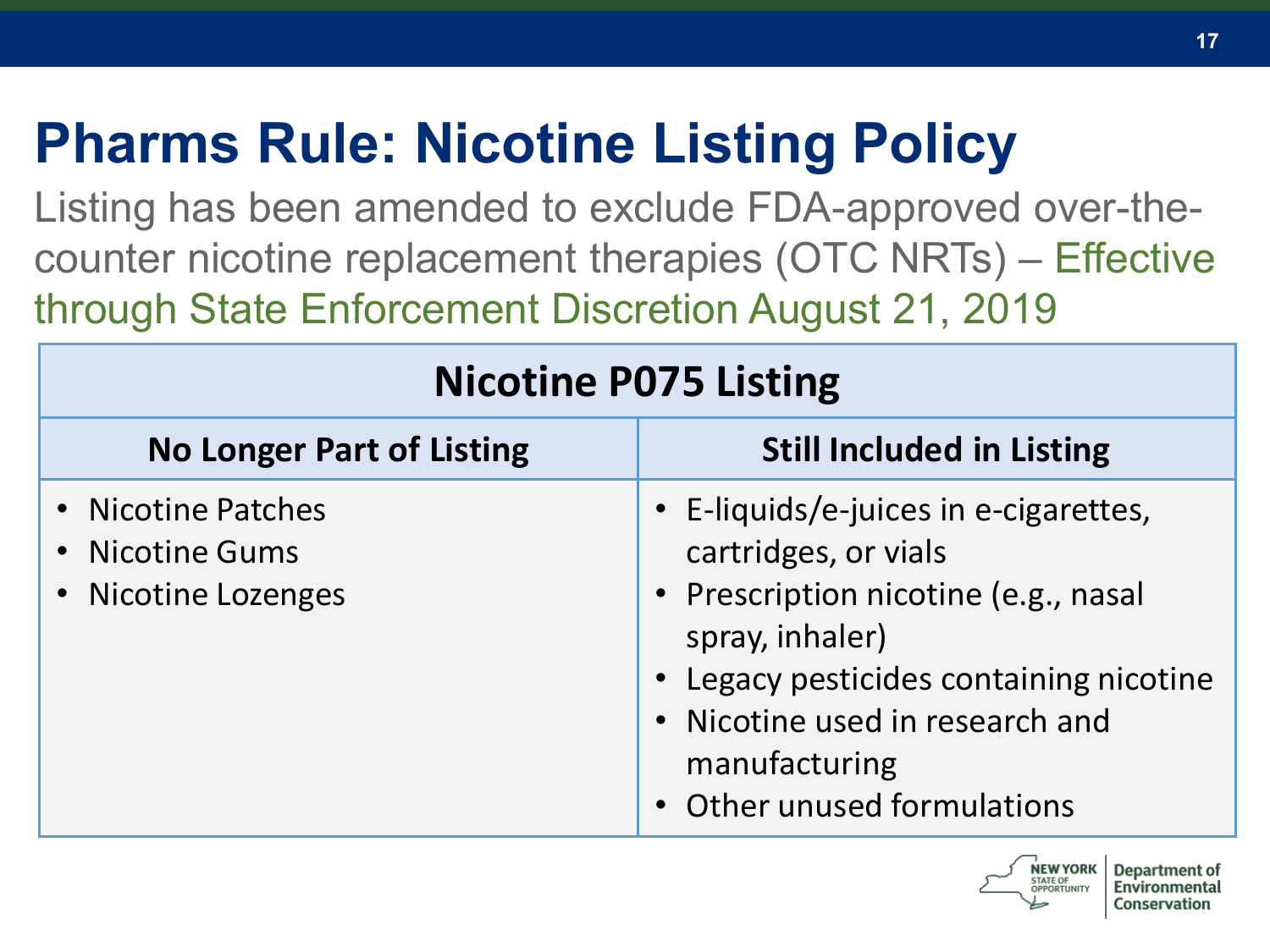# Pharms Rule: Nicotine Listing Policy

Listing has been amended to exclude FDA-approved over-the-counter nicotine replacement therapies (OTC NRTs) – Effective through State Enforcement Discretion August 21, 2019

| Nicotine P075 Listing | |
|---|---|
| **No Longer Part of Listing** | **Still Included in Listing** |
| • Nicotine Patches<br>• Nicotine Gums<br>• Nicotine Lozenges | • E-liquids/e-juices in e-cigarettes, cartridges, or vials<br>• Prescription nicotine (e.g., nasal spray, inhaler)<br>• Legacy pesticides containing nicotine<br>• Nicotine used in research and manufacturing<br>• Other unused formulations |

NEW YORK STATE OF OPPORTUNITY | Department of Environmental Conservation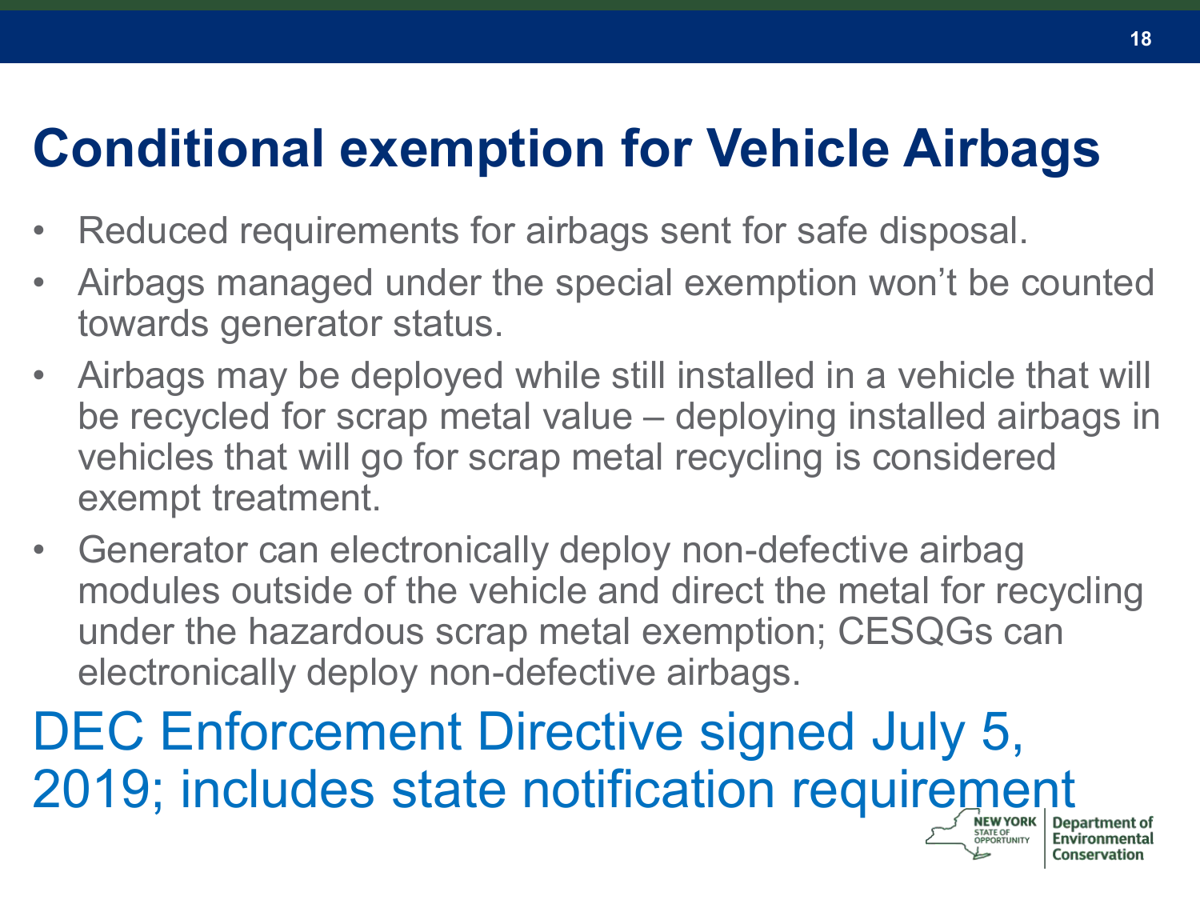# Conditional exemption for Vehicle Airbags

- Reduced requirements for airbags sent for safe disposal.
- Airbags managed under the special exemption won't be counted towards generator status.
- Airbags may be deployed while still installed in a vehicle that will be recycled for scrap metal value – deploying installed airbags in vehicles that will go for scrap metal recycling is considered exempt treatment.
- Generator can electronically deploy non-defective airbag modules outside of the vehicle and direct the metal for recycling under the hazardous scrap metal exemption; CESQGs can electronically deploy non-defective airbags.

DEC Enforcement Directive signed July 5, 2019; includes state notification requirement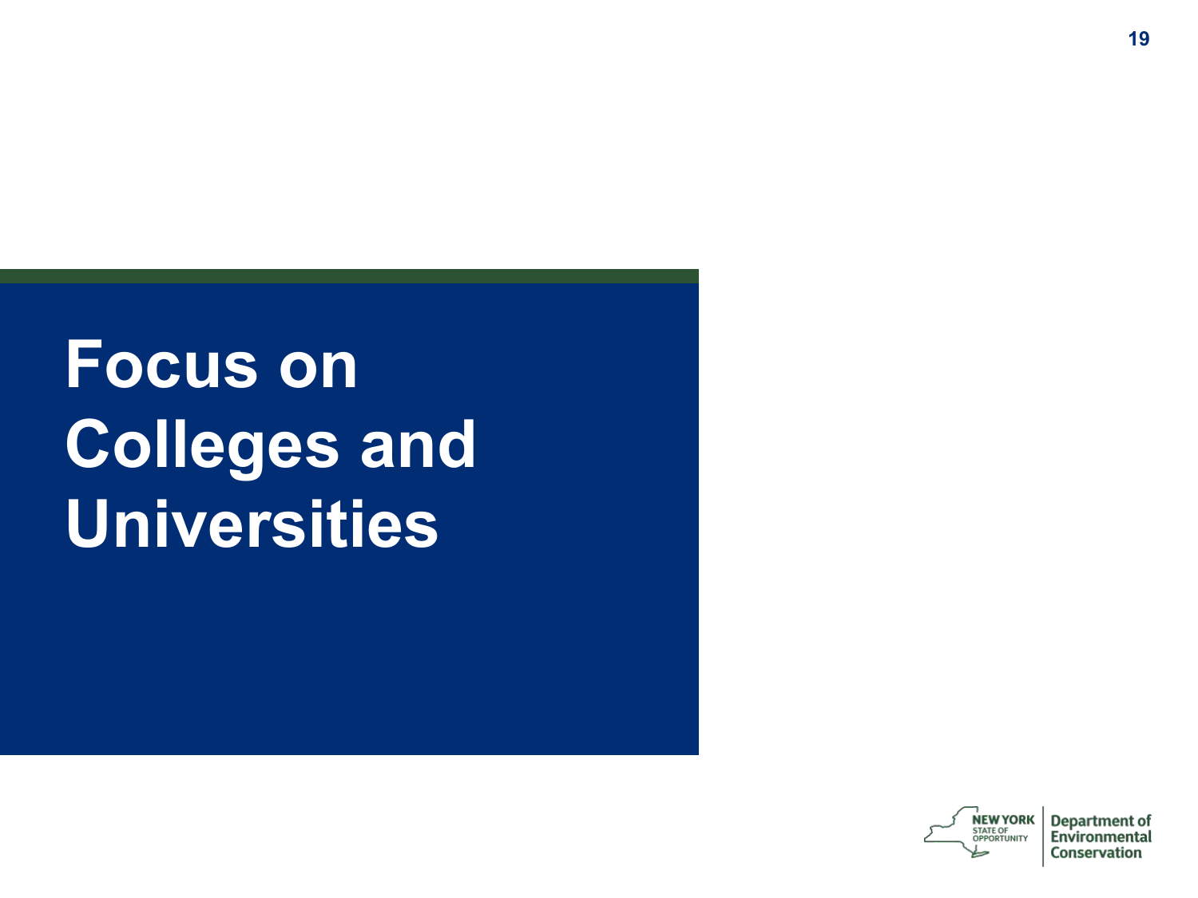# Focus on Colleges and Universities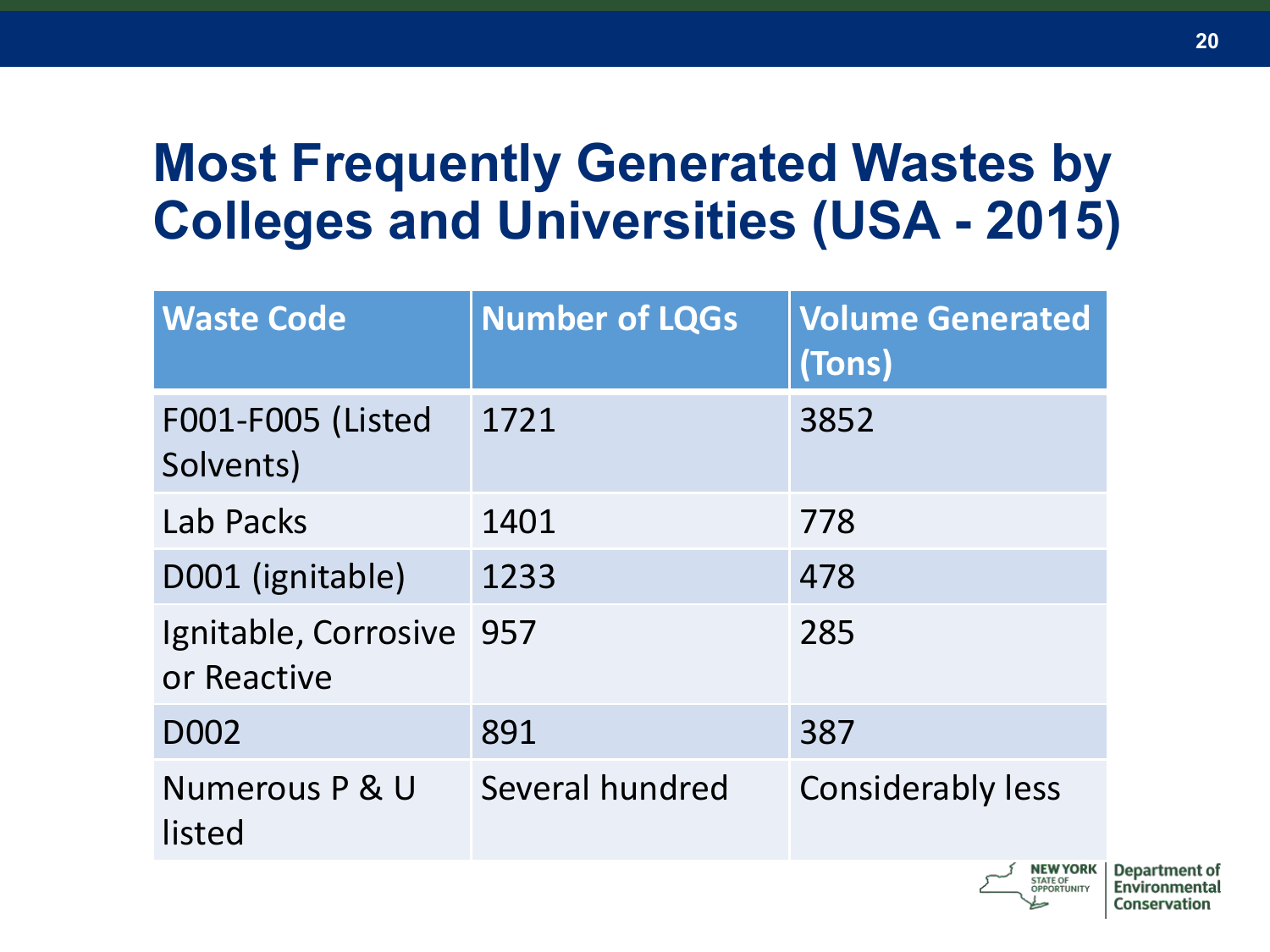# Most Frequently Generated Wastes by Colleges and Universities (USA - 2015)

| Waste Code | Number of LQGs | Volume Generated (Tons) |
|---|---|---|
| F001-F005 (Listed Solvents) | 1721 | 3852 |
| Lab Packs | 1401 | 778 |
| D001 (ignitable) | 1233 | 478 |
| Ignitable, Corrosive or Reactive | 957 | 285 |
| D002 | 891 | 387 |
| Numerous P & U listed | Several hundred | Considerably less |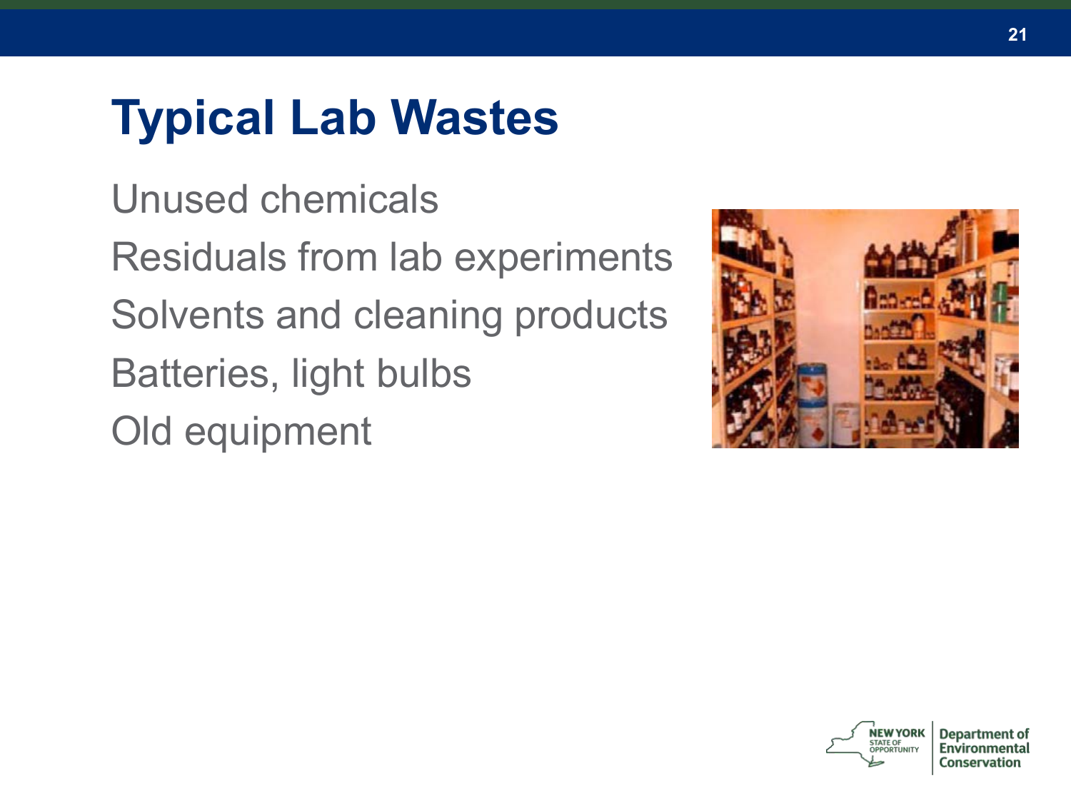# Typical Lab Wastes

- Unused chemicals
- Residuals from lab experiments
- Solvents and cleaning products
- Batteries, light bulbs
- Old equipment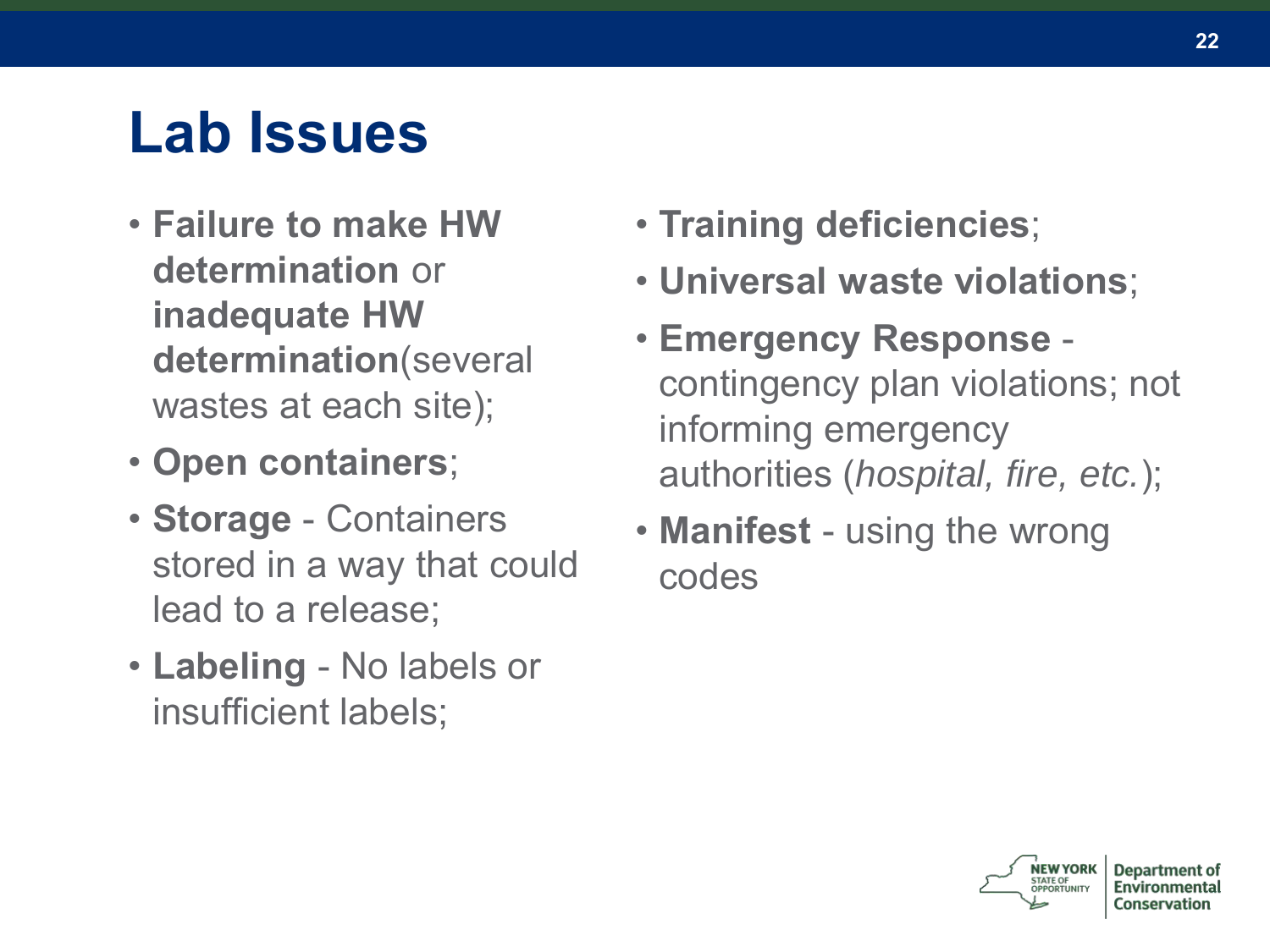# Lab Issues

- **Failure to make HW determination** or **inadequate HW determination**(several wastes at each site);
- **Open containers**;
- **Storage** - Containers stored in a way that could lead to a release;
- **Labeling** - No labels or insufficient labels;
- **Training deficiencies**;
- **Universal waste violations**;
- **Emergency Response** - contingency plan violations; not informing emergency authorities (*hospital, fire, etc.*);
- **Manifest** - using the wrong codes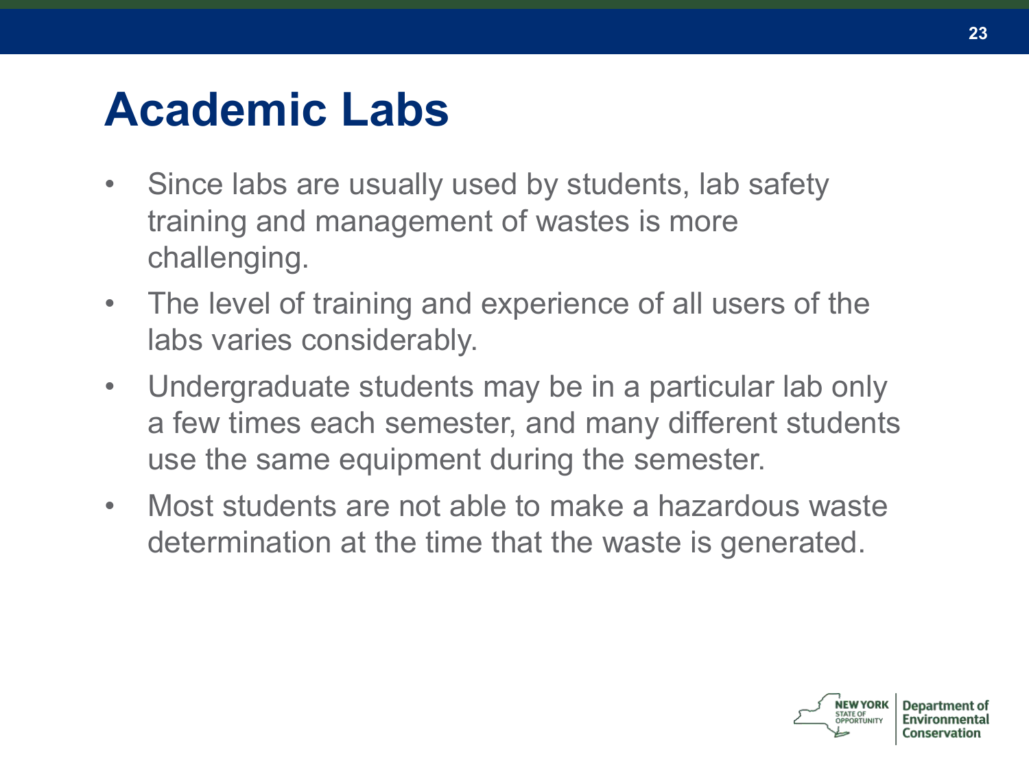# Academic Labs

- Since labs are usually used by students, lab safety training and management of wastes is more challenging.
- The level of training and experience of all users of the labs varies considerably.
- Undergraduate students may be in a particular lab only a few times each semester, and many different students use the same equipment during the semester.
- Most students are not able to make a hazardous waste determination at the time that the waste is generated.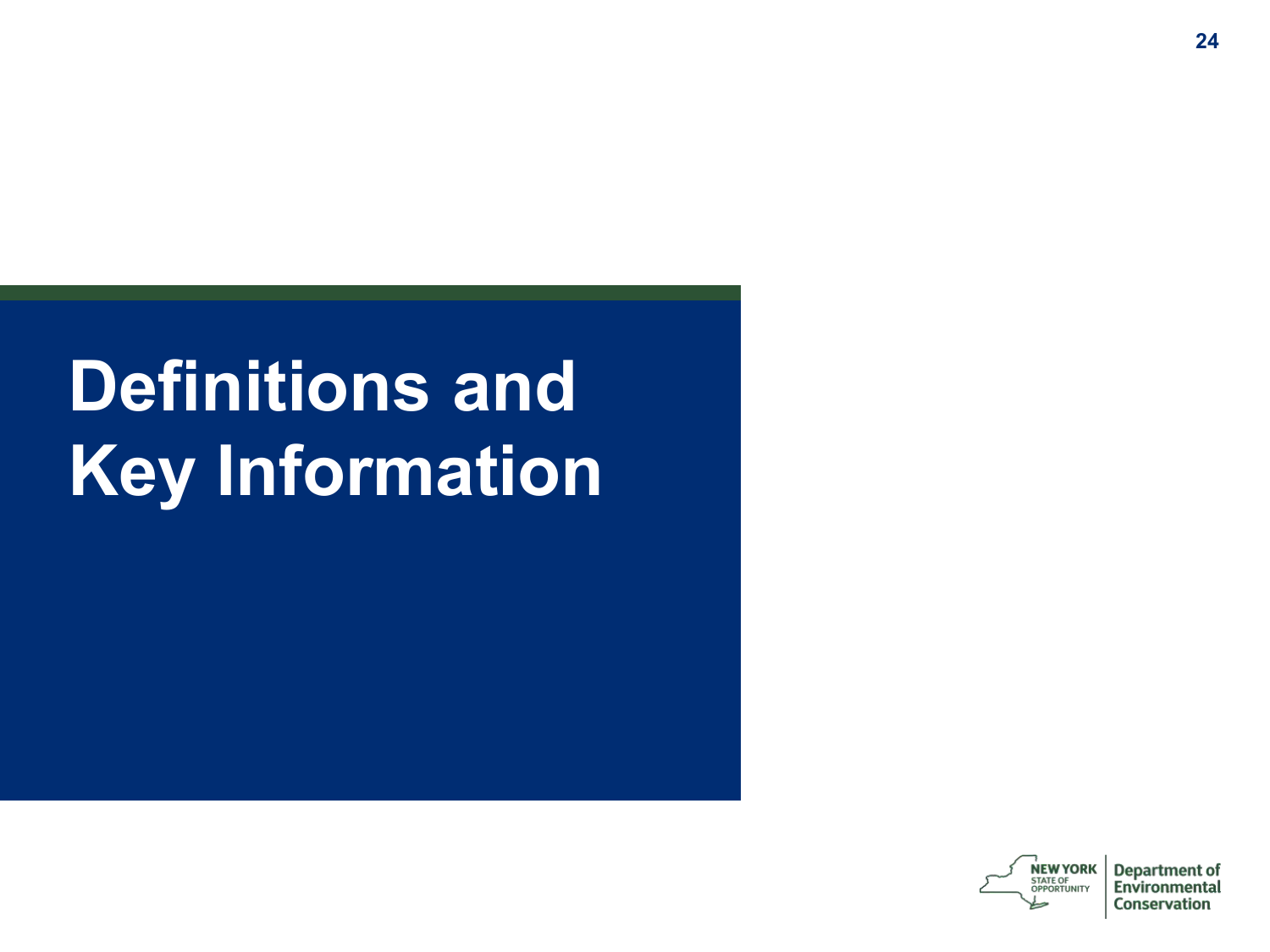# Definitions and Key Information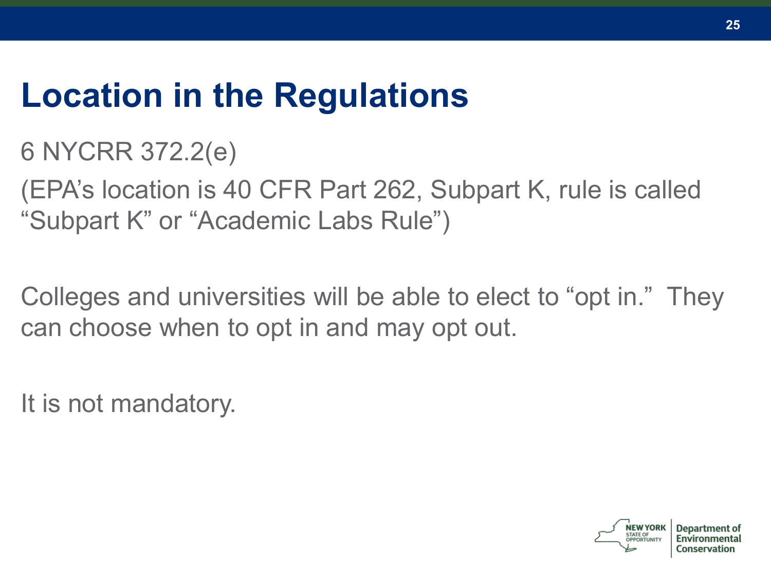# Location in the Regulations

6 NYCRR 372.2(e)

(EPA's location is 40 CFR Part 262, Subpart K, rule is called "Subpart K" or "Academic Labs Rule")

Colleges and universities will be able to elect to "opt in." They can choose when to opt in and may opt out.

It is not mandatory.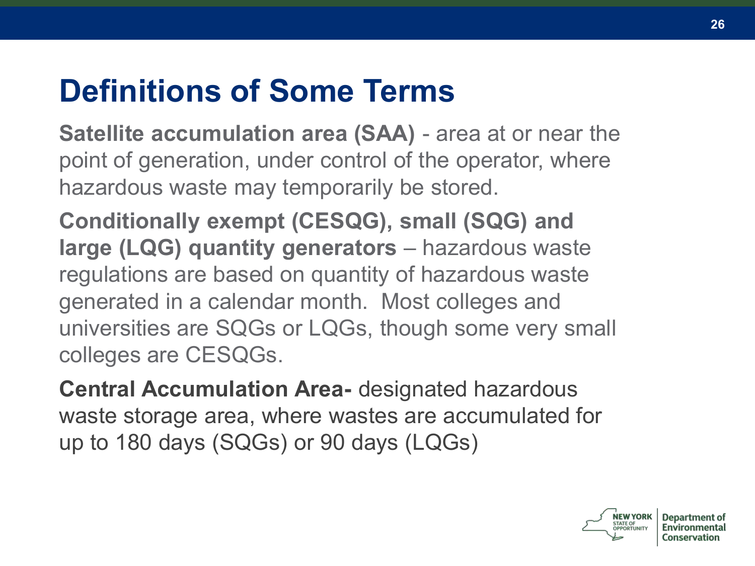# Definitions of Some Terms

**Satellite accumulation area (SAA)** - area at or near the point of generation, under control of the operator, where hazardous waste may temporarily be stored.

**Conditionally exempt (CESQG), small (SQG) and large (LQG) quantity generators** – hazardous waste regulations are based on quantity of hazardous waste generated in a calendar month. Most colleges and universities are SQGs or LQGs, though some very small colleges are CESQGs.

**Central Accumulation Area-** designated hazardous waste storage area, where wastes are accumulated for up to 180 days (SQGs) or 90 days (LQGs)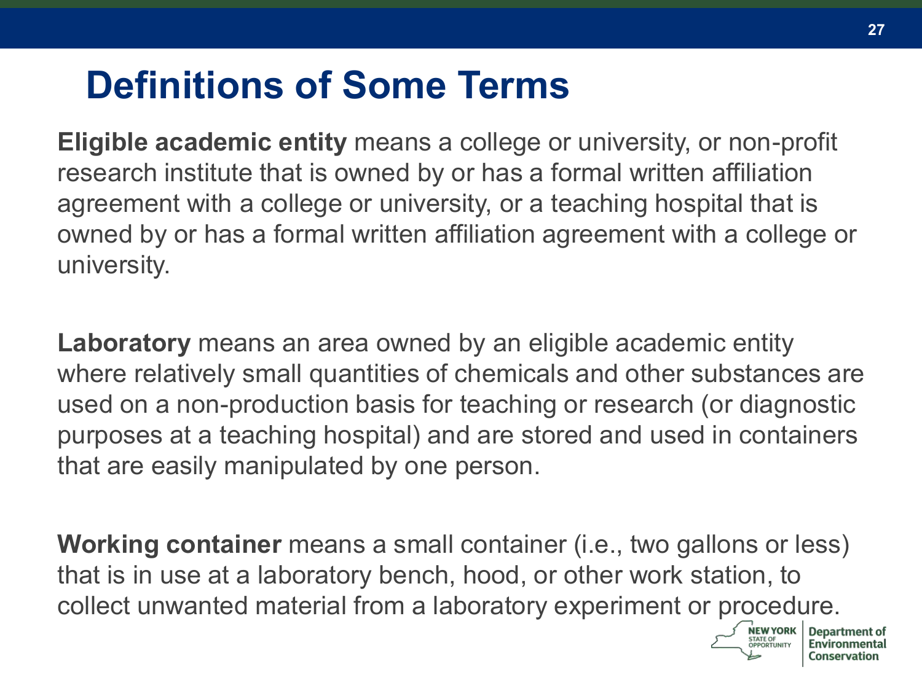# Definitions of Some Terms

**Eligible academic entity** means a college or university, or non-profit research institute that is owned by or has a formal written affiliation agreement with a college or university, or a teaching hospital that is owned by or has a formal written affiliation agreement with a college or university.

**Laboratory** means an area owned by an eligible academic entity where relatively small quantities of chemicals and other substances are used on a non-production basis for teaching or research (or diagnostic purposes at a teaching hospital) and are stored and used in containers that are easily manipulated by one person.

**Working container** means a small container (i.e., two gallons or less) that is in use at a laboratory bench, hood, or other work station, to collect unwanted material from a laboratory experiment or procedure.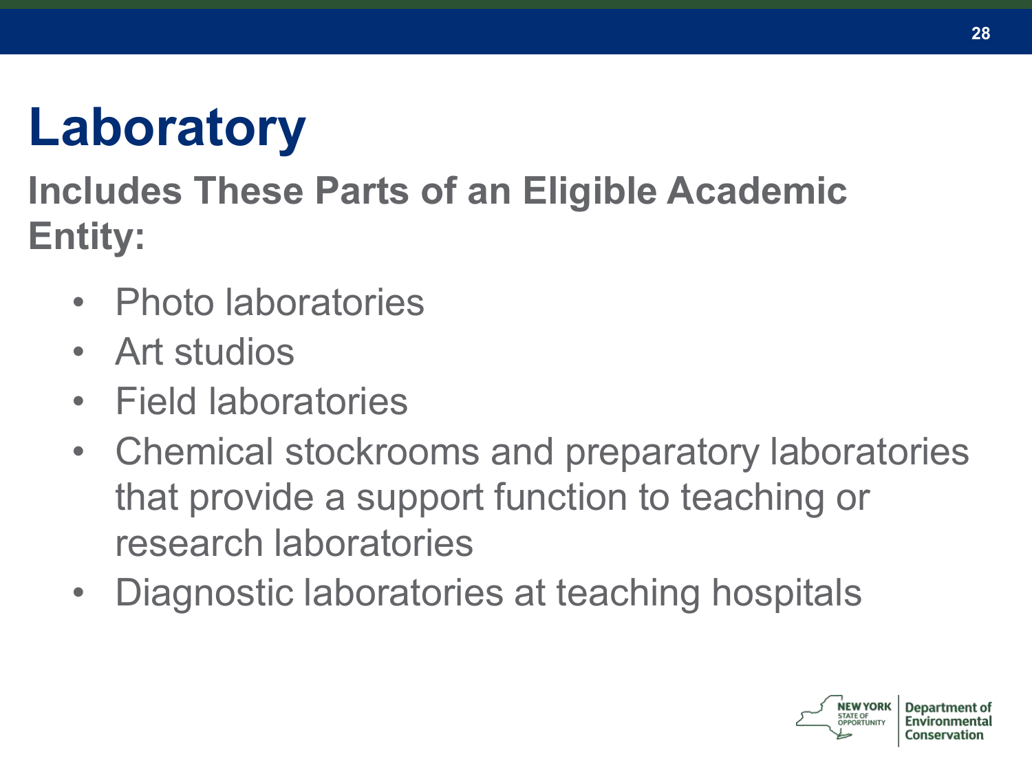# Laboratory

## Includes These Parts of an Eligible Academic Entity:

- Photo laboratories
- Art studios
- Field laboratories
- Chemical stockrooms and preparatory laboratories that provide a support function to teaching or research laboratories
- Diagnostic laboratories at teaching hospitals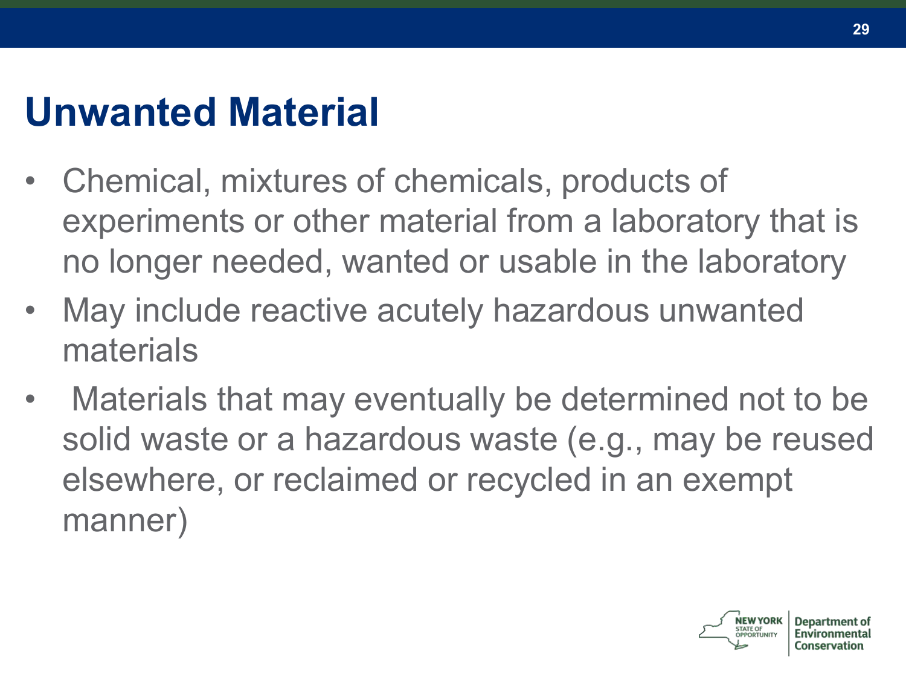# Unwanted Material

- Chemical, mixtures of chemicals, products of experiments or other material from a laboratory that is no longer needed, wanted or usable in the laboratory
- May include reactive acutely hazardous unwanted materials
- Materials that may eventually be determined not to be solid waste or a hazardous waste (e.g., may be reused elsewhere, or reclaimed or recycled in an exempt manner)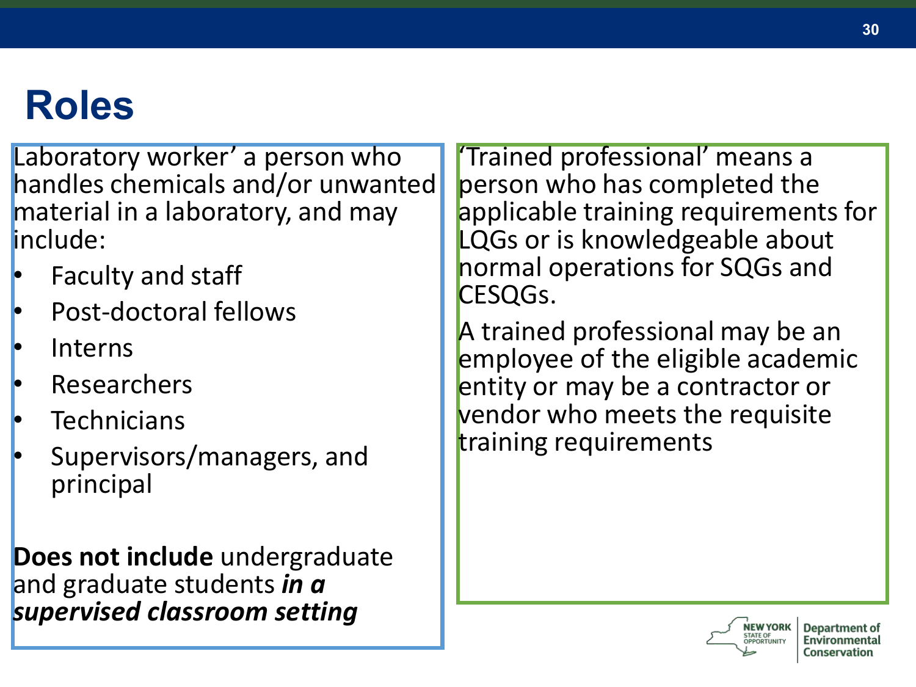# Roles

Laboratory worker' a person who handles chemicals and/or unwanted material in a laboratory, and may include:

- Faculty and staff
- Post-doctoral fellows
- Interns
- Researchers
- Technicians
- Supervisors/managers, and principal

**Does not include** undergraduate and graduate students ***in a supervised classroom setting***

'Trained professional' means a person who has completed the applicable training requirements for LQGs or is knowledgeable about normal operations for SQGs and CESQGs.

A trained professional may be an employee of the eligible academic entity or may be a contractor or vendor who meets the requisite training requirements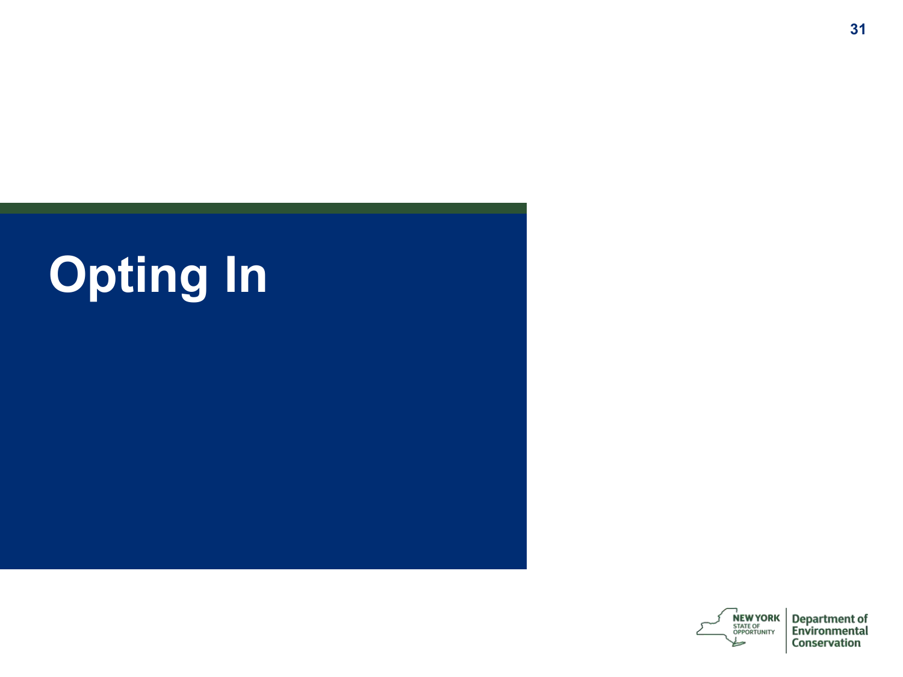# Opting In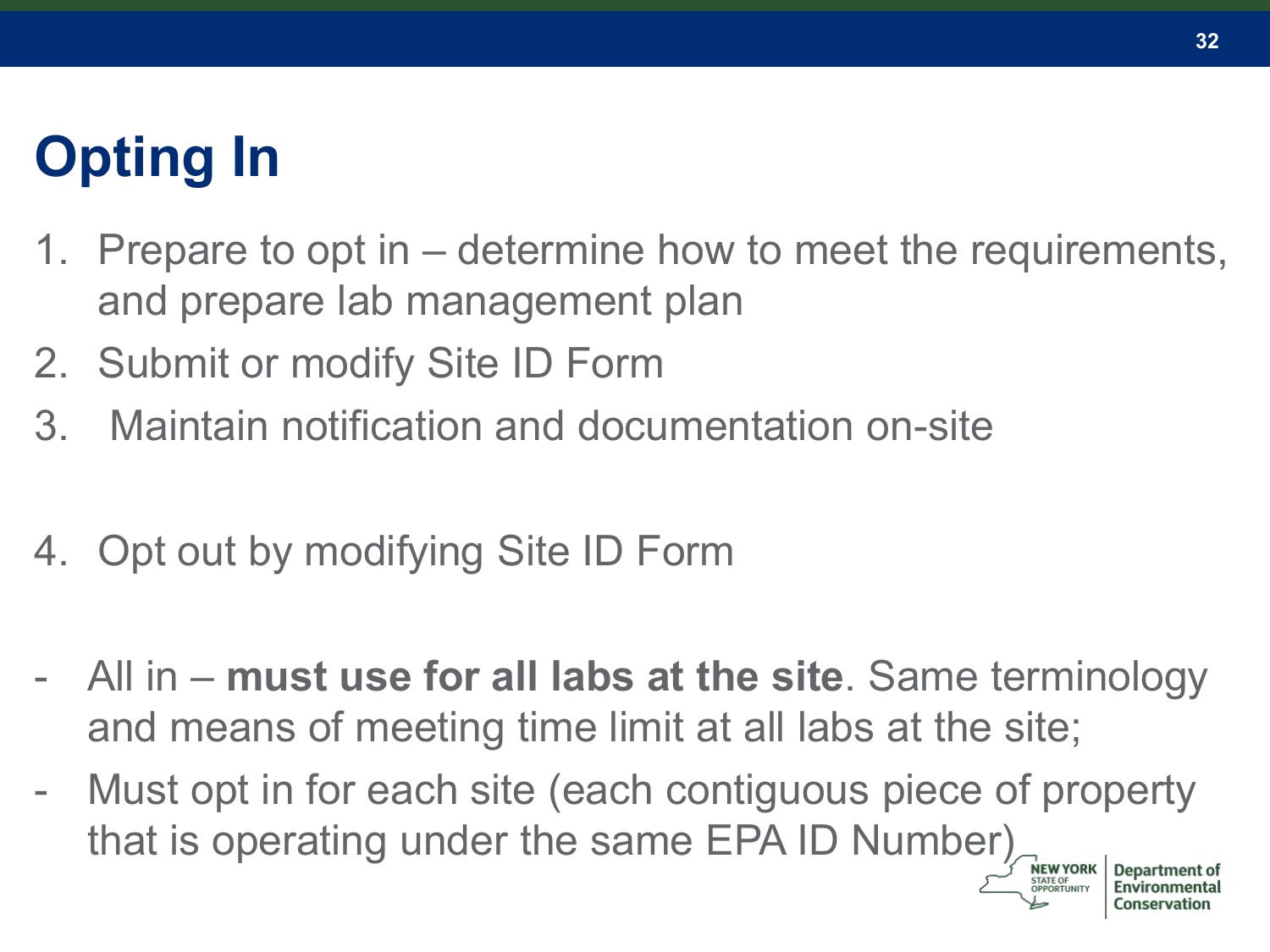# Opting In

1. Prepare to opt in – determine how to meet the requirements, and prepare lab management plan
2. Submit or modify Site ID Form
3. Maintain notification and documentation on-site

4. Opt out by modifying Site ID Form

- All in – **must use for all labs at the site**. Same terminology and means of meeting time limit at all labs at the site;
- Must opt in for each site (each contiguous piece of property that is operating under the same EPA ID Number)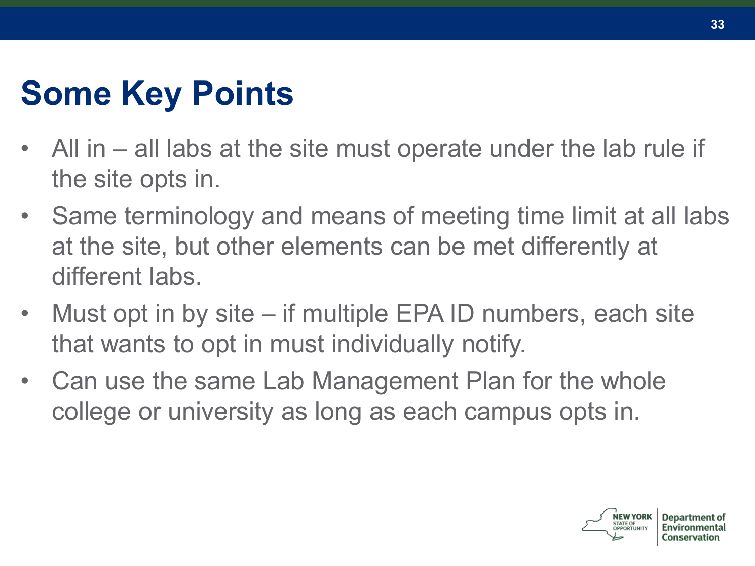# Some Key Points

- All in – all labs at the site must operate under the lab rule if the site opts in.
- Same terminology and means of meeting time limit at all labs at the site, but other elements can be met differently at different labs.
- Must opt in by site – if multiple EPA ID numbers, each site that wants to opt in must individually notify.
- Can use the same Lab Management Plan for the whole college or university as long as each campus opts in.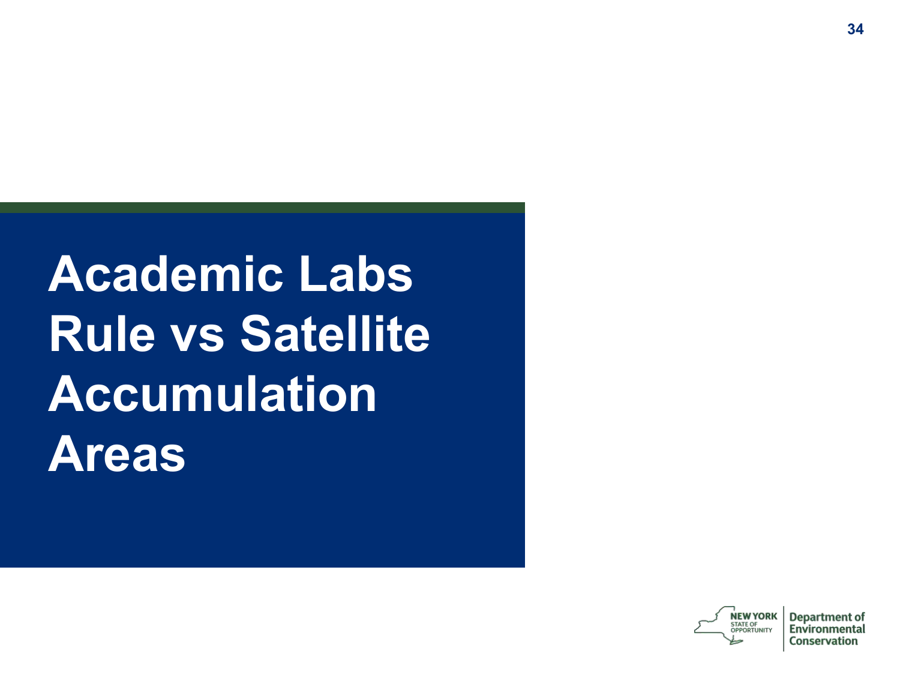# Academic Labs Rule vs Satellite Accumulation Areas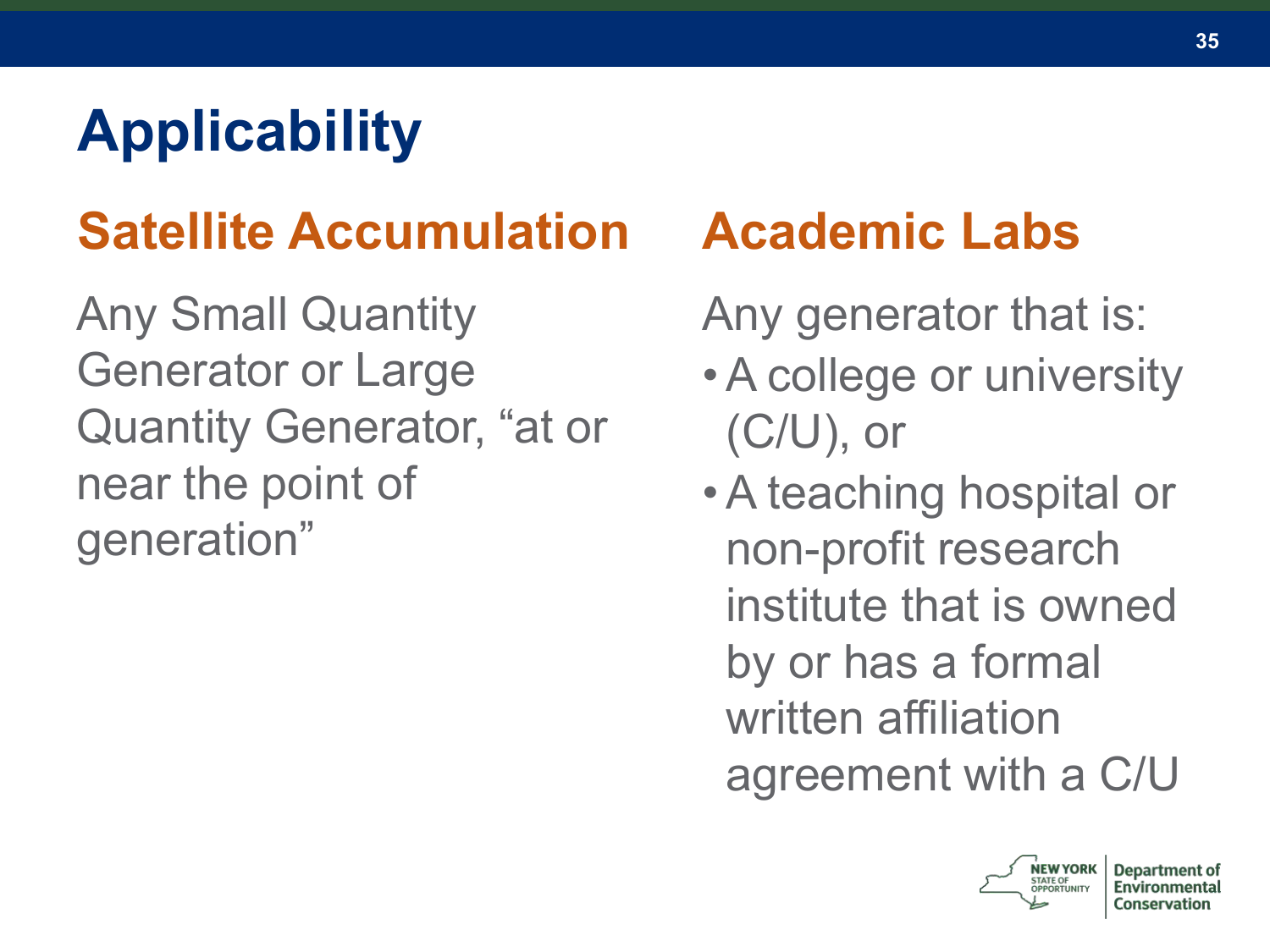# Applicability

## Satellite Accumulation

Any Small Quantity Generator or Large Quantity Generator, "at or near the point of generation"

## Academic Labs

Any generator that is:

- A college or university (C/U), or
- A teaching hospital or non-profit research institute that is owned by or has a formal written affiliation agreement with a C/U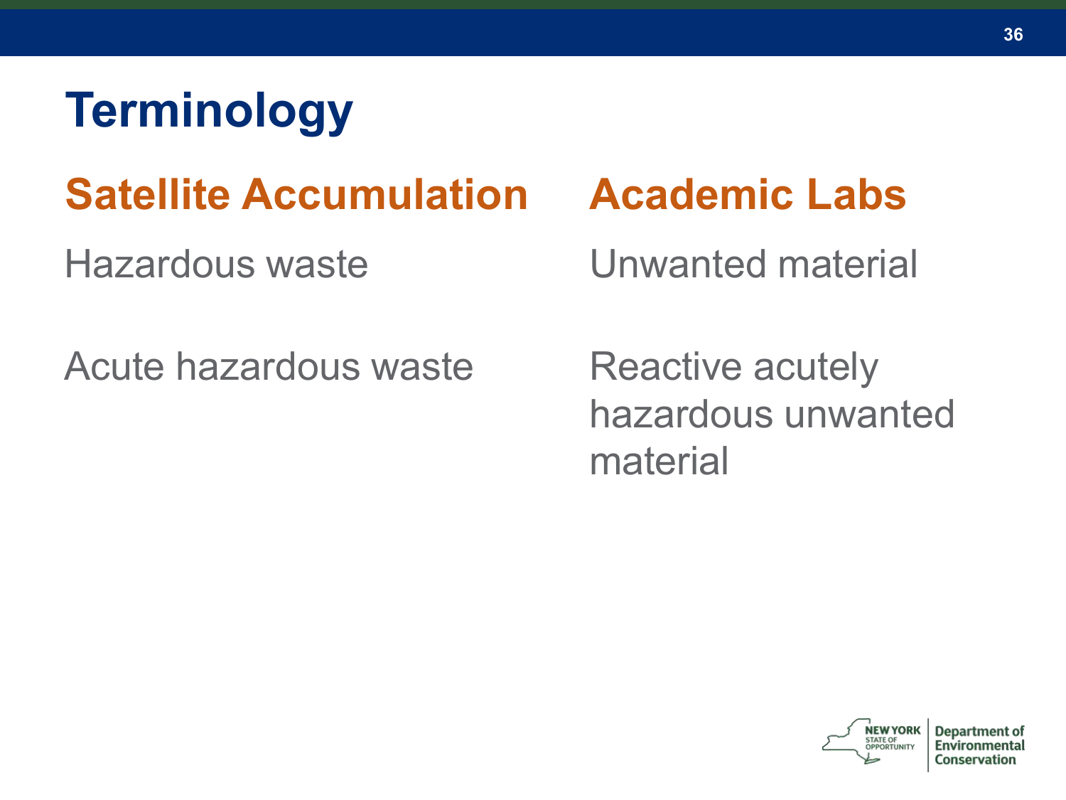# Terminology

| Satellite Accumulation | Academic Labs |
| --- | --- |
| Hazardous waste | Unwanted material |
| Acute hazardous waste | Reactive acutely hazardous unwanted material |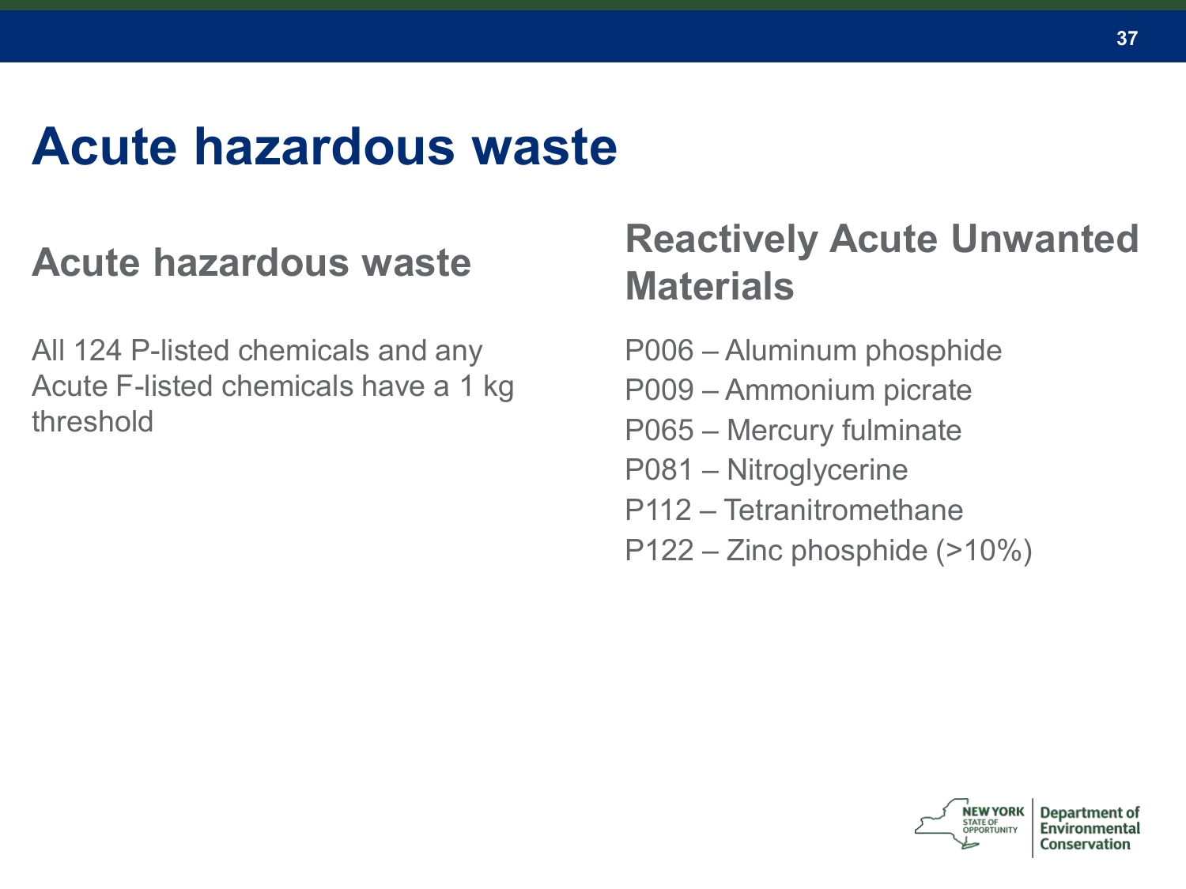# Acute hazardous waste

## Acute hazardous waste

All 124 P-listed chemicals and any Acute F-listed chemicals have a 1 kg threshold

## Reactively Acute Unwanted Materials

P006 – Aluminum phosphide

P009 – Ammonium picrate

P065 – Mercury fulminate

P081 – Nitroglycerine

P112 – Tetranitromethane

P122 – Zinc phosphide (>10%)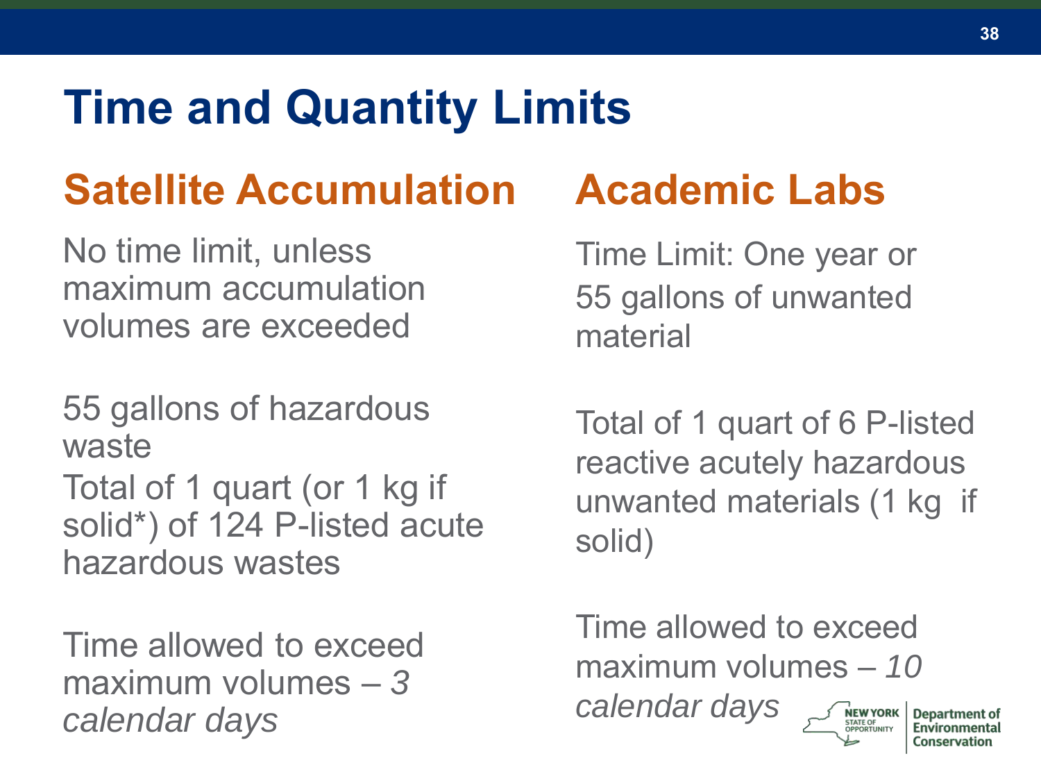# Time and Quantity Limits

## Satellite Accumulation

No time limit, unless maximum accumulation volumes are exceeded

55 gallons of hazardous waste

Total of 1 quart (or 1 kg if solid*) of 124 P-listed acute hazardous wastes

Time allowed to exceed maximum volumes – *3 calendar days*

## Academic Labs

Time Limit: One year or 55 gallons of unwanted material

Total of 1 quart of 6 P-listed reactive acutely hazardous unwanted materials (1 kg if solid)

Time allowed to exceed maximum volumes – *10 calendar days*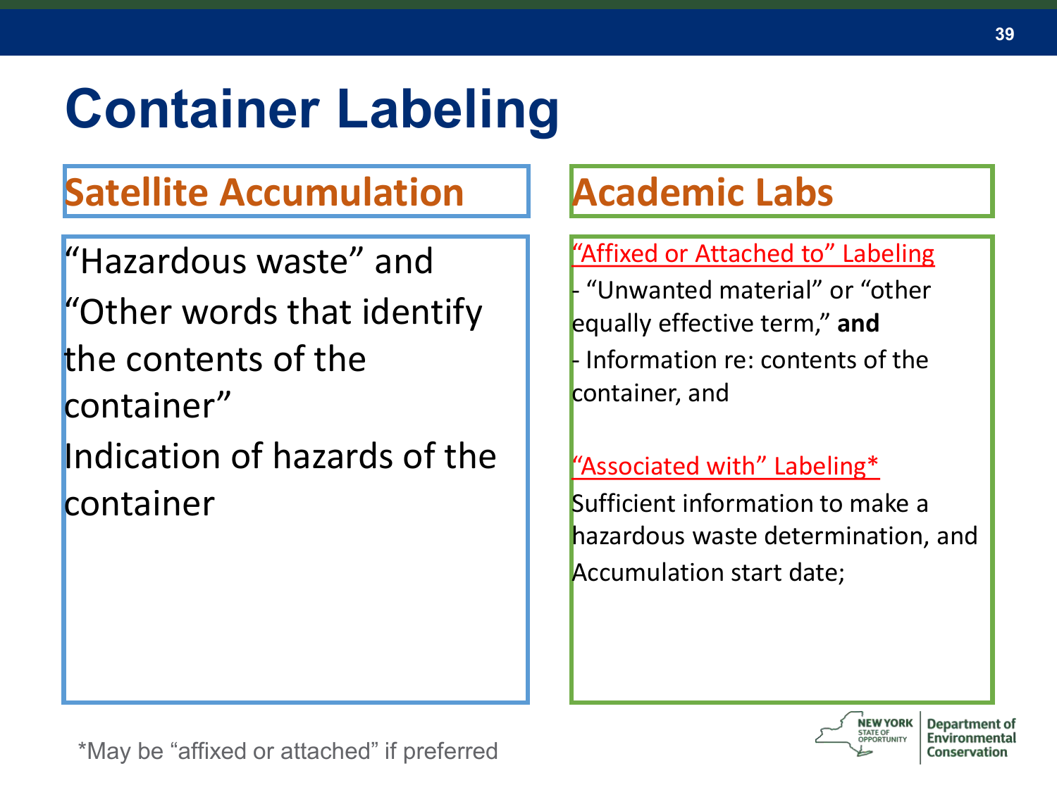# Container Labeling

## Satellite Accumulation

"Hazardous waste" and

"Other words that identify the contents of the container"

Indication of hazards of the container

## Academic Labs

"Affixed or Attached to" Labeling

- "Unwanted material" or "other equally effective term," **and**
- Information re: contents of the container, and

"Associated with" Labeling*

Sufficient information to make a hazardous waste determination, and

Accumulation start date;

*May be "affixed or attached" if preferred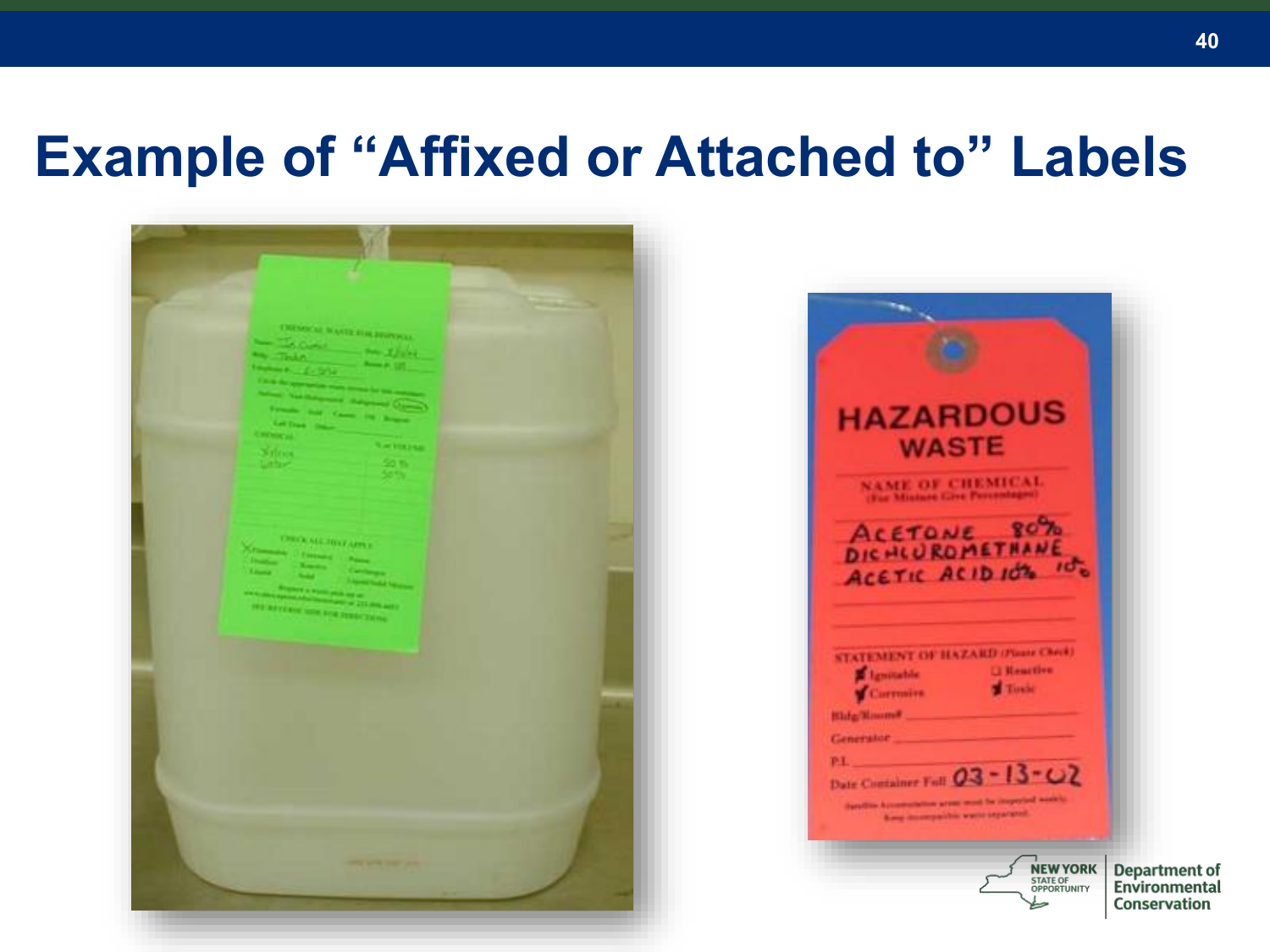# Example of "Affixed or Attached to" Labels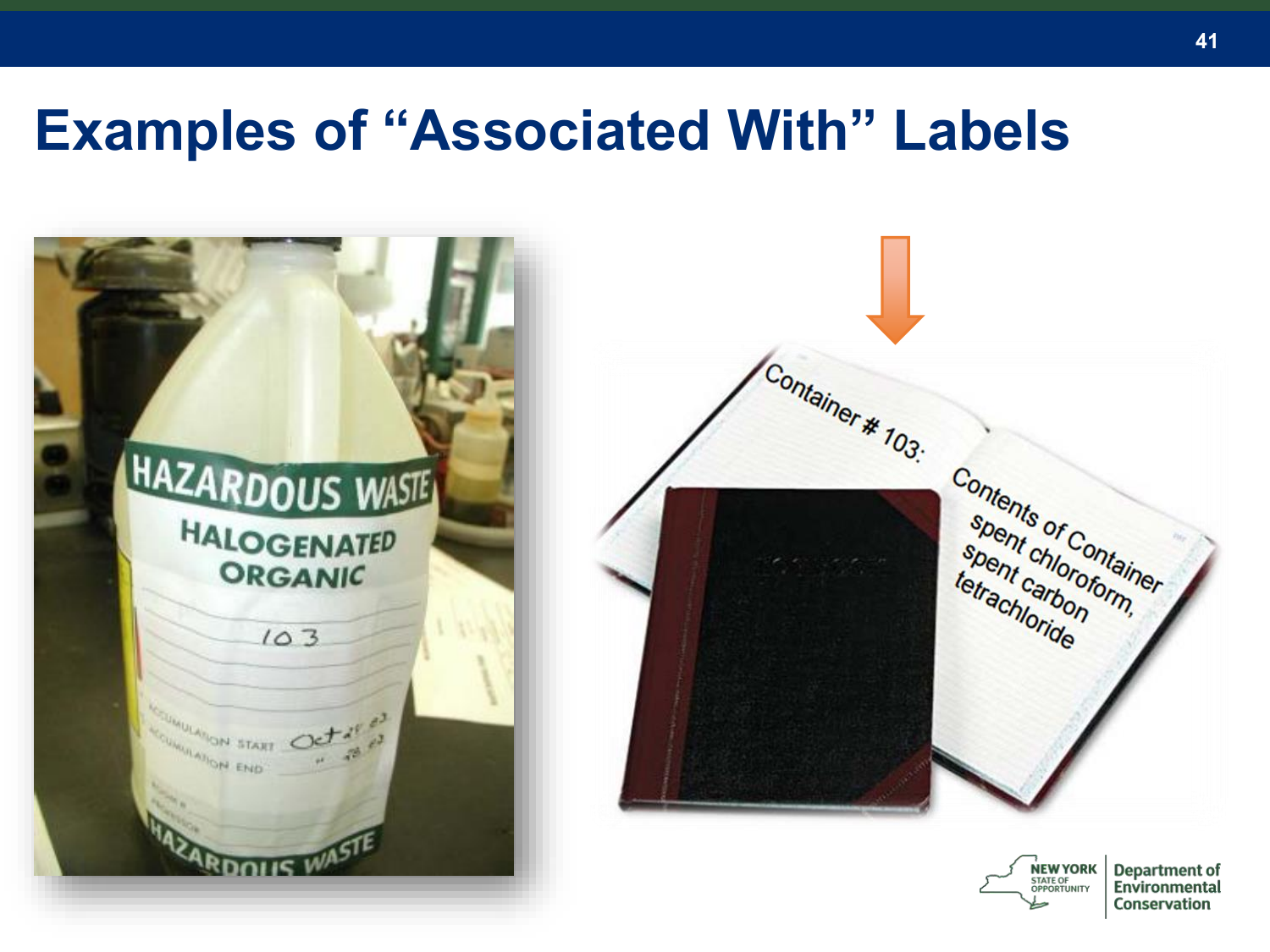# Examples of "Associated With" Labels

HAZARDOUS WASTE

HALOGENATED ORGANIC

103

ACCUMULATION START Oct 25 03

ACCUMULATION END " 28 03

HAZARDOUS WASTE

Container # 103:

Contents of Container spent chloroform, spent carbon tetrachloride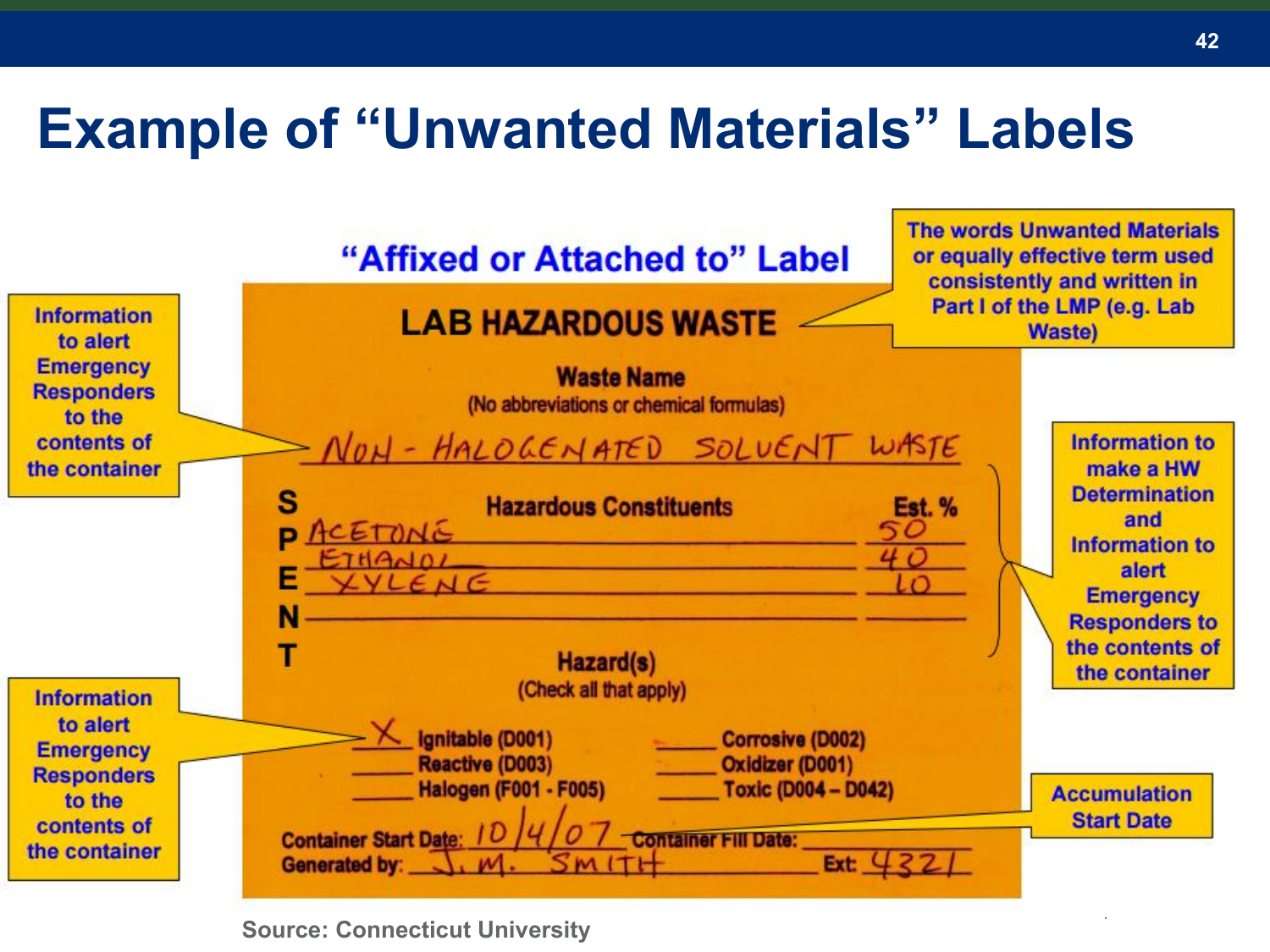# Example of “Unwanted Materials” Labels

## “Affixed or Attached to” Label

**LAB HAZARDOUS WASTE**

**Waste Name**
(No abbreviations or chemical formulas)

NON - HALOGENATED SOLVENT WASTE

**S P E N T**

| Hazardous Constituents | Est. % |
| --- | --- |
| ACETONE | 50 |
| ETHANOL | 40 |
| XYLENE | 10 |
| | |

**Hazard(s)**
(Check all that apply)

- X Ignitable (D001)
- ___ Reactive (D003)
- ___ Halogen (F001 - F005)
- ___ Corrosive (D002)
- ___ Oxidizer (D001)
- ___ Toxic (D004 – D042)

Container Start Date: 10/4/07 Container Fill Date: ______

Generated by: J. M. SMITH Ext: 4321

Callouts:

- Information to alert Emergency Responders to the contents of the container
- The words Unwanted Materials or equally effective term used consistently and written in Part I of the LMP (e.g. Lab Waste)
- Information to make a HW Determination and Information to alert Emergency Responders to the contents of the container
- Information to alert Emergency Responders to the contents of the container
- Accumulation Start Date

Source: Connecticut University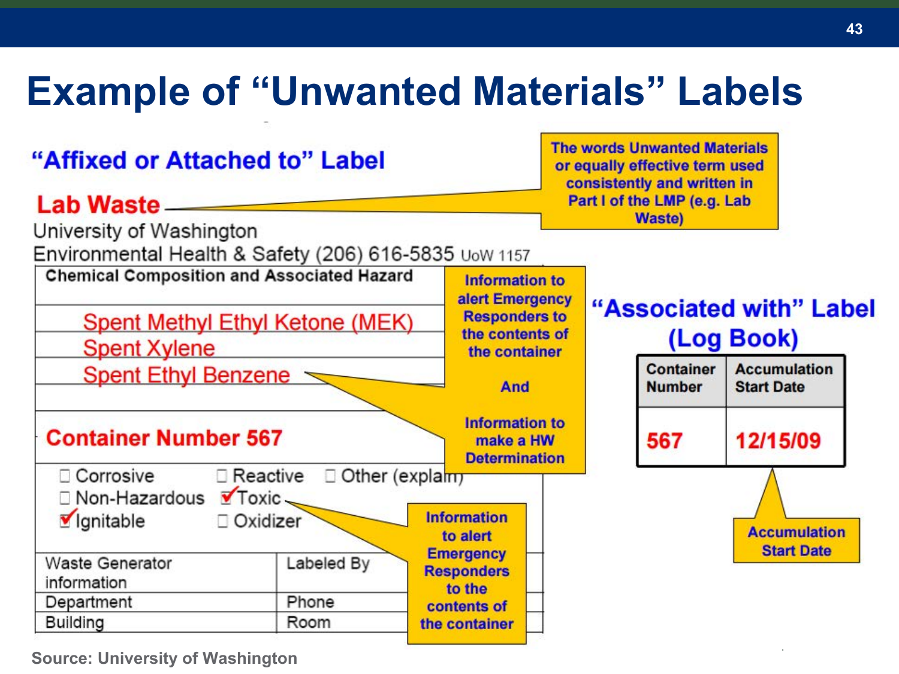# Example of "Unwanted Materials" Labels

## "Affixed or Attached to" Label

**Lab Waste**

University of Washington
Environmental Health & Safety (206) 616-5835 UoW 1157

| Chemical Composition and Associated Hazard |
|---|
| Spent Methyl Ethyl Ketone (MEK) |
| Spent Xylene |
| Spent Ethyl Benzene |
| |
| **Container Number 567** |

☐ Corrosive ☐ Reactive ☐ Other (explain)
☐ Non-Hazardous ☑ Toxic
☑ Ignitable ☐ Oxidizer

| Waste Generator information | Labeled By |
|---|---|
| Department | Phone |
| Building | Room |

**The words Unwanted Materials or equally effective term used consistently and written in Part I of the LMP (e.g. Lab Waste)**

**Information to alert Emergency Responders to the contents of the container**

**And**

**Information to make a HW Determination**

**Information to alert Emergency Responders to the contents of the container**

## "Associated with" Label (Log Book)

| Container Number | Accumulation Start Date |
|---|---|
| 567 | 12/15/09 |

**Accumulation Start Date**

Source: University of Washington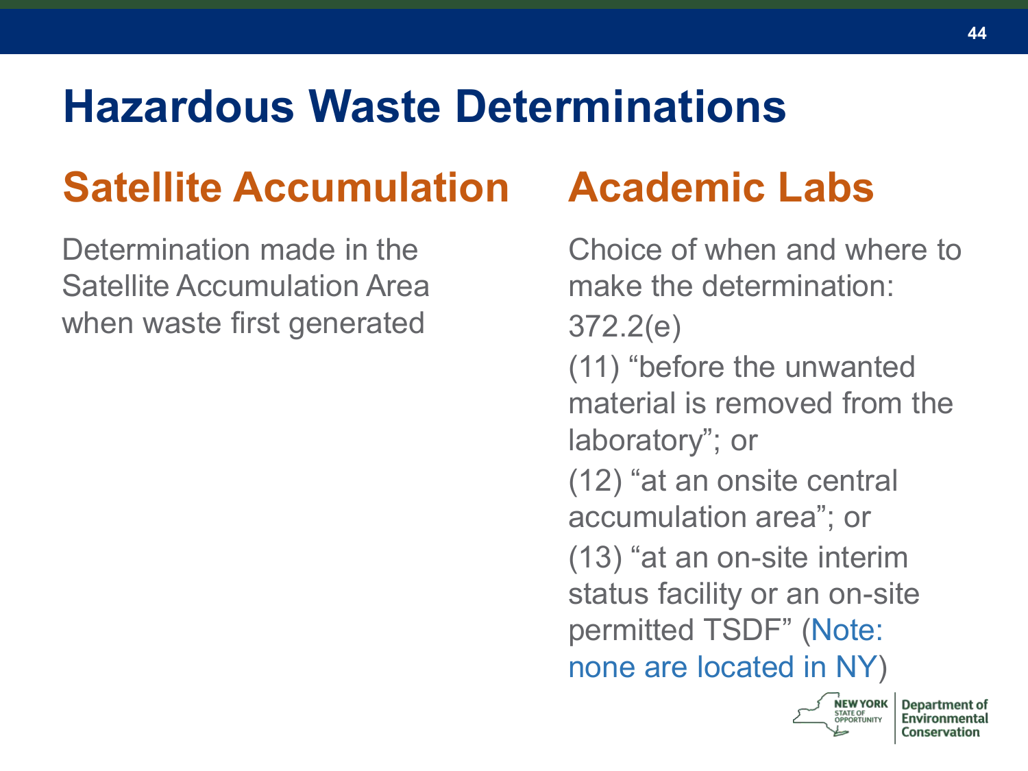# Hazardous Waste Determinations

## Satellite Accumulation

Determination made in the Satellite Accumulation Area when waste first generated

## Academic Labs

Choice of when and where to make the determination:

372.2(e)

(11) "before the unwanted material is removed from the laboratory"; or

(12) "at an onsite central accumulation area"; or

(13) "at an on-site interim status facility or an on-site permitted TSDF" (Note: none are located in NY)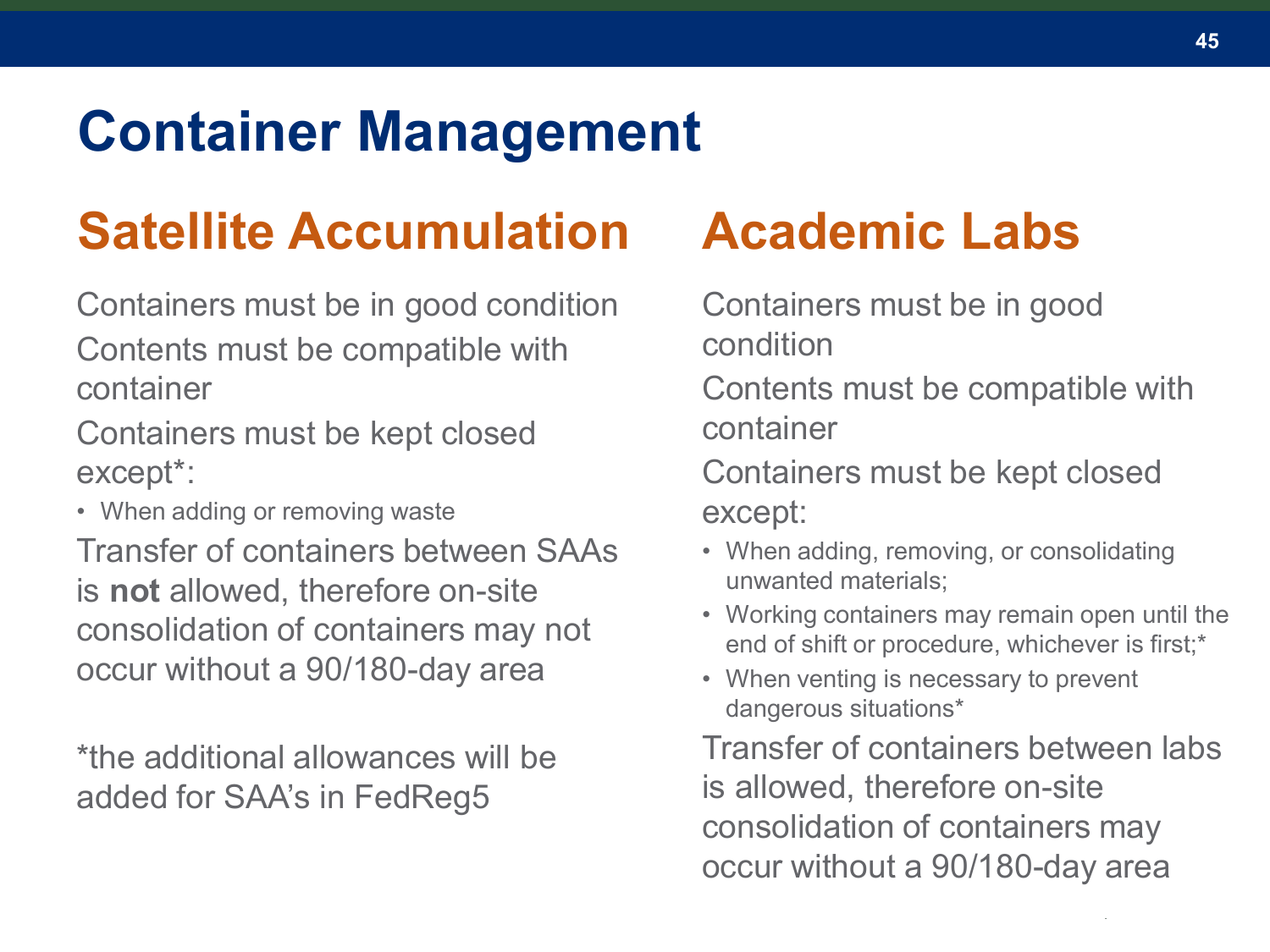# Container Management

## Satellite Accumulation

Containers must be in good condition

Contents must be compatible with container

Containers must be kept closed except*:

- When adding or removing waste

Transfer of containers between SAAs is **not** allowed, therefore on-site consolidation of containers may not occur without a 90/180-day area

*the additional allowances will be added for SAA's in FedReg5

## Academic Labs

Containers must be in good condition

Contents must be compatible with container

Containers must be kept closed except:

- When adding, removing, or consolidating unwanted materials;
- Working containers may remain open until the end of shift or procedure, whichever is first;*
- When venting is necessary to prevent dangerous situations*

Transfer of containers between labs is allowed, therefore on-site consolidation of containers may occur without a 90/180-day area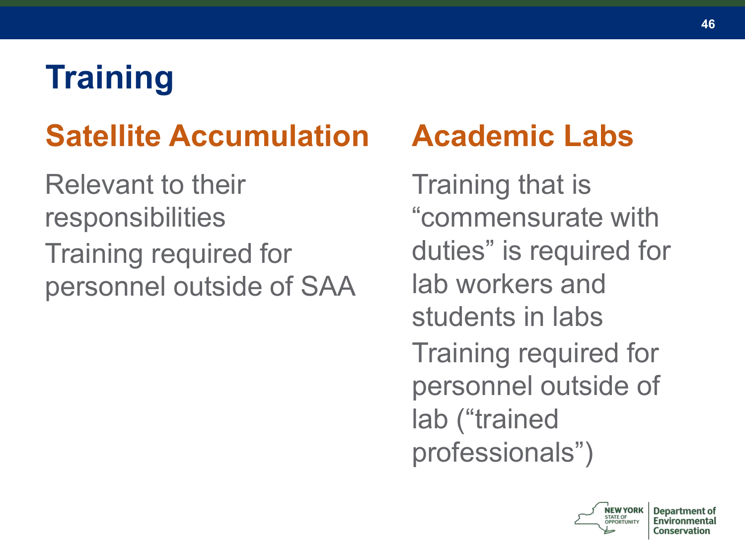# Training

## Satellite Accumulation

Relevant to their responsibilities

Training required for personnel outside of SAA

## Academic Labs

Training that is "commensurate with duties" is required for lab workers and students in labs

Training required for personnel outside of lab ("trained professionals")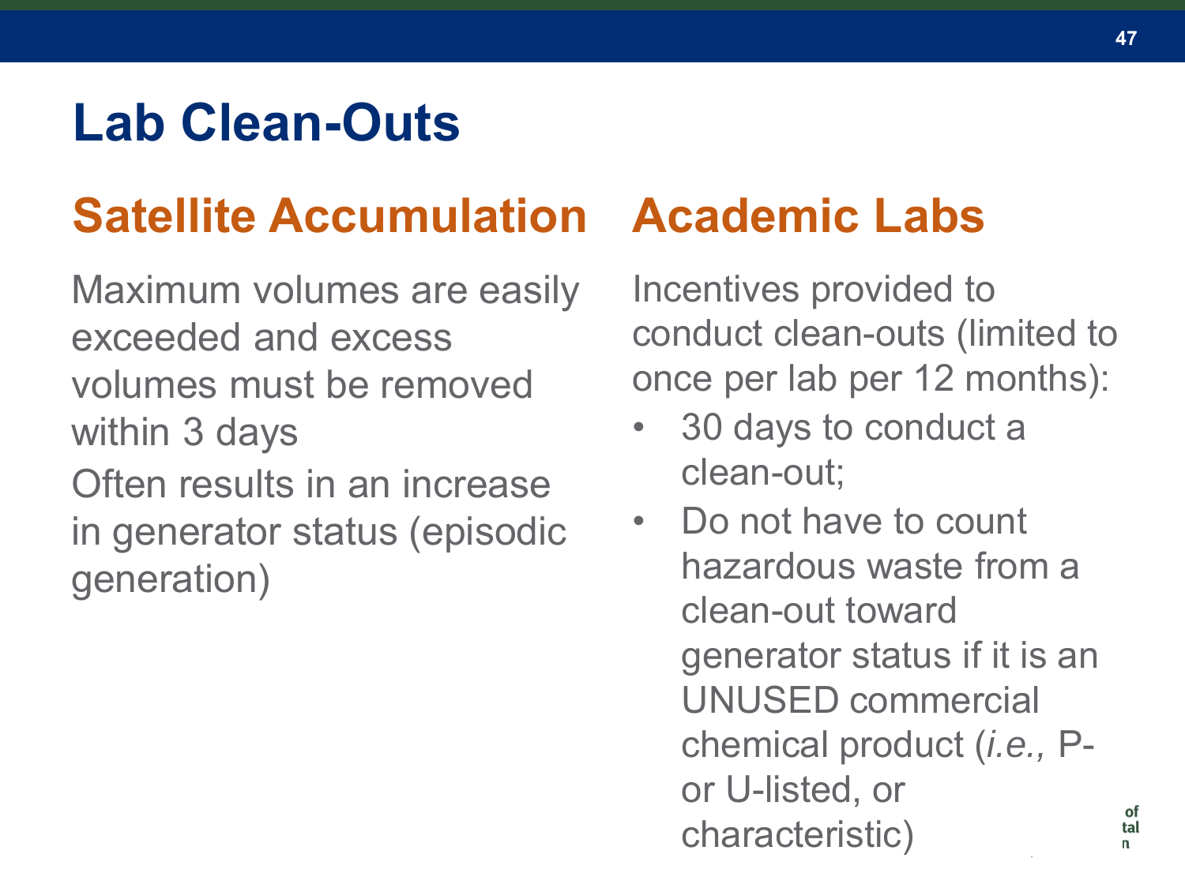# Lab Clean-Outs

## Satellite Accumulation

Maximum volumes are easily exceeded and excess volumes must be removed within 3 days

Often results in an increase in generator status (episodic generation)

## Academic Labs

Incentives provided to conduct clean-outs (limited to once per lab per 12 months):

- 30 days to conduct a clean-out;
- Do not have to count hazardous waste from a clean-out toward generator status if it is an UNUSED commercial chemical product (*i.e.,* P- or U-listed, or characteristic)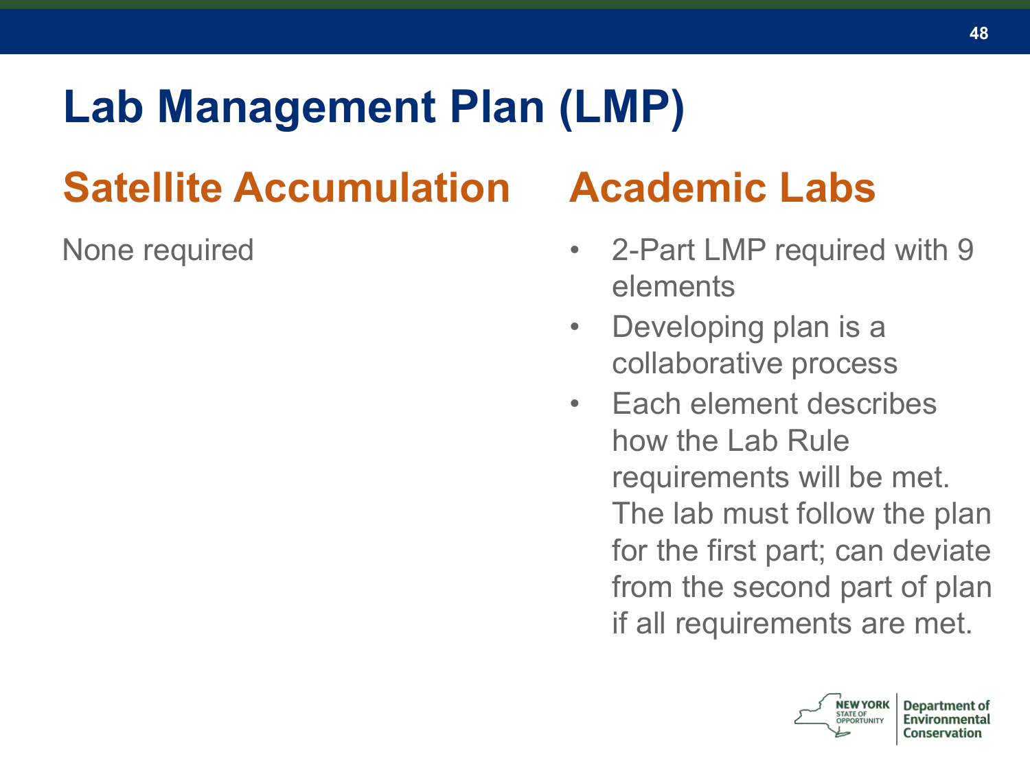# Lab Management Plan (LMP)

## Satellite Accumulation

None required

## Academic Labs

- 2-Part LMP required with 9 elements
- Developing plan is a collaborative process
- Each element describes how the Lab Rule requirements will be met. The lab must follow the plan for the first part; can deviate from the second part of plan if all requirements are met.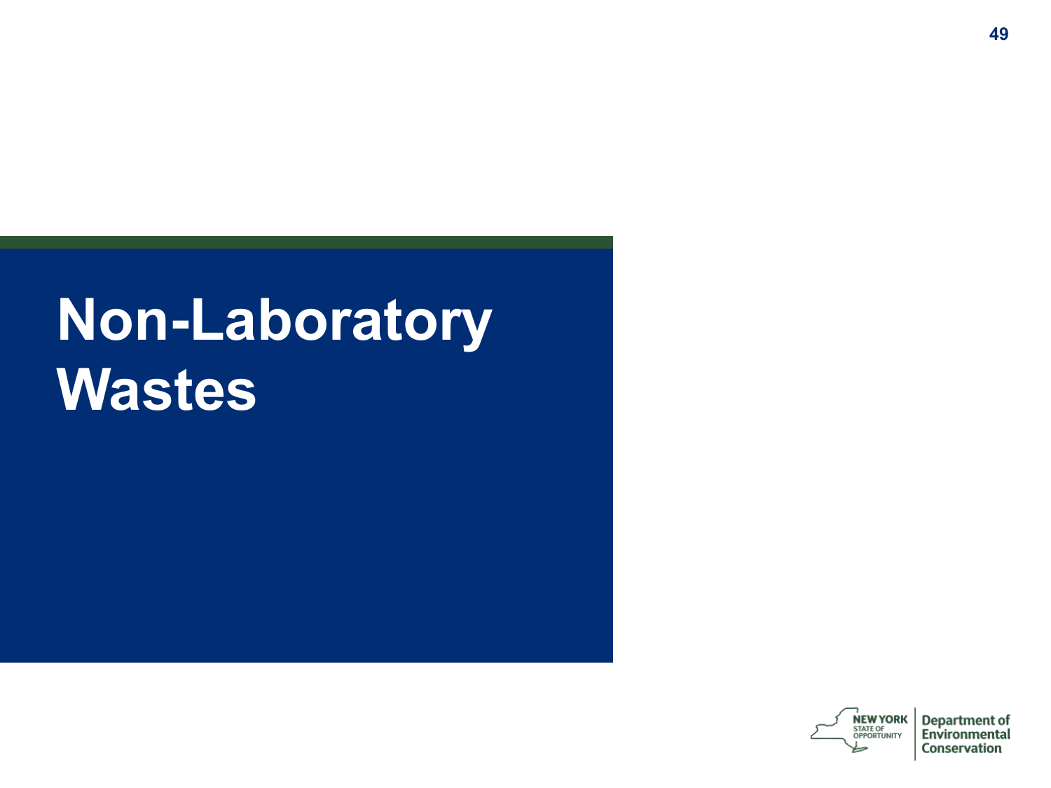# Non-Laboratory Wastes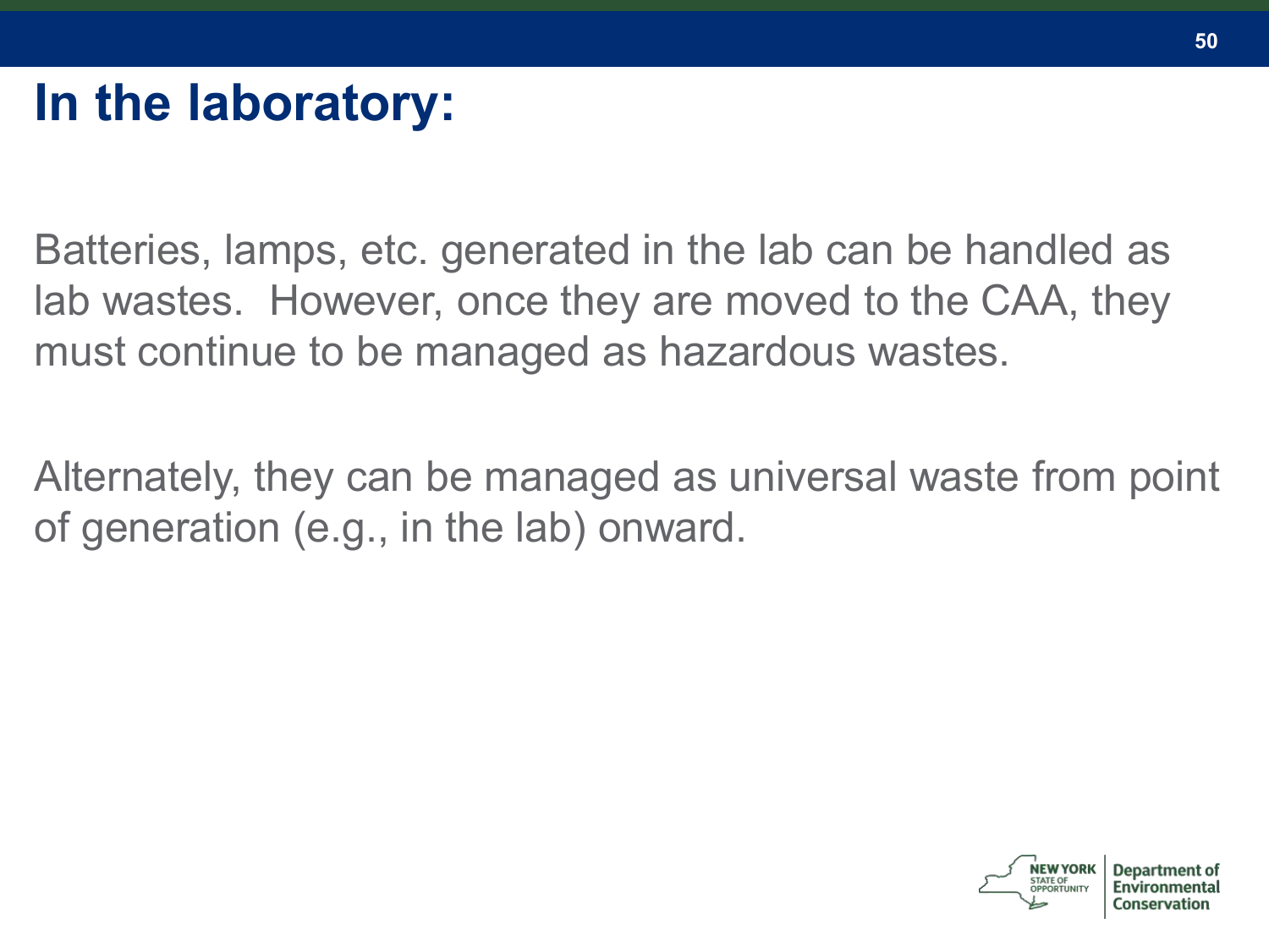# In the laboratory:

Batteries, lamps, etc. generated in the lab can be handled as lab wastes. However, once they are moved to the CAA, they must continue to be managed as hazardous wastes.

Alternately, they can be managed as universal waste from point of generation (e.g., in the lab) onward.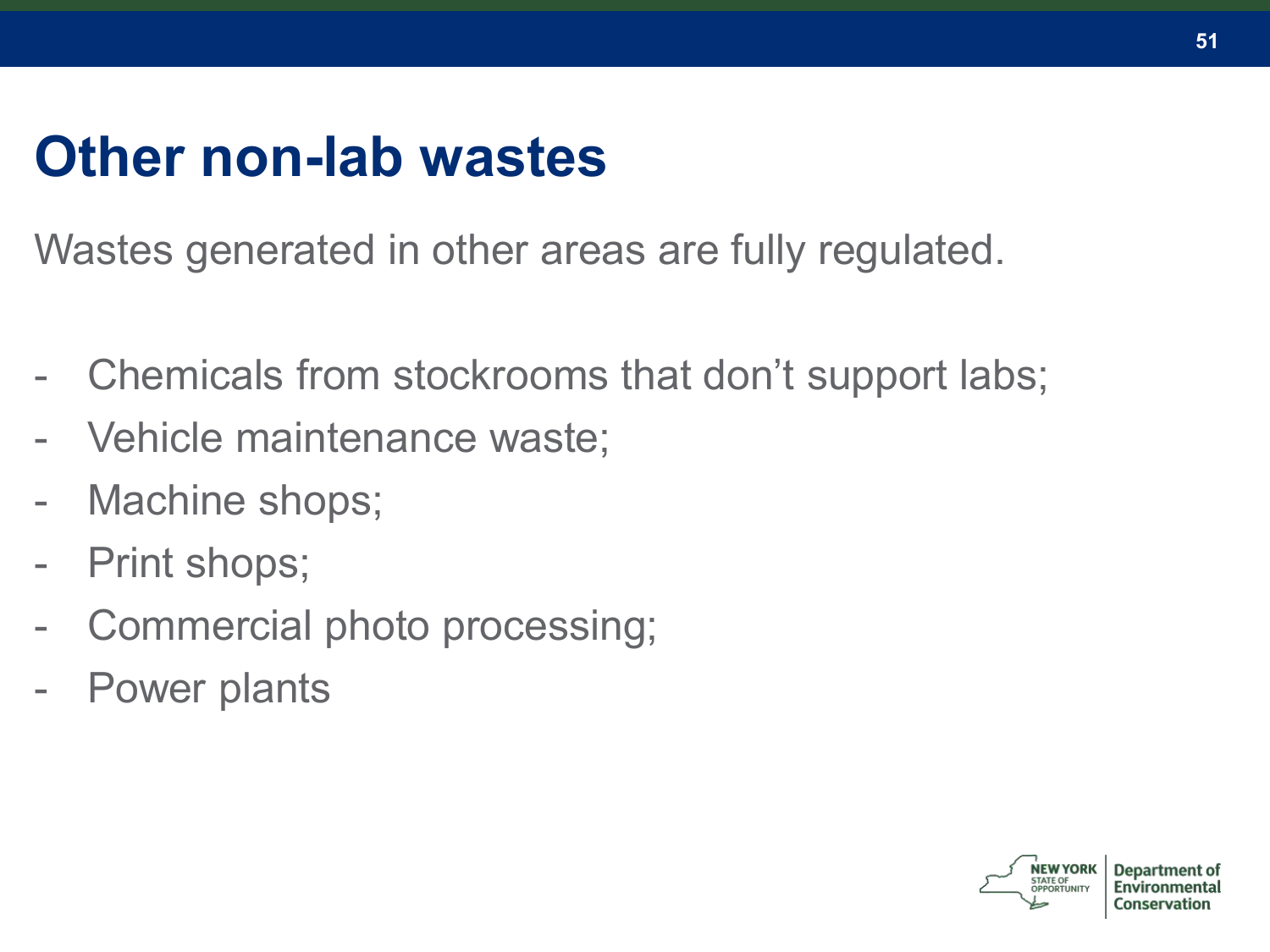# Other non-lab wastes

Wastes generated in other areas are fully regulated.

- Chemicals from stockrooms that don’t support labs;
- Vehicle maintenance waste;
- Machine shops;
- Print shops;
- Commercial photo processing;
- Power plants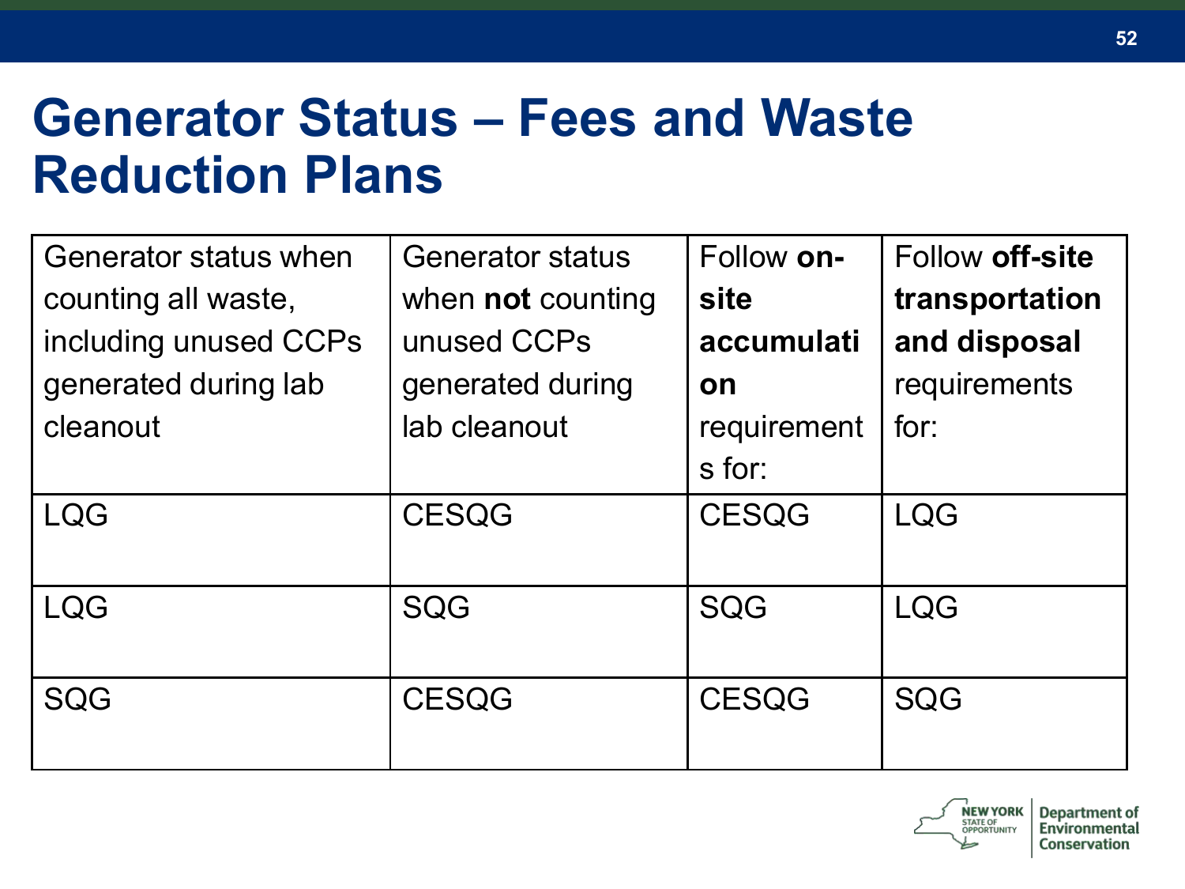# Generator Status – Fees and Waste Reduction Plans

| Generator status when counting all waste, including unused CCPs generated during lab cleanout | Generator status when **not** counting unused CCPs generated during lab cleanout | Follow **on-site accumulation** requirements for: | Follow **off-site transportation and disposal** requirements for: |
|---|---|---|---|
| LQG | CESQG | CESQG | LQG |
| LQG | SQG | SQG | LQG |
| SQG | CESQG | CESQG | SQG |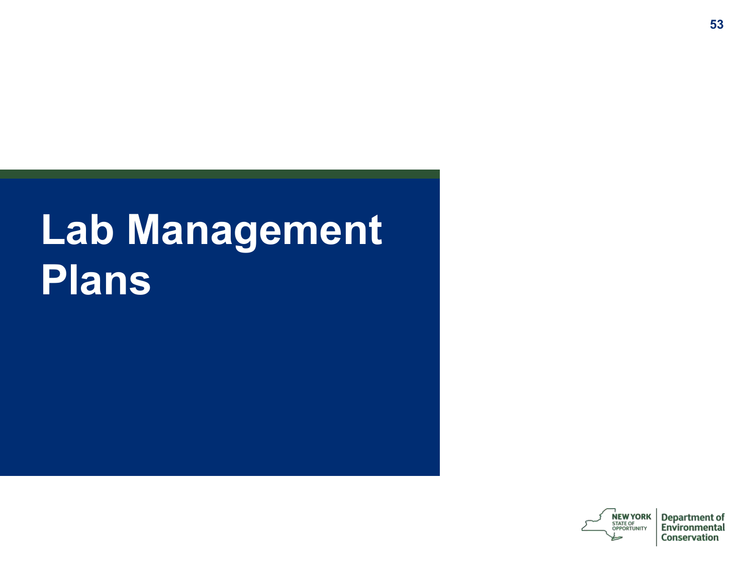# Lab Management Plans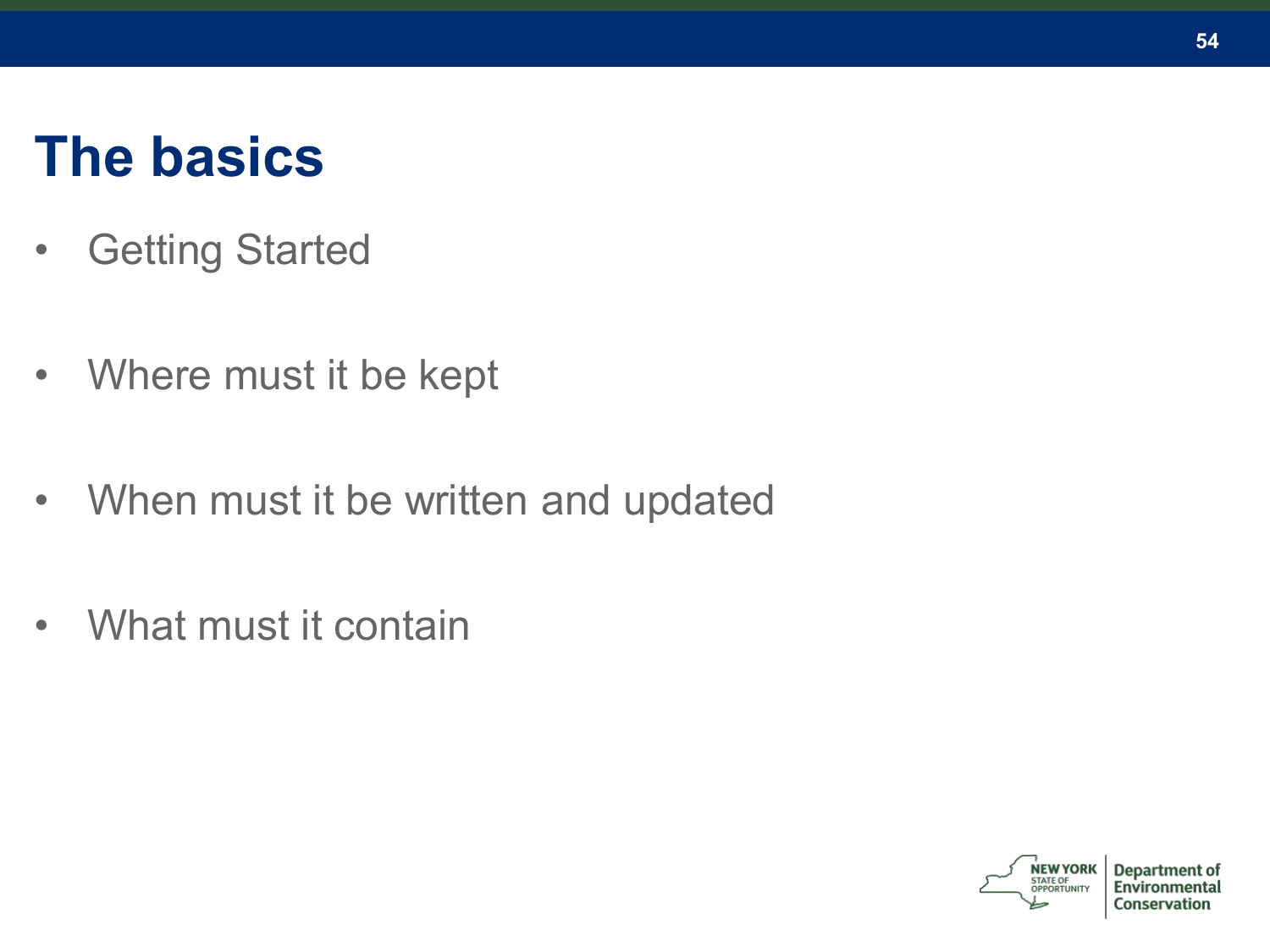# The basics

- Getting Started
- Where must it be kept
- When must it be written and updated
- What must it contain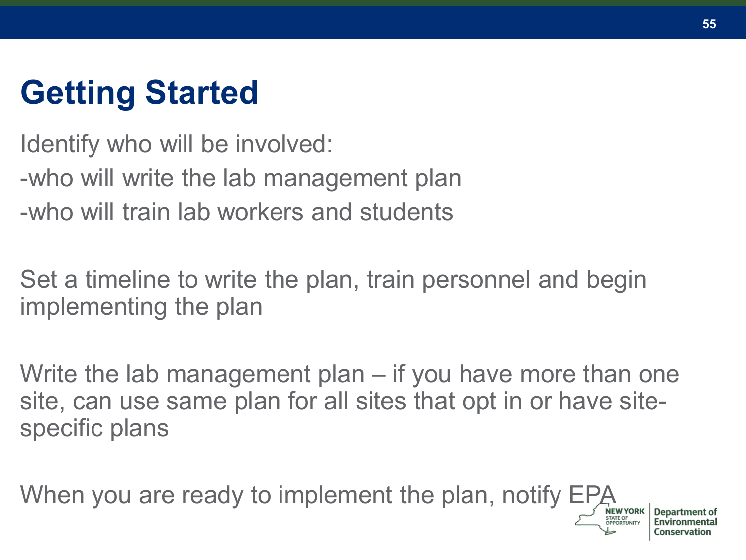# Getting Started

Identify who will be involved:

-who will write the lab management plan

-who will train lab workers and students

Set a timeline to write the plan, train personnel and begin implementing the plan

Write the lab management plan – if you have more than one site, can use same plan for all sites that opt in or have site-specific plans

When you are ready to implement the plan, notify EPA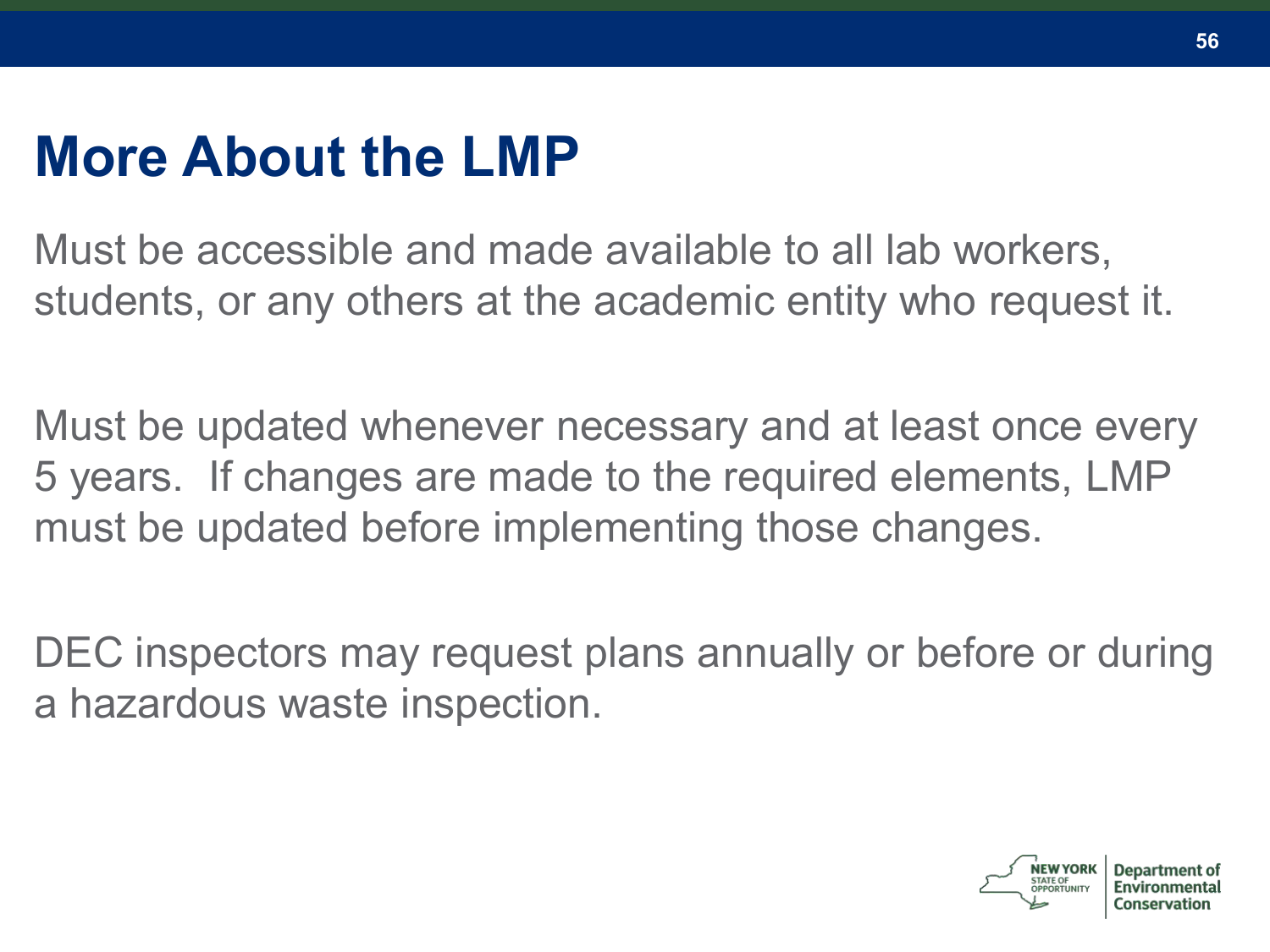# More About the LMP

Must be accessible and made available to all lab workers, students, or any others at the academic entity who request it.

Must be updated whenever necessary and at least once every 5 years. If changes are made to the required elements, LMP must be updated before implementing those changes.

DEC inspectors may request plans annually or before or during a hazardous waste inspection.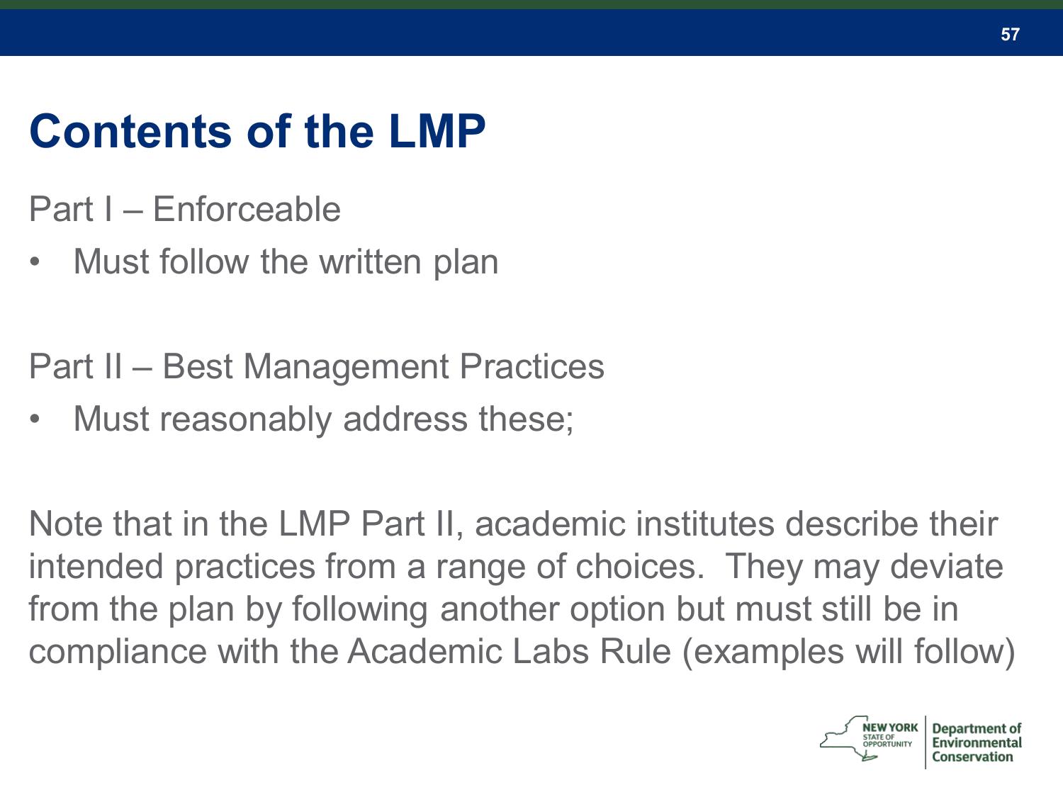# Contents of the LMP

Part I – Enforceable

- Must follow the written plan

Part II – Best Management Practices

- Must reasonably address these;

Note that in the LMP Part II, academic institutes describe their intended practices from a range of choices. They may deviate from the plan by following another option but must still be in compliance with the Academic Labs Rule (examples will follow)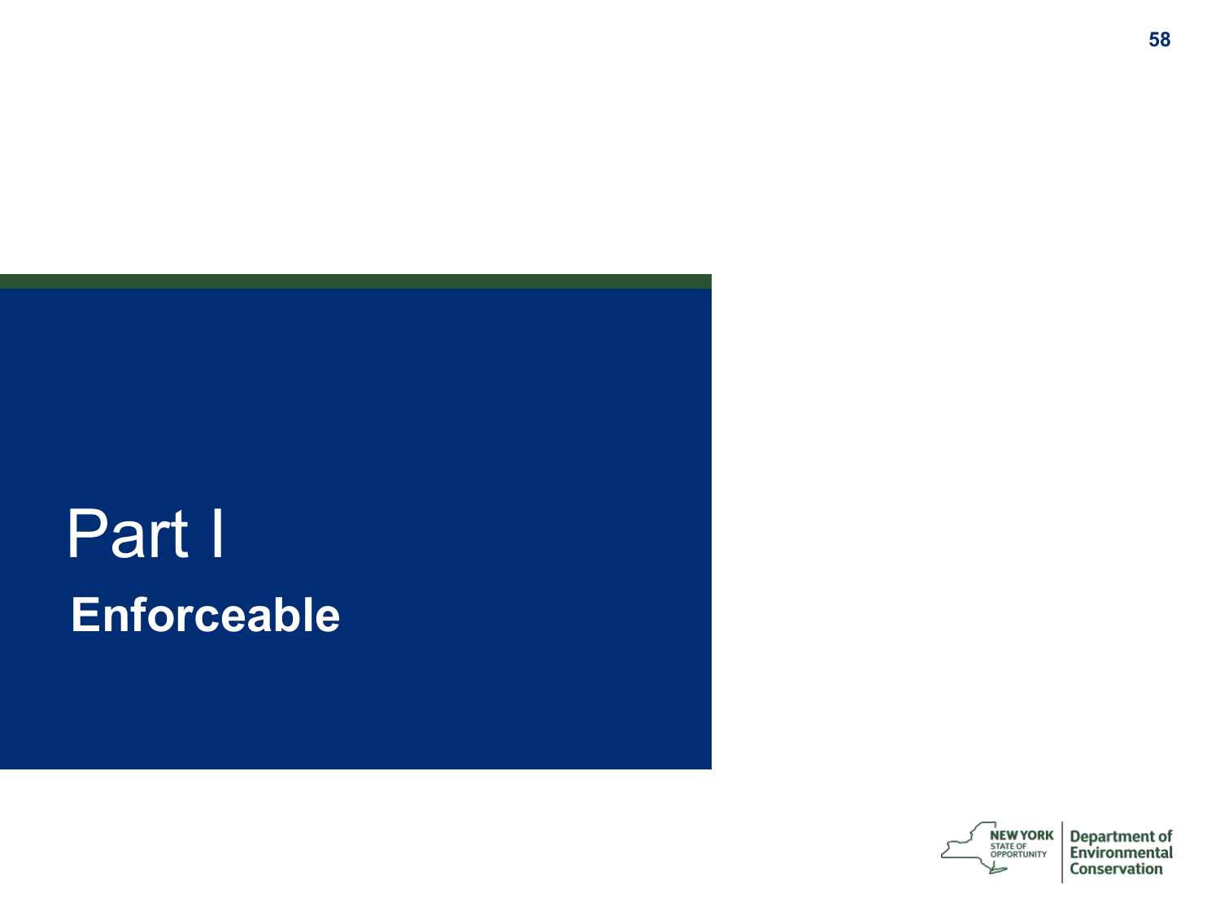# Part I

## Enforceable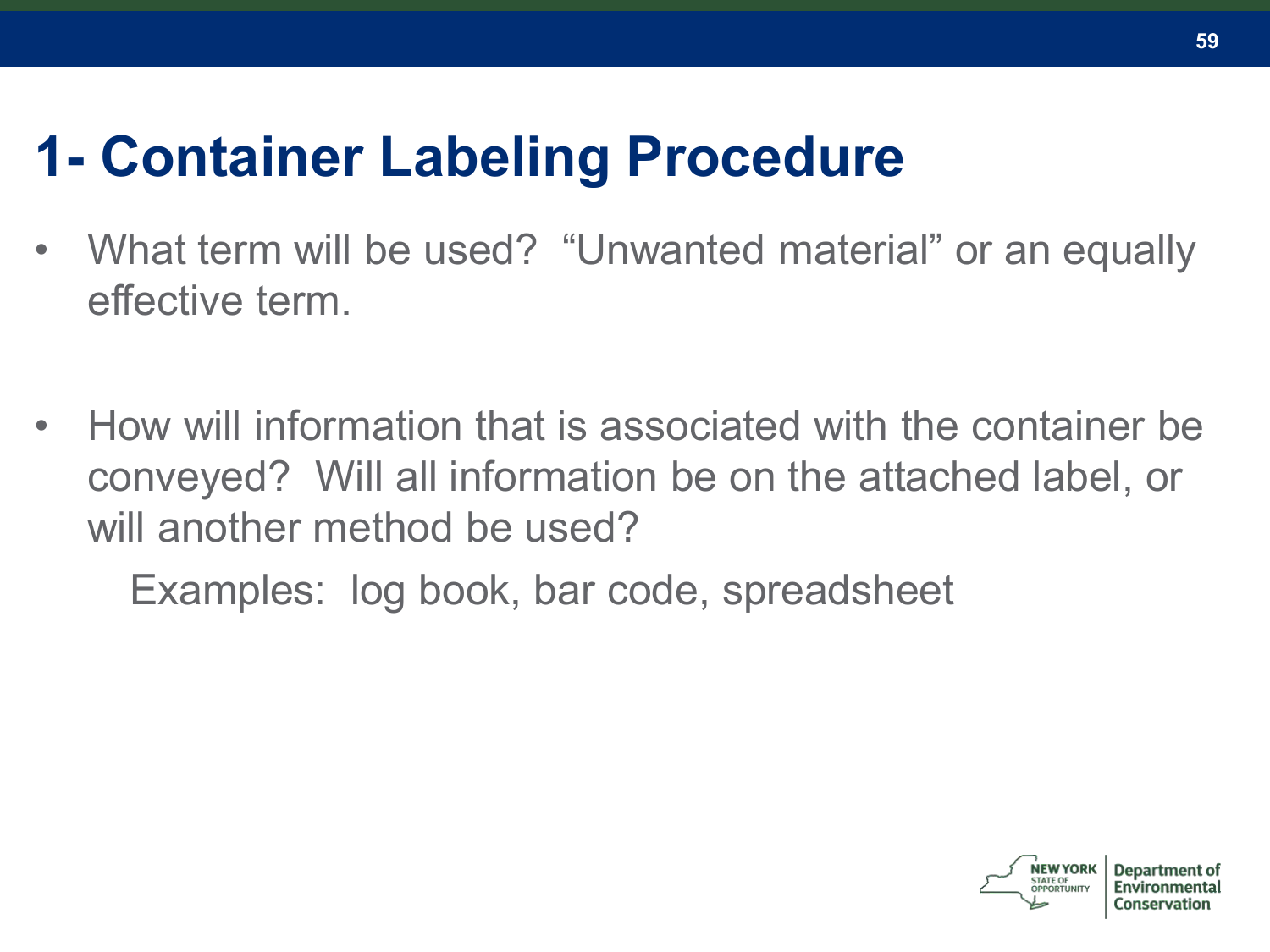# 1- Container Labeling Procedure

- What term will be used? "Unwanted material" or an equally effective term.

- How will information that is associated with the container be conveyed? Will all information be on the attached label, or will another method be used?

  Examples: log book, bar code, spreadsheet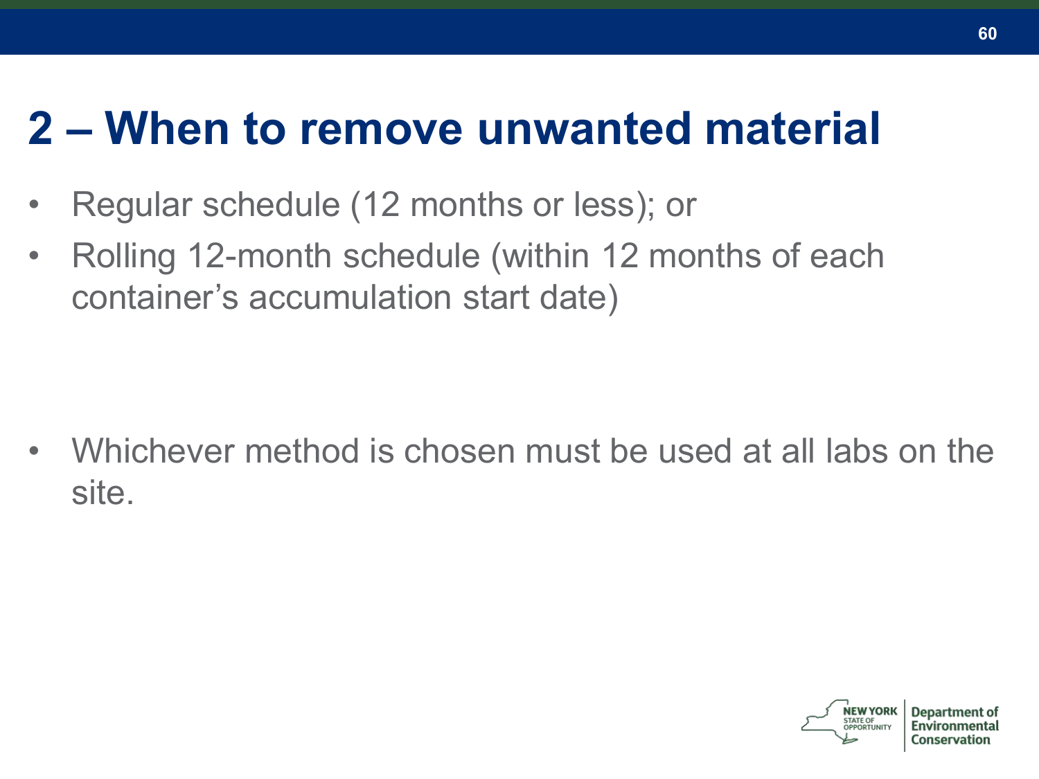# 2 – When to remove unwanted material

- Regular schedule (12 months or less); or
- Rolling 12-month schedule (within 12 months of each container's accumulation start date)

- Whichever method is chosen must be used at all labs on the site.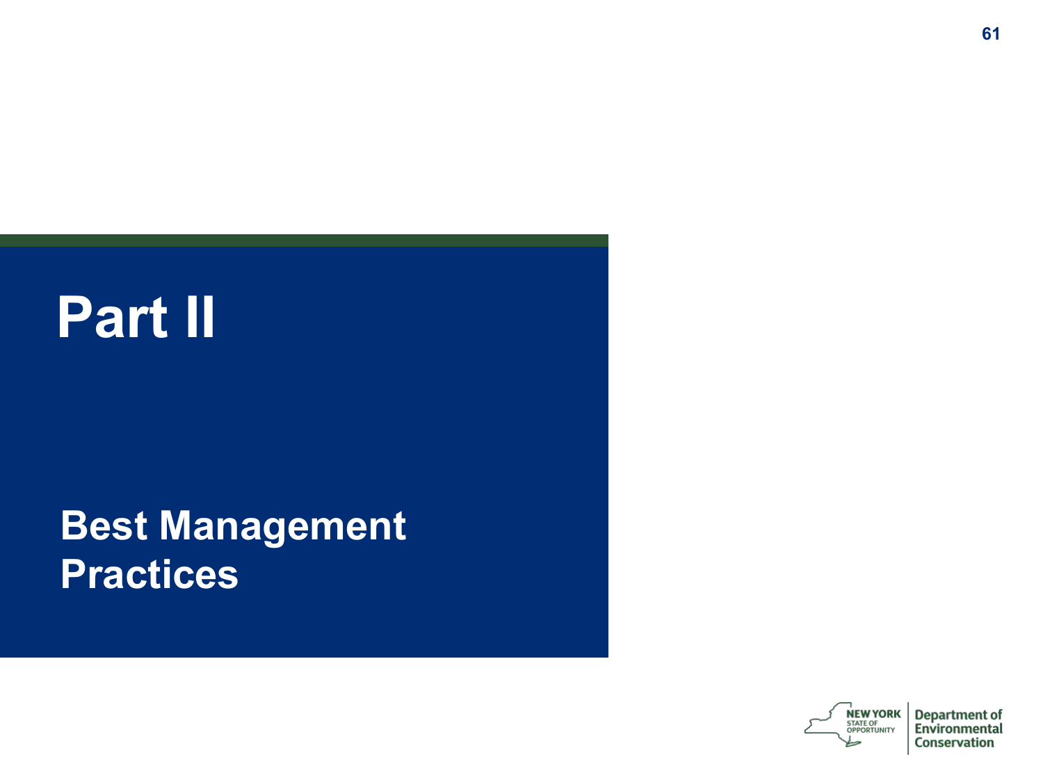# Part II

## Best Management Practices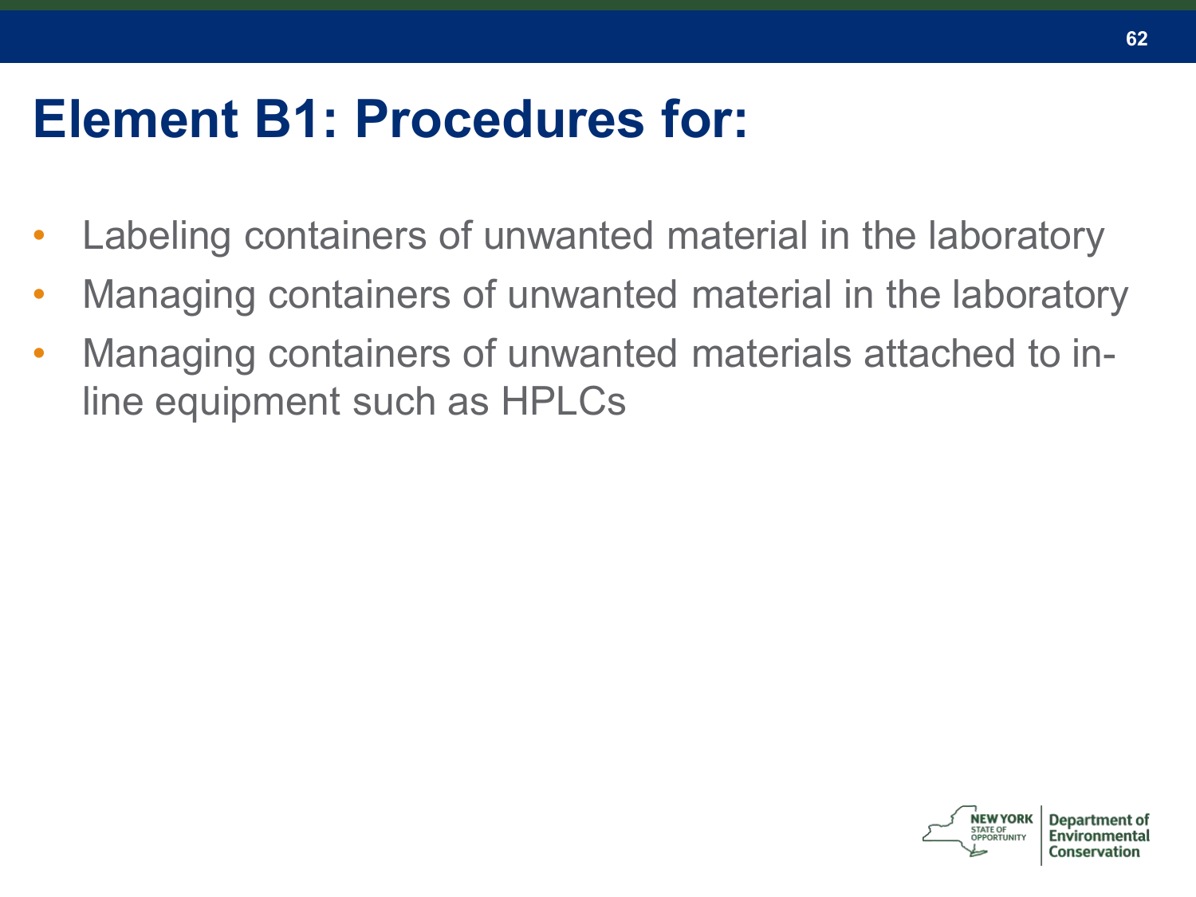# Element B1: Procedures for:

- Labeling containers of unwanted material in the laboratory
- Managing containers of unwanted material in the laboratory
- Managing containers of unwanted materials attached to in-line equipment such as HPLCs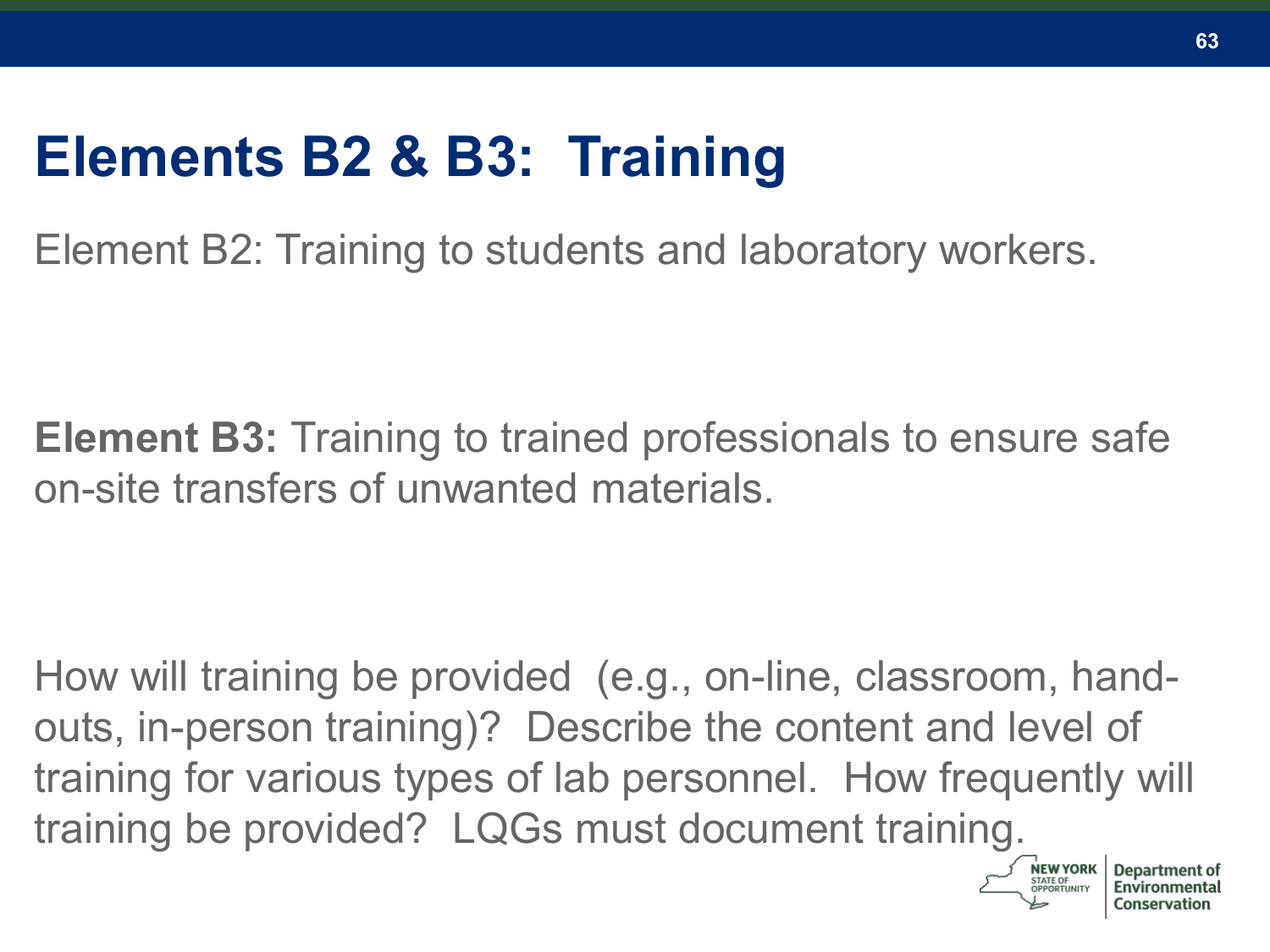# Elements B2 & B3: Training

Element B2: Training to students and laboratory workers.

**Element B3:** Training to trained professionals to ensure safe on-site transfers of unwanted materials.

How will training be provided (e.g., on-line, classroom, hand-outs, in-person training)? Describe the content and level of training for various types of lab personnel. How frequently will training be provided? LQGs must document training.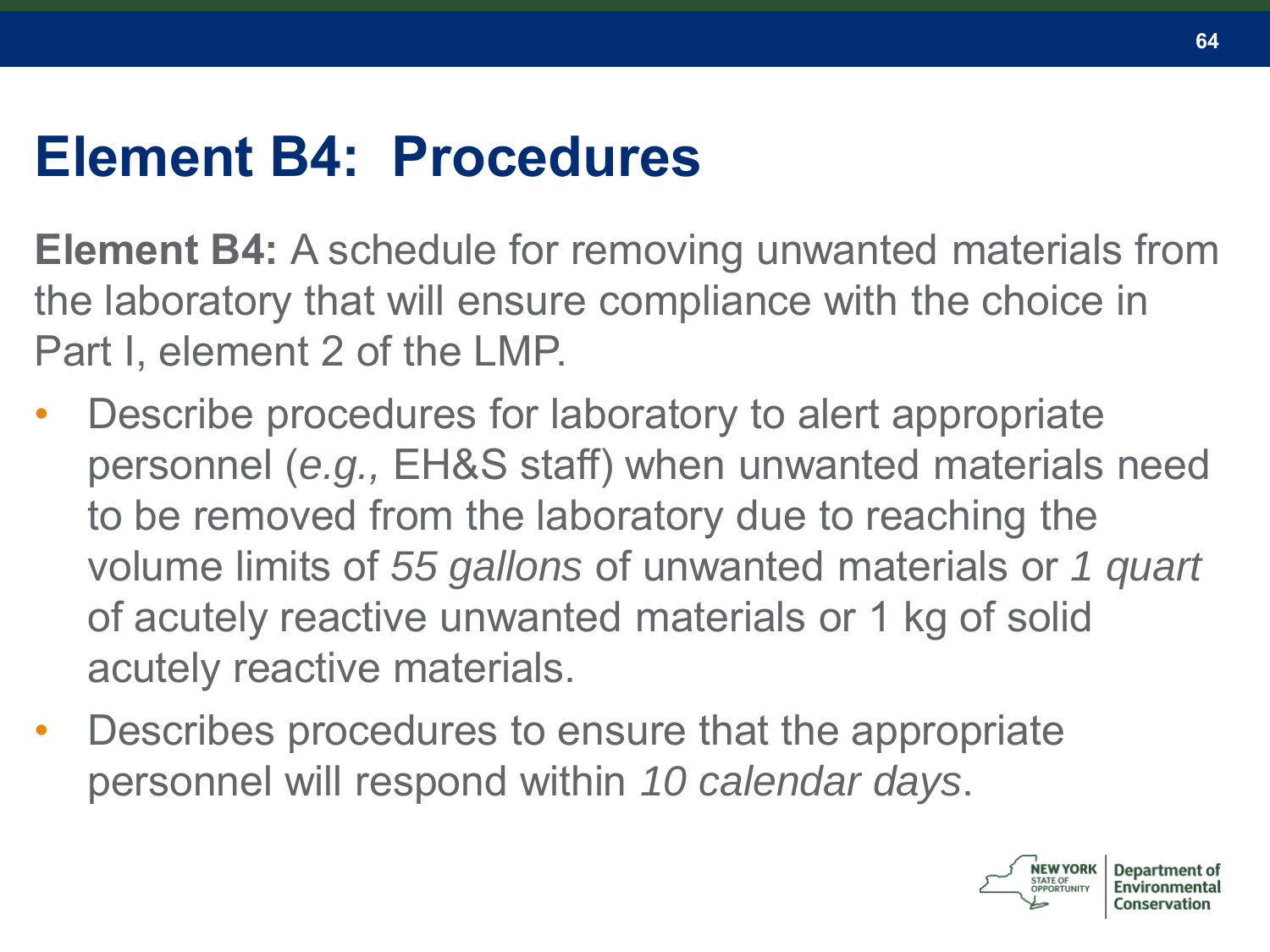# Element B4: Procedures

**Element B4:** A schedule for removing unwanted materials from the laboratory that will ensure compliance with the choice in Part I, element 2 of the LMP.

- Describe procedures for laboratory to alert appropriate personnel (*e.g.,* EH&S staff) when unwanted materials need to be removed from the laboratory due to reaching the volume limits of *55 gallons* of unwanted materials or *1 quart* of acutely reactive unwanted materials or 1 kg of solid acutely reactive materials.
- Describes procedures to ensure that the appropriate personnel will respond within *10 calendar days*.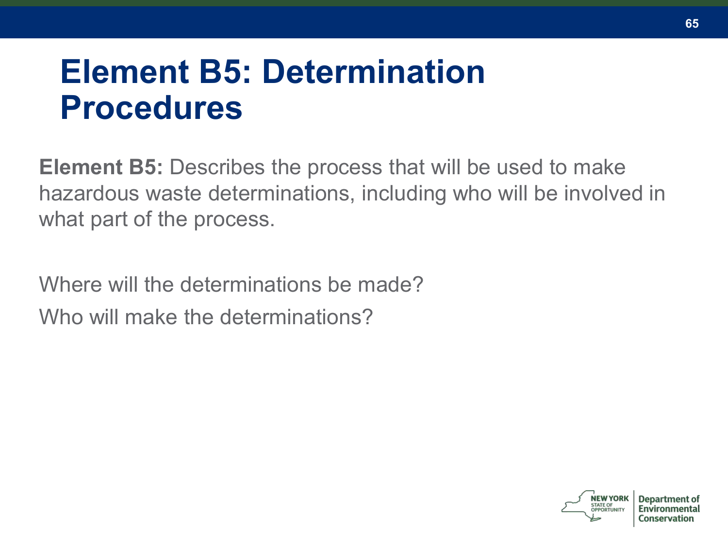# Element B5: Determination Procedures

**Element B5:** Describes the process that will be used to make hazardous waste determinations, including who will be involved in what part of the process.

Where will the determinations be made?

Who will make the determinations?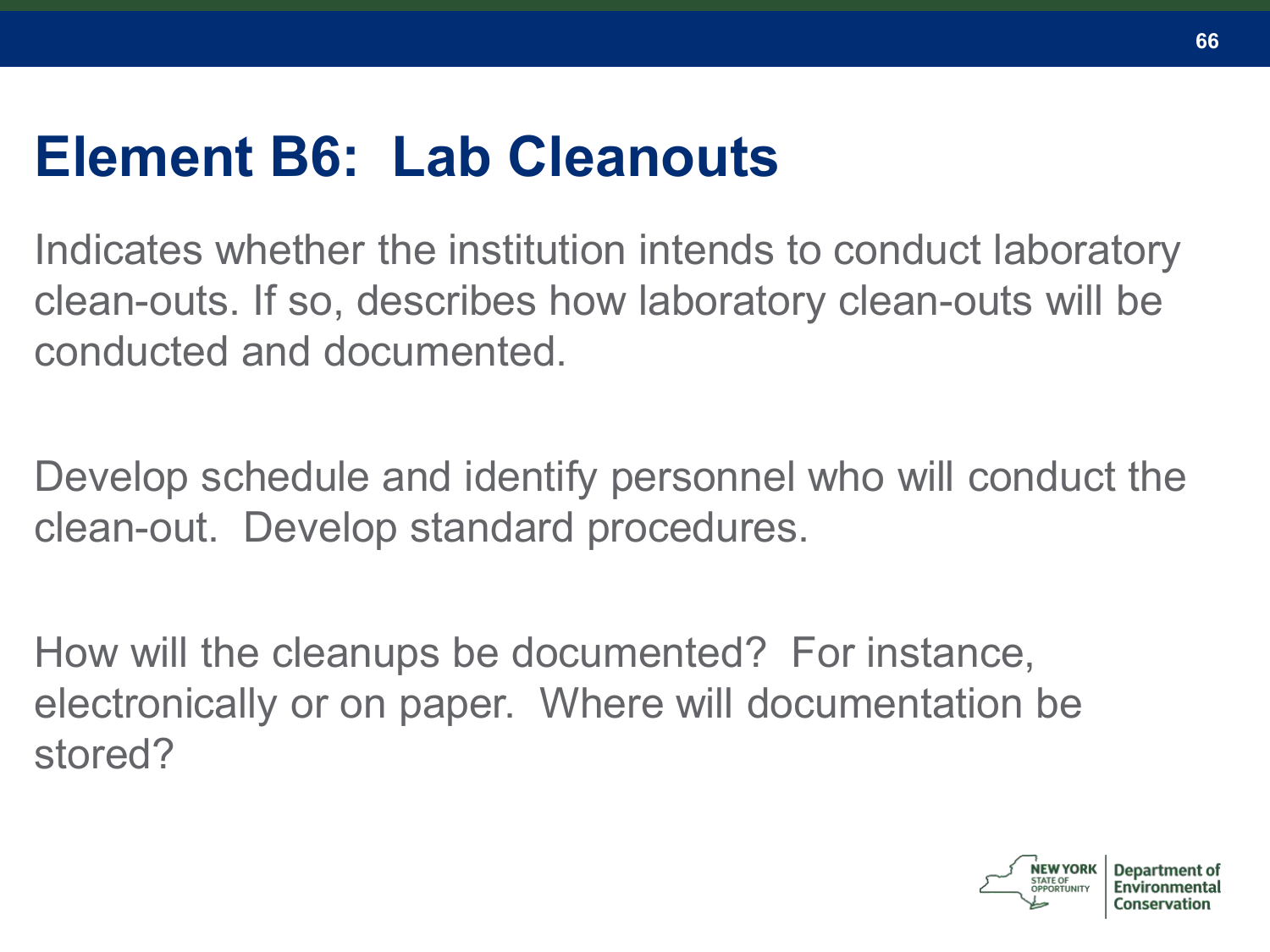# Element B6: Lab Cleanouts

Indicates whether the institution intends to conduct laboratory clean-outs. If so, describes how laboratory clean-outs will be conducted and documented.

Develop schedule and identify personnel who will conduct the clean-out. Develop standard procedures.

How will the cleanups be documented? For instance, electronically or on paper. Where will documentation be stored?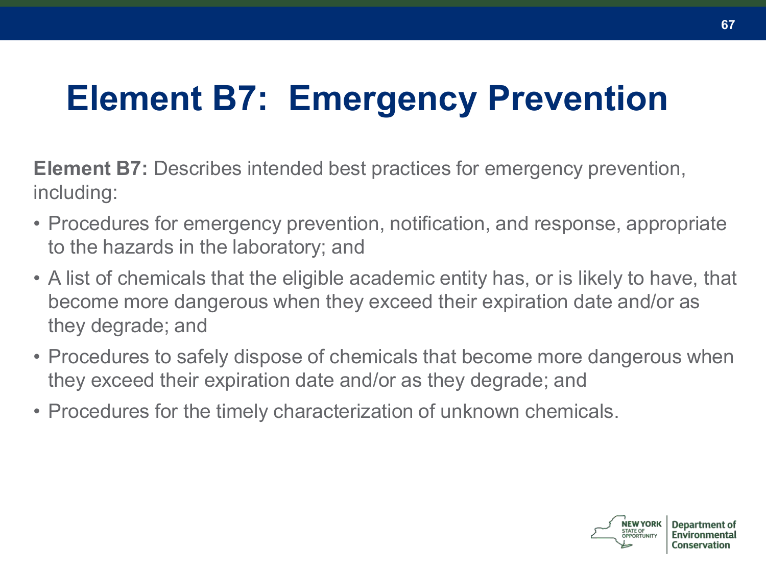# Element B7: Emergency Prevention

**Element B7:** Describes intended best practices for emergency prevention, including:

- Procedures for emergency prevention, notification, and response, appropriate to the hazards in the laboratory; and
- A list of chemicals that the eligible academic entity has, or is likely to have, that become more dangerous when they exceed their expiration date and/or as they degrade; and
- Procedures to safely dispose of chemicals that become more dangerous when they exceed their expiration date and/or as they degrade; and
- Procedures for the timely characterization of unknown chemicals.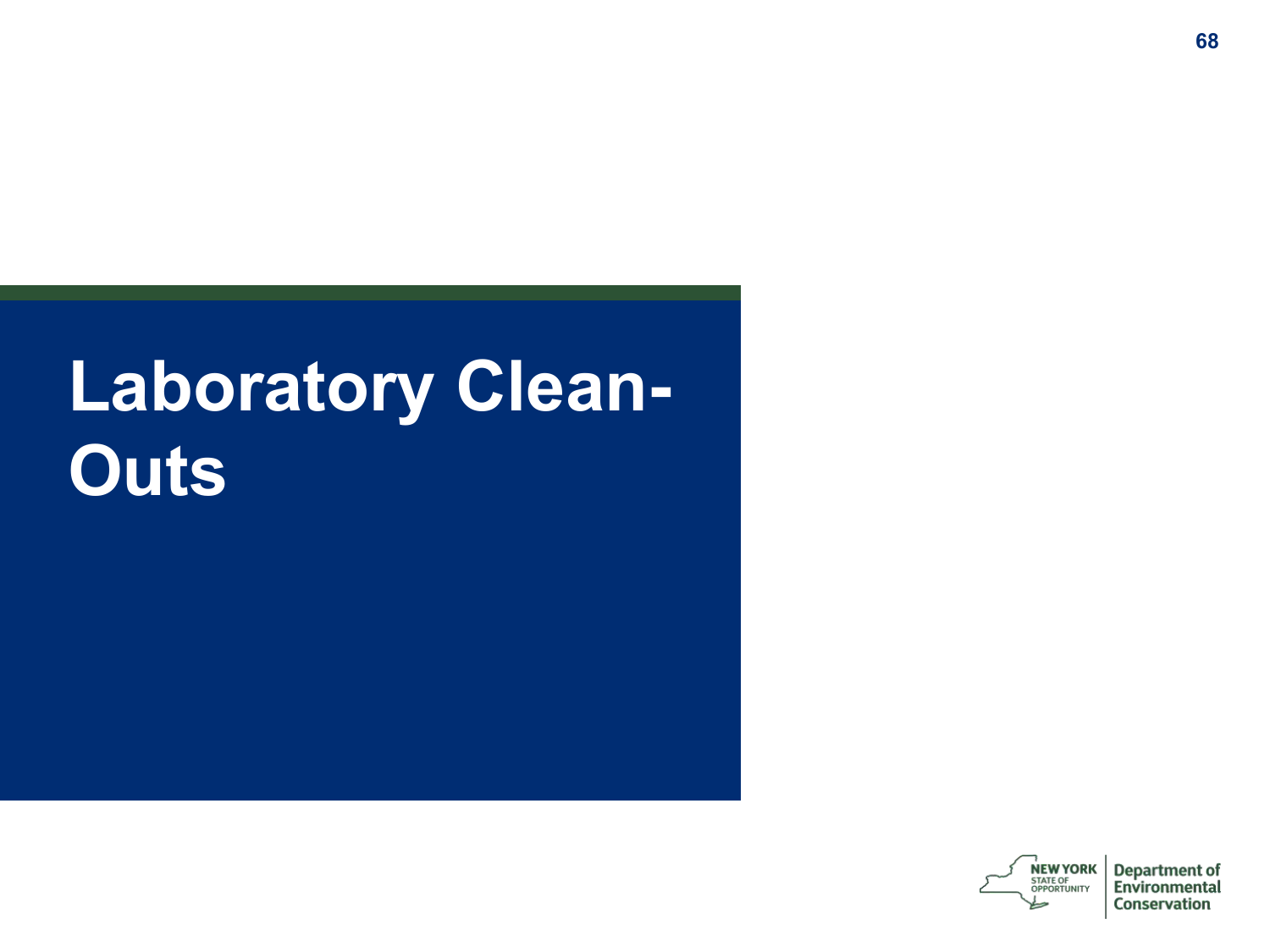# Laboratory Clean-Outs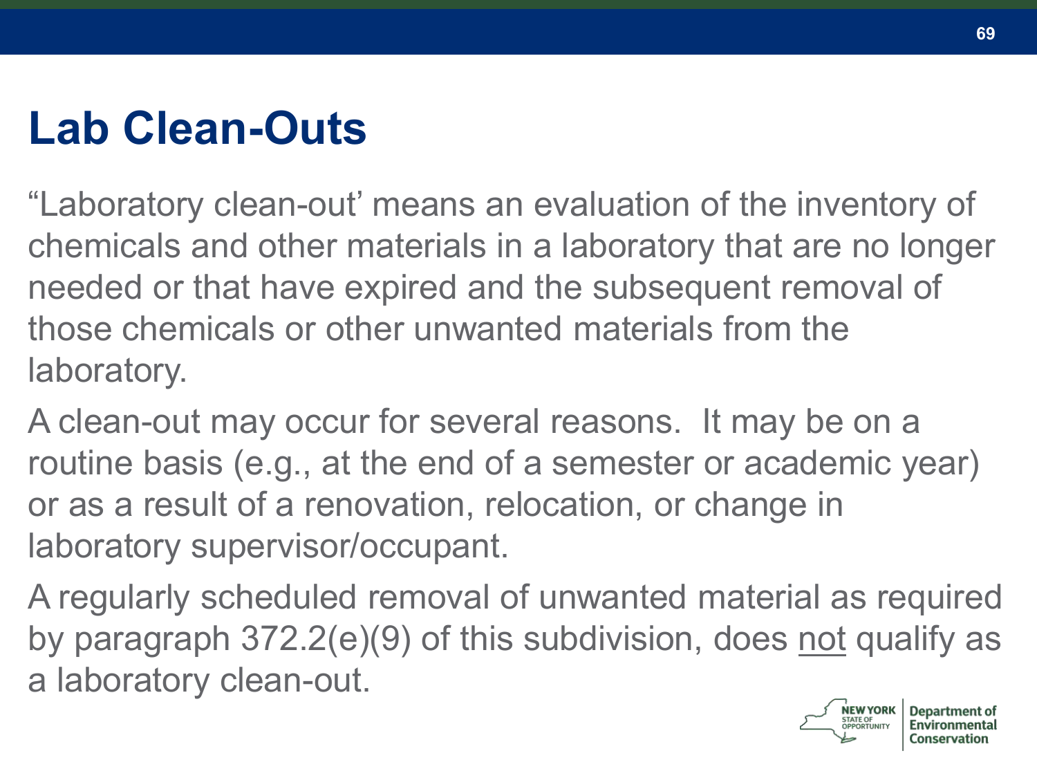# Lab Clean-Outs

"Laboratory clean-out' means an evaluation of the inventory of chemicals and other materials in a laboratory that are no longer needed or that have expired and the subsequent removal of those chemicals or other unwanted materials from the laboratory.

A clean-out may occur for several reasons. It may be on a routine basis (e.g., at the end of a semester or academic year) or as a result of a renovation, relocation, or change in laboratory supervisor/occupant.

A regularly scheduled removal of unwanted material as required by paragraph 372.2(e)(9) of this subdivision, does <u>not</u> qualify as a laboratory clean-out.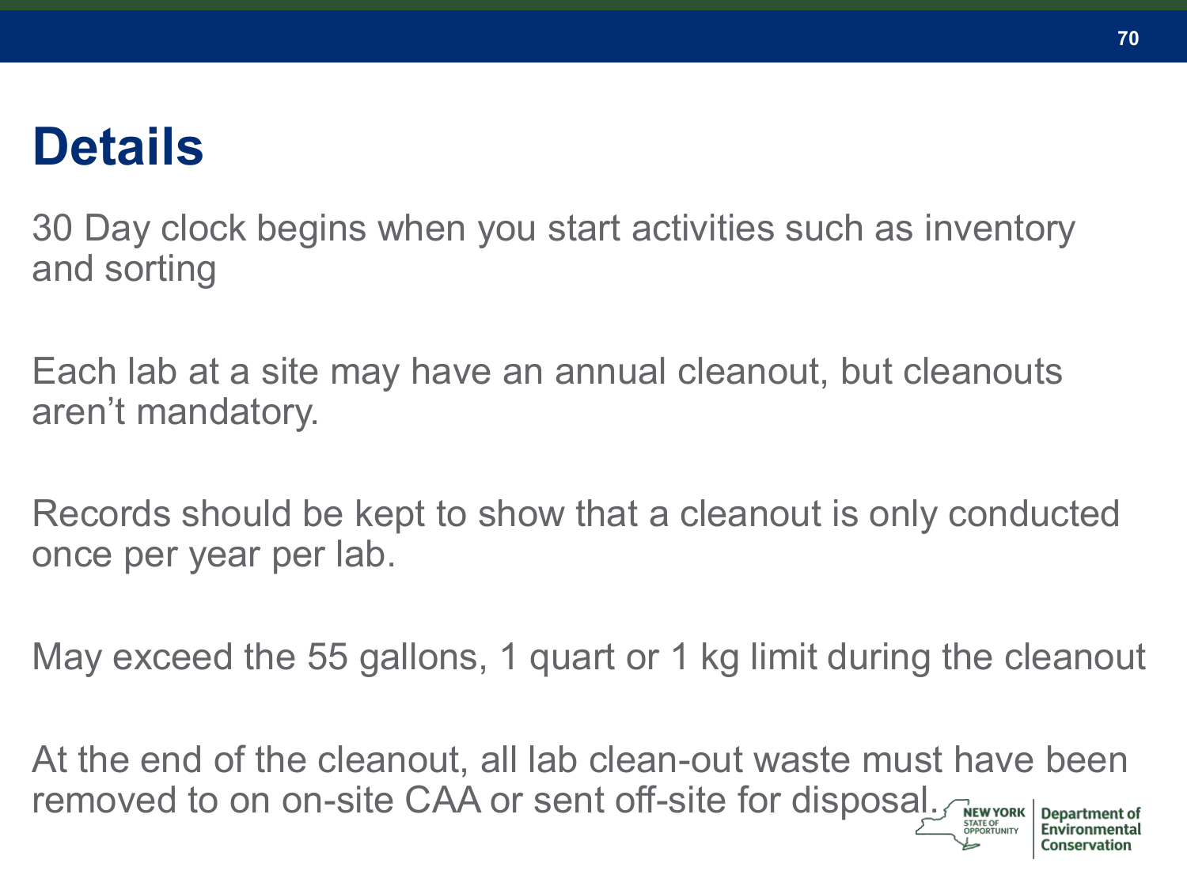# Details

30 Day clock begins when you start activities such as inventory and sorting

Each lab at a site may have an annual cleanout, but cleanouts aren't mandatory.

Records should be kept to show that a cleanout is only conducted once per year per lab.

May exceed the 55 gallons, 1 quart or 1 kg limit during the cleanout

At the end of the cleanout, all lab clean-out waste must have been removed to on on-site CAA or sent off-site for disposal.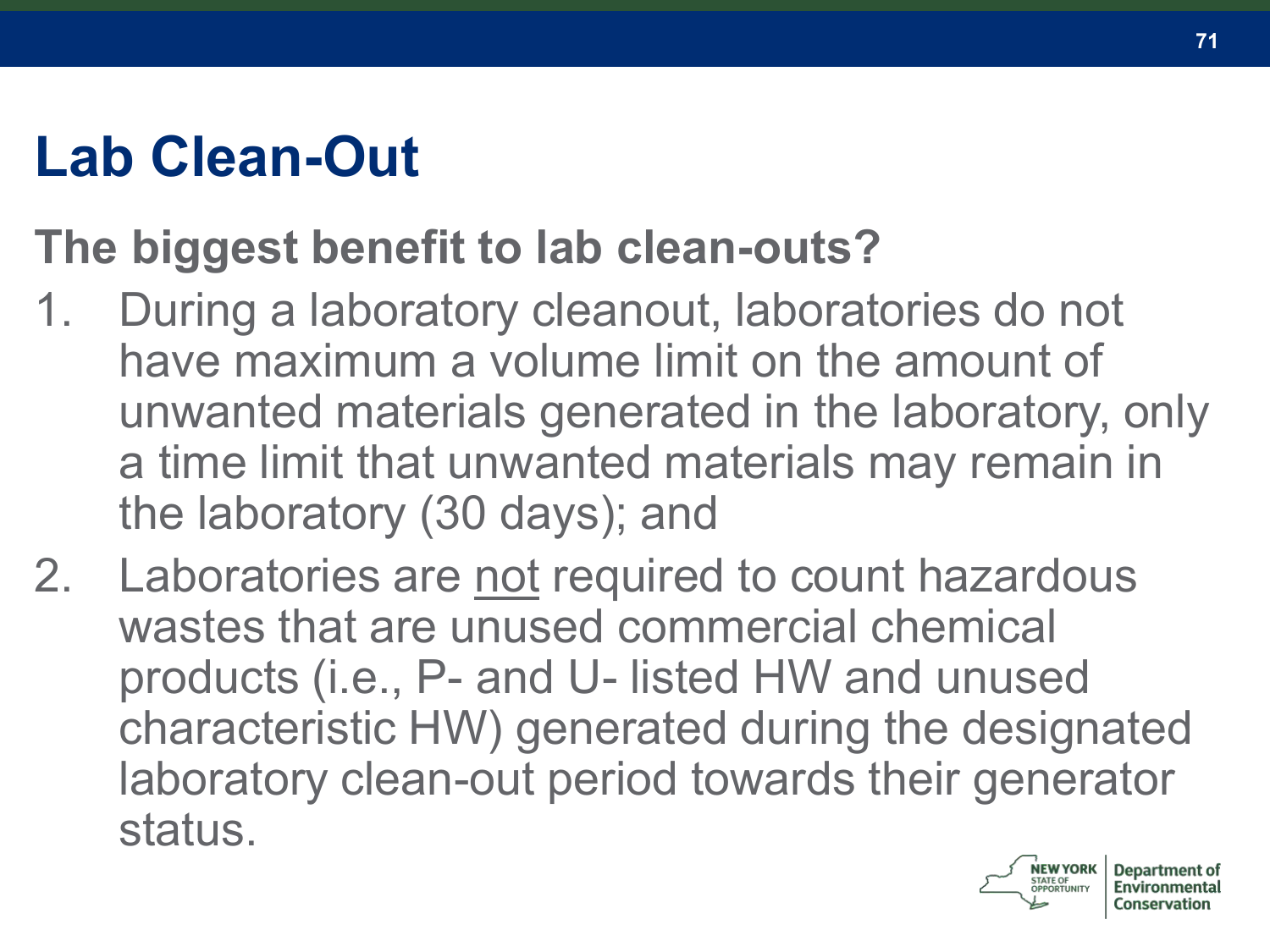# Lab Clean-Out

**The biggest benefit to lab clean-outs?**

1. During a laboratory cleanout, laboratories do not have maximum a volume limit on the amount of unwanted materials generated in the laboratory, only a time limit that unwanted materials may remain in the laboratory (30 days); and
2. Laboratories are <u>not</u> required to count hazardous wastes that are unused commercial chemical products (i.e., P- and U- listed HW and unused characteristic HW) generated during the designated laboratory clean-out period towards their generator status.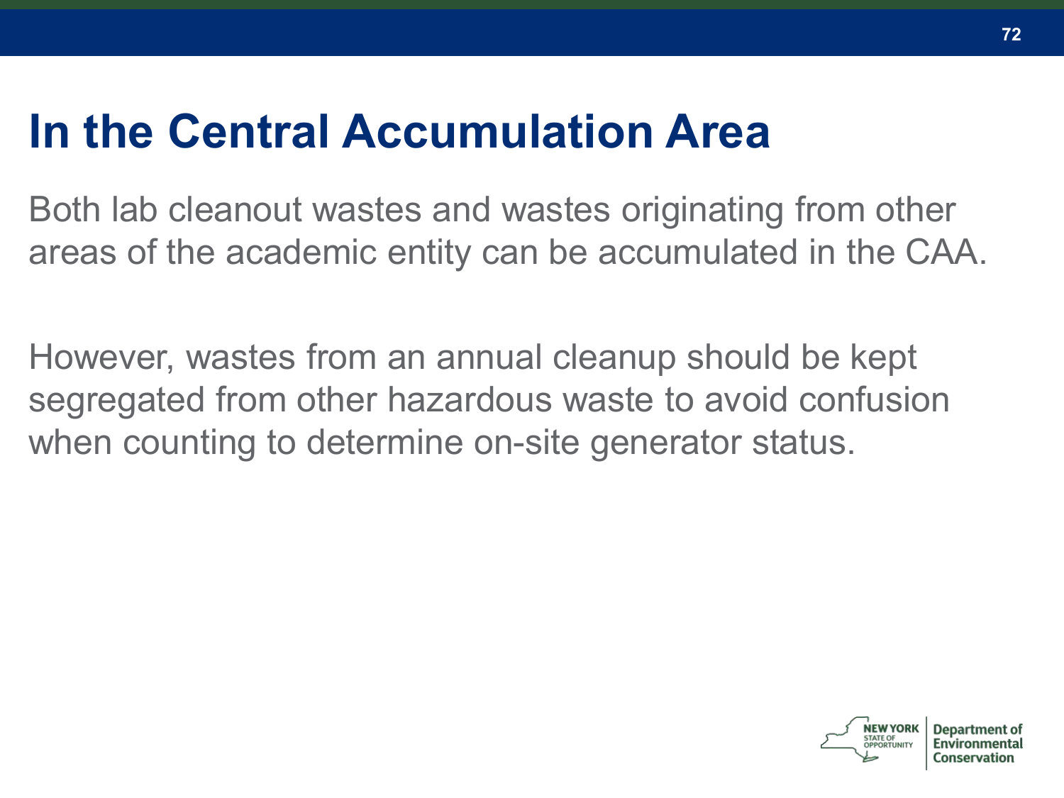# In the Central Accumulation Area

Both lab cleanout wastes and wastes originating from other areas of the academic entity can be accumulated in the CAA.

However, wastes from an annual cleanup should be kept segregated from other hazardous waste to avoid confusion when counting to determine on-site generator status.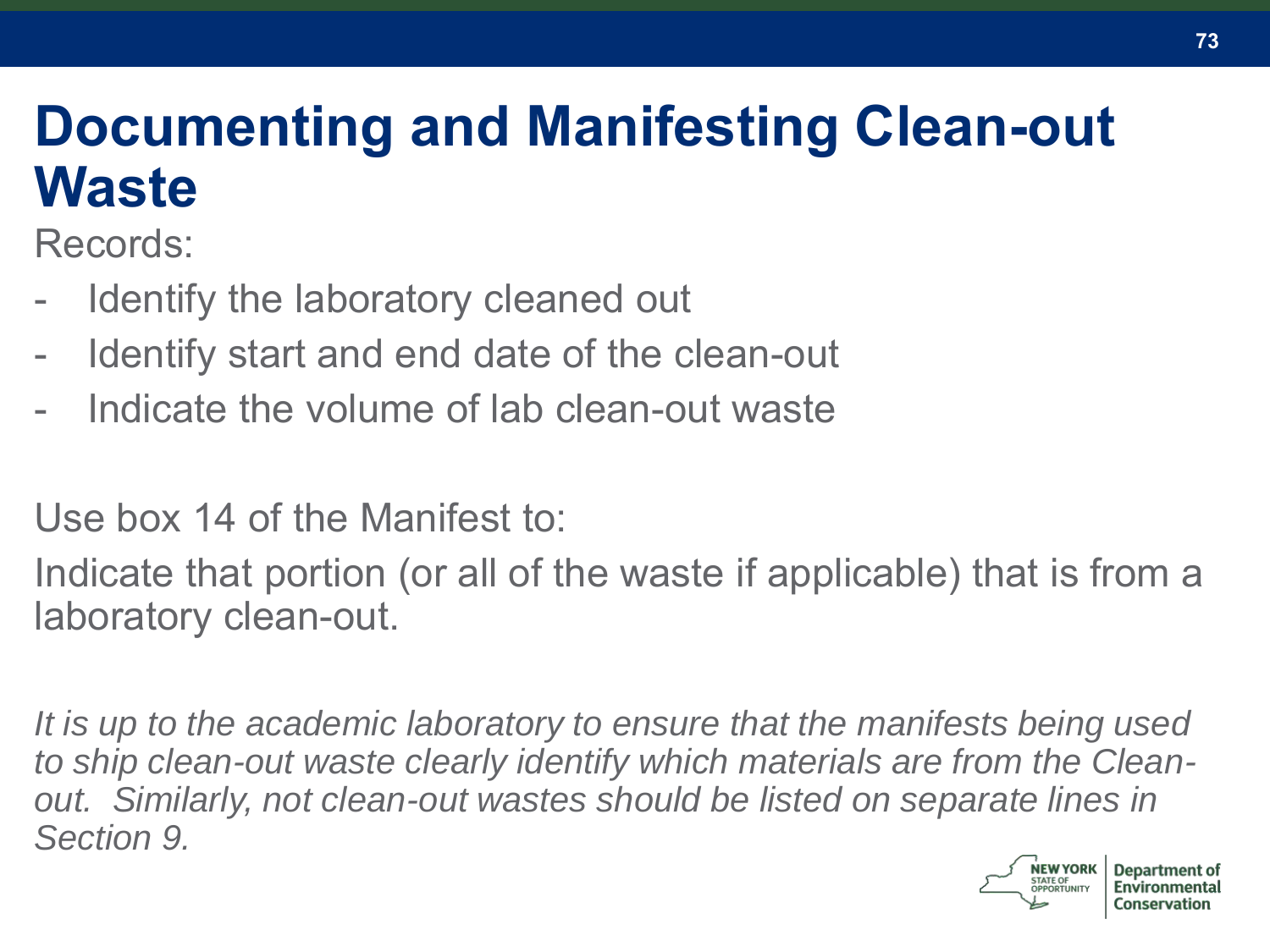# Documenting and Manifesting Clean-out Waste

Records:

- Identify the laboratory cleaned out
- Identify start and end date of the clean-out
- Indicate the volume of lab clean-out waste

Use box 14 of the Manifest to:

Indicate that portion (or all of the waste if applicable) that is from a laboratory clean-out.

*It is up to the academic laboratory to ensure that the manifests being used to ship clean-out waste clearly identify which materials are from the Clean-out. Similarly, not clean-out wastes should be listed on separate lines in Section 9.*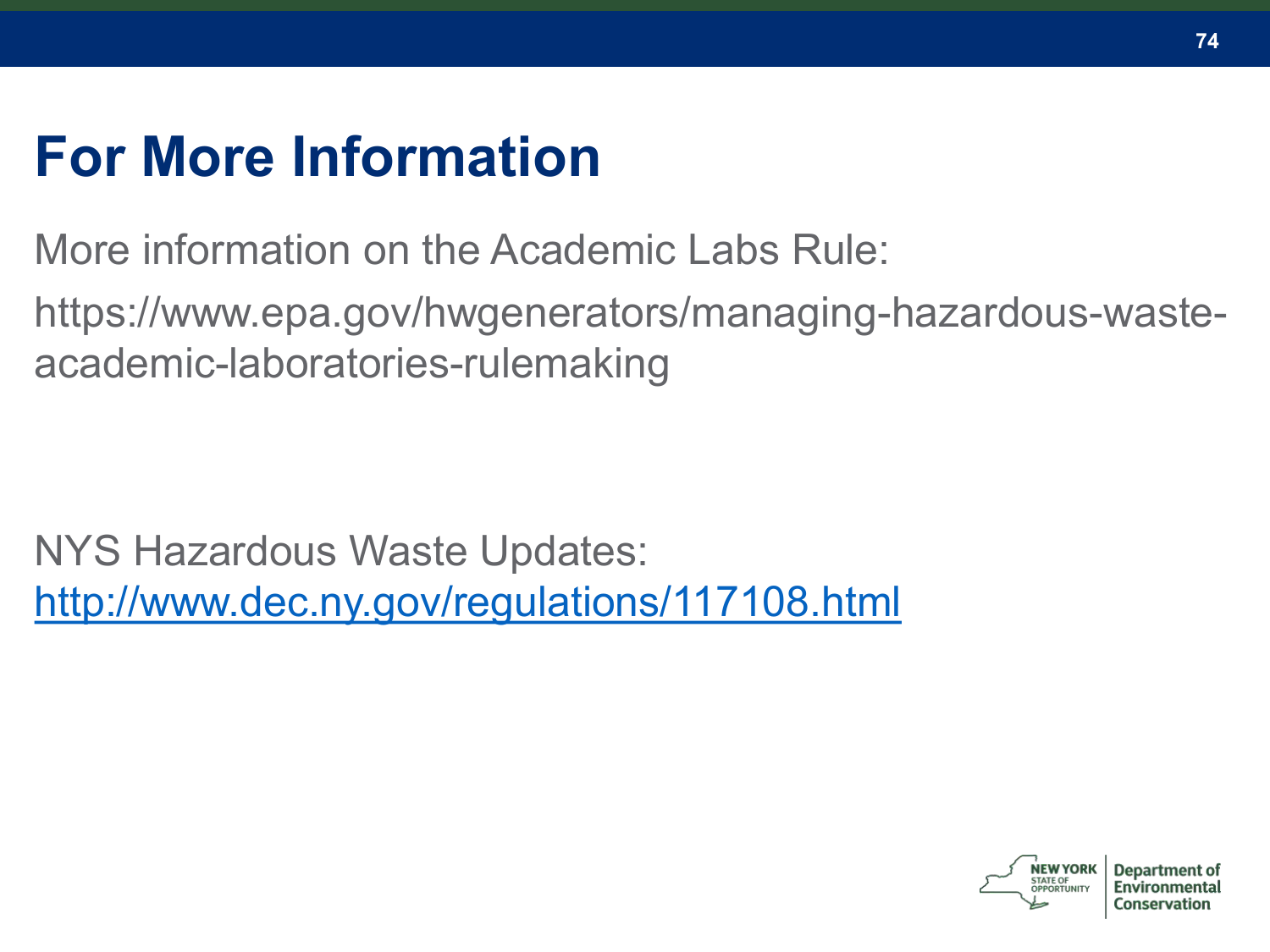# For More Information

More information on the Academic Labs Rule:

https://www.epa.gov/hwgenerators/managing-hazardous-waste-academic-laboratories-rulemaking

NYS Hazardous Waste Updates:
http://www.dec.ny.gov/regulations/117108.html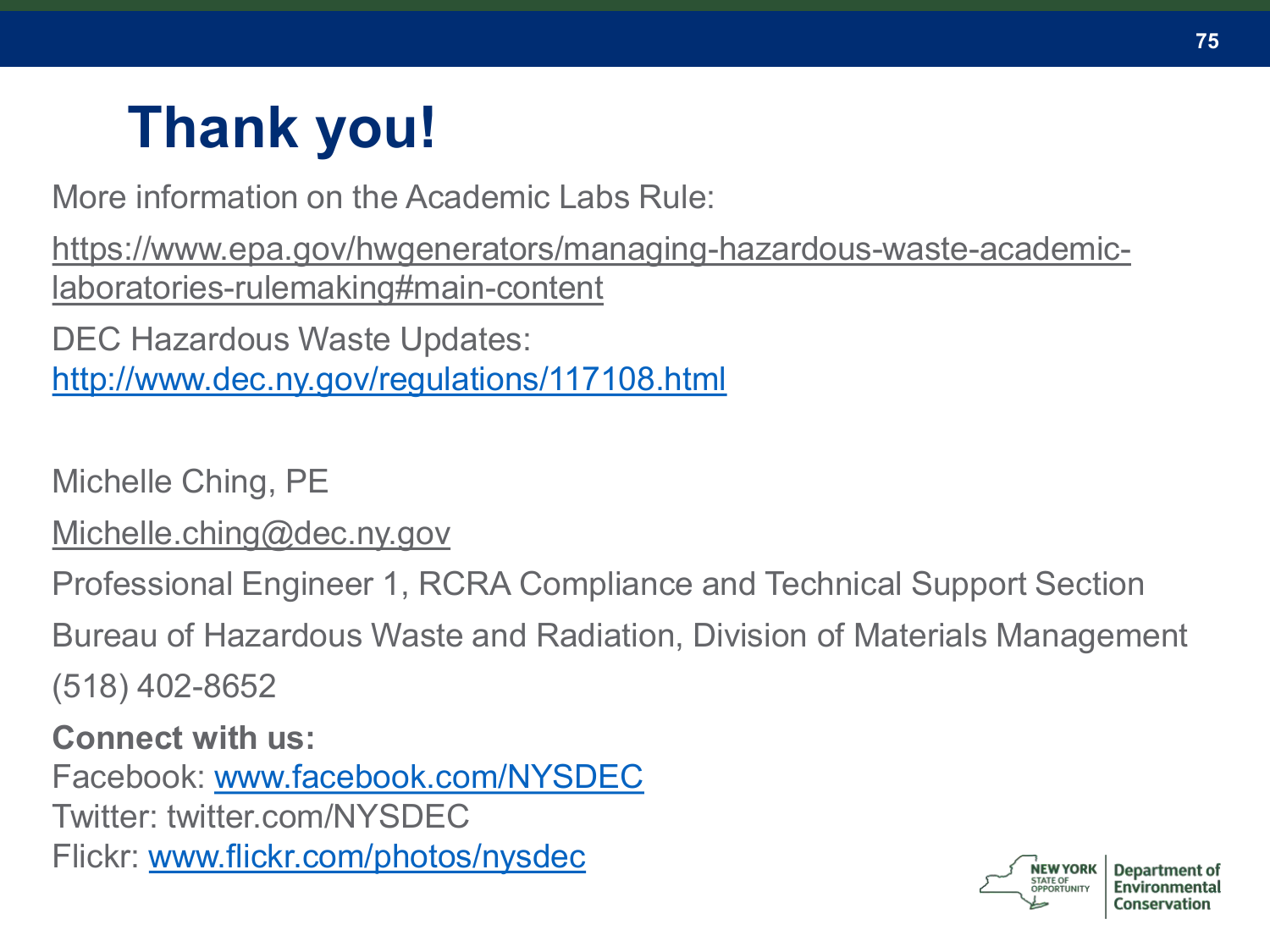# Thank you!

More information on the Academic Labs Rule:

https://www.epa.gov/hwgenerators/managing-hazardous-waste-academic-laboratories-rulemaking#main-content

DEC Hazardous Waste Updates:
http://www.dec.ny.gov/regulations/117108.html

Michelle Ching, PE

Michelle.ching@dec.ny.gov

Professional Engineer 1, RCRA Compliance and Technical Support Section

Bureau of Hazardous Waste and Radiation, Division of Materials Management

(518) 402-8652

**Connect with us:**
Facebook: www.facebook.com/NYSDEC
Twitter: twitter.com/NYSDEC
Flickr: www.flickr.com/photos/nysdec

NEW YORK STATE OF OPPORTUNITY | Department of Environmental Conservation